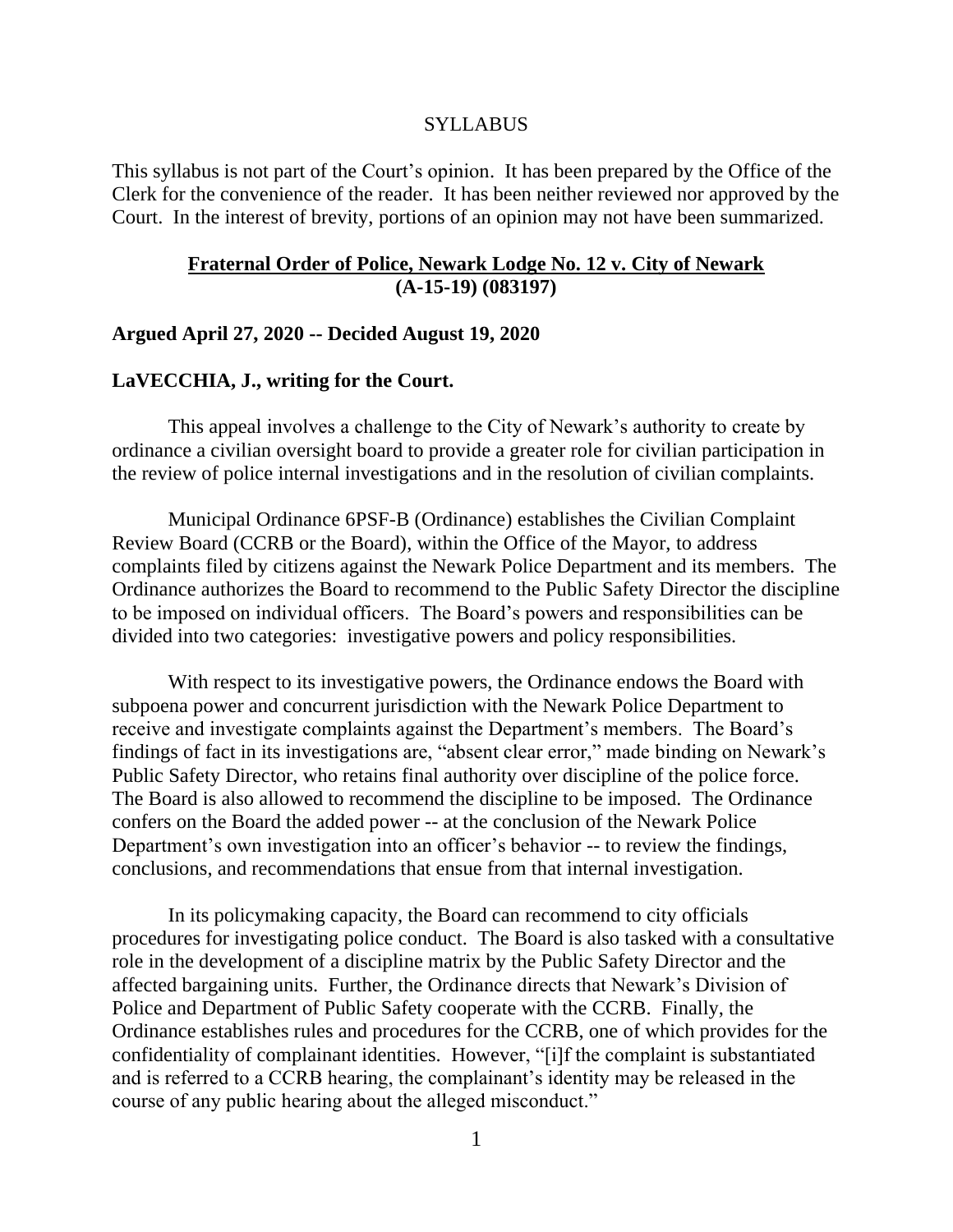# SYLLABUS

This syllabus is not part of the Court's opinion. It has been prepared by the Office of the Clerk for the convenience of the reader. It has been neither reviewed nor approved by the Court. In the interest of brevity, portions of an opinion may not have been summarized.

## **Fraternal Order of Police, Newark Lodge No. 12 v. City of Newark (A-15-19) (083197)**

**Argued April 27, 2020 -- Decided August 19, 2020**

**LaVECCHIA, J., writing for the Court.**

This appeal involves a challenge to the City of Newark's authority to create by ordinance a civilian oversight board to provide a greater role for civilian participation in the review of police internal investigations and in the resolution of civilian complaints.

Municipal Ordinance 6PSF-B (Ordinance) establishes the Civilian Complaint Review Board (CCRB or the Board), within the Office of the Mayor, to address complaints filed by citizens against the Newark Police Department and its members. The Ordinance authorizes the Board to recommend to the Public Safety Director the discipline to be imposed on individual officers. The Board's powers and responsibilities can be divided into two categories: investigative powers and policy responsibilities.

With respect to its investigative powers, the Ordinance endows the Board with subpoena power and concurrent jurisdiction with the Newark Police Department to receive and investigate complaints against the Department's members. The Board's findings of fact in its investigations are, "absent clear error," made binding on Newark's Public Safety Director, who retains final authority over discipline of the police force. The Board is also allowed to recommend the discipline to be imposed. The Ordinance confers on the Board the added power -- at the conclusion of the Newark Police Department's own investigation into an officer's behavior -- to review the findings, conclusions, and recommendations that ensue from that internal investigation.

In its policymaking capacity, the Board can recommend to city officials procedures for investigating police conduct. The Board is also tasked with a consultative role in the development of a discipline matrix by the Public Safety Director and the affected bargaining units. Further, the Ordinance directs that Newark's Division of Police and Department of Public Safety cooperate with the CCRB. Finally, the Ordinance establishes rules and procedures for the CCRB, one of which provides for the confidentiality of complainant identities. However, "[i]f the complaint is substantiated and is referred to a CCRB hearing, the complainant's identity may be released in the course of any public hearing about the alleged misconduct."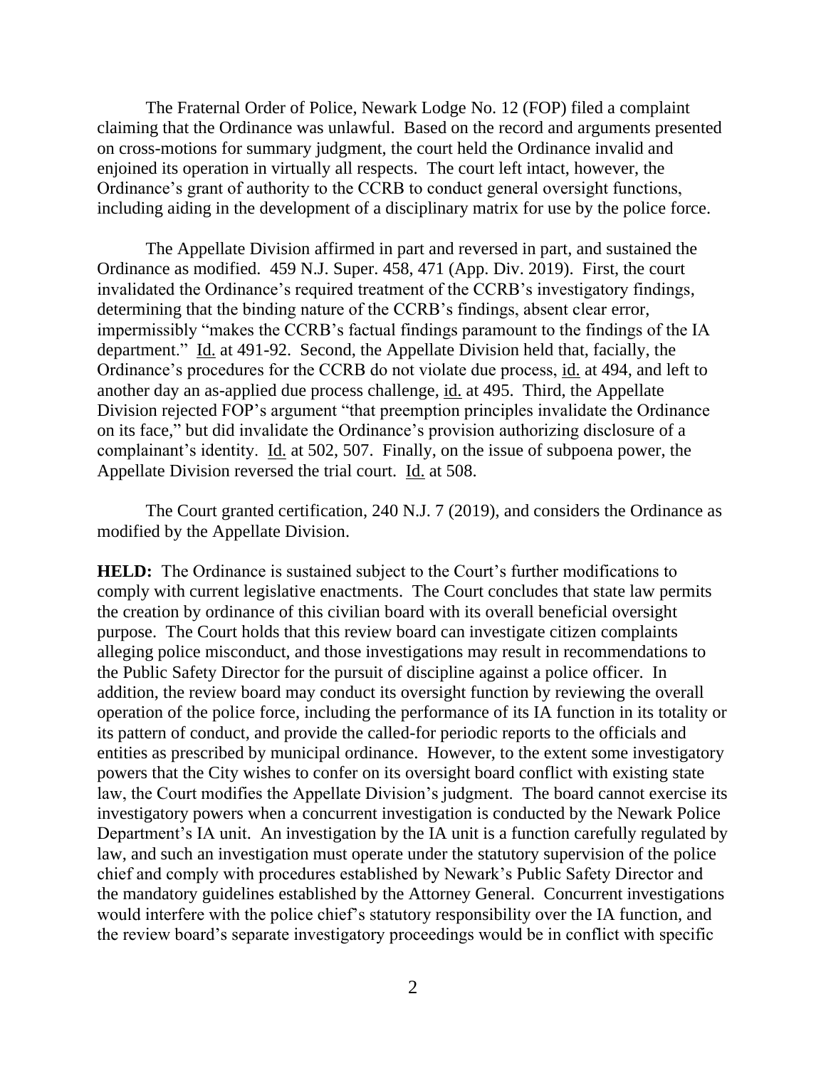The Fraternal Order of Police, Newark Lodge No. 12 (FOP) filed a complaint claiming that the Ordinance was unlawful. Based on the record and arguments presented on cross-motions for summary judgment, the court held the Ordinance invalid and enjoined its operation in virtually all respects. The court left intact, however, the Ordinance's grant of authority to the CCRB to conduct general oversight functions, including aiding in the development of a disciplinary matrix for use by the police force.

The Appellate Division affirmed in part and reversed in part, and sustained the Ordinance as modified. 459 N.J. Super. 458, 471 (App. Div. 2019). First, the court invalidated the Ordinance's required treatment of the CCRB's investigatory findings, determining that the binding nature of the CCRB's findings, absent clear error, impermissibly "makes the CCRB's factual findings paramount to the findings of the IA department." Id. at 491-92. Second, the Appellate Division held that, facially, the Ordinance's procedures for the CCRB do not violate due process, id. at 494, and left to another day an as-applied due process challenge, id. at 495. Third, the Appellate Division rejected FOP's argument "that preemption principles invalidate the Ordinance on its face," but did invalidate the Ordinance's provision authorizing disclosure of a complainant's identity. Id. at 502, 507. Finally, on the issue of subpoena power, the Appellate Division reversed the trial court. Id. at 508.

The Court granted certification, 240 N.J. 7 (2019), and considers the Ordinance as modified by the Appellate Division.

**HELD:** The Ordinance is sustained subject to the Court's further modifications to comply with current legislative enactments. The Court concludes that state law permits the creation by ordinance of this civilian board with its overall beneficial oversight purpose. The Court holds that this review board can investigate citizen complaints alleging police misconduct, and those investigations may result in recommendations to the Public Safety Director for the pursuit of discipline against a police officer. In addition, the review board may conduct its oversight function by reviewing the overall operation of the police force, including the performance of its IA function in its totality or its pattern of conduct, and provide the called-for periodic reports to the officials and entities as prescribed by municipal ordinance. However, to the extent some investigatory powers that the City wishes to confer on its oversight board conflict with existing state law, the Court modifies the Appellate Division's judgment. The board cannot exercise its investigatory powers when a concurrent investigation is conducted by the Newark Police Department's IA unit. An investigation by the IA unit is a function carefully regulated by law, and such an investigation must operate under the statutory supervision of the police chief and comply with procedures established by Newark's Public Safety Director and the mandatory guidelines established by the Attorney General. Concurrent investigations would interfere with the police chief's statutory responsibility over the IA function, and the review board's separate investigatory proceedings would be in conflict with specific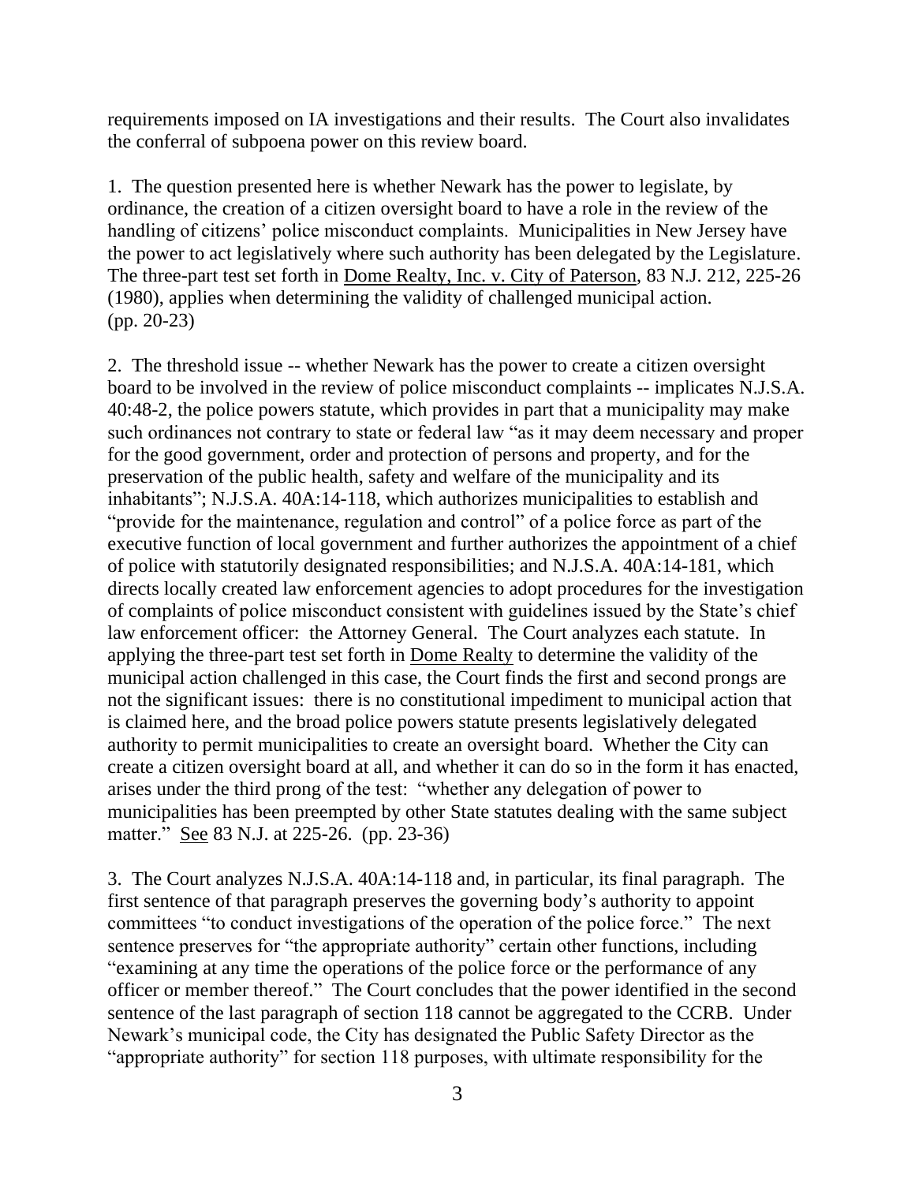requirements imposed on IA investigations and their results. The Court also invalidates the conferral of subpoena power on this review board.

1. The question presented here is whether Newark has the power to legislate, by ordinance, the creation of a citizen oversight board to have a role in the review of the handling of citizens' police misconduct complaints. Municipalities in New Jersey have the power to act legislatively where such authority has been delegated by the Legislature. The three-part test set forth in Dome Realty, Inc. v. City of Paterson, 83 N.J. 212, 225-26 (1980), applies when determining the validity of challenged municipal action. (pp. 20-23)

2. The threshold issue -- whether Newark has the power to create a citizen oversight board to be involved in the review of police misconduct complaints -- implicates N.J.S.A. 40:48-2, the police powers statute, which provides in part that a municipality may make such ordinances not contrary to state or federal law "as it may deem necessary and proper for the good government, order and protection of persons and property, and for the preservation of the public health, safety and welfare of the municipality and its inhabitants"; N.J.S.A. 40A:14-118, which authorizes municipalities to establish and "provide for the maintenance, regulation and control" of a police force as part of the executive function of local government and further authorizes the appointment of a chief of police with statutorily designated responsibilities; and N.J.S.A. 40A:14-181, which directs locally created law enforcement agencies to adopt procedures for the investigation of complaints of police misconduct consistent with guidelines issued by the State's chief law enforcement officer: the Attorney General. The Court analyzes each statute. In applying the three-part test set forth in Dome Realty to determine the validity of the municipal action challenged in this case, the Court finds the first and second prongs are not the significant issues: there is no constitutional impediment to municipal action that is claimed here, and the broad police powers statute presents legislatively delegated authority to permit municipalities to create an oversight board. Whether the City can create a citizen oversight board at all, and whether it can do so in the form it has enacted, arises under the third prong of the test: "whether any delegation of power to municipalities has been preempted by other State statutes dealing with the same subject matter." See 83 N.J. at 225-26. (pp. 23-36)

3. The Court analyzes N.J.S.A. 40A:14-118 and, in particular, its final paragraph. The first sentence of that paragraph preserves the governing body's authority to appoint committees "to conduct investigations of the operation of the police force." The next sentence preserves for "the appropriate authority" certain other functions, including "examining at any time the operations of the police force or the performance of any officer or member thereof." The Court concludes that the power identified in the second sentence of the last paragraph of section 118 cannot be aggregated to the CCRB. Under Newark's municipal code, the City has designated the Public Safety Director as the "appropriate authority" for section 118 purposes, with ultimate responsibility for the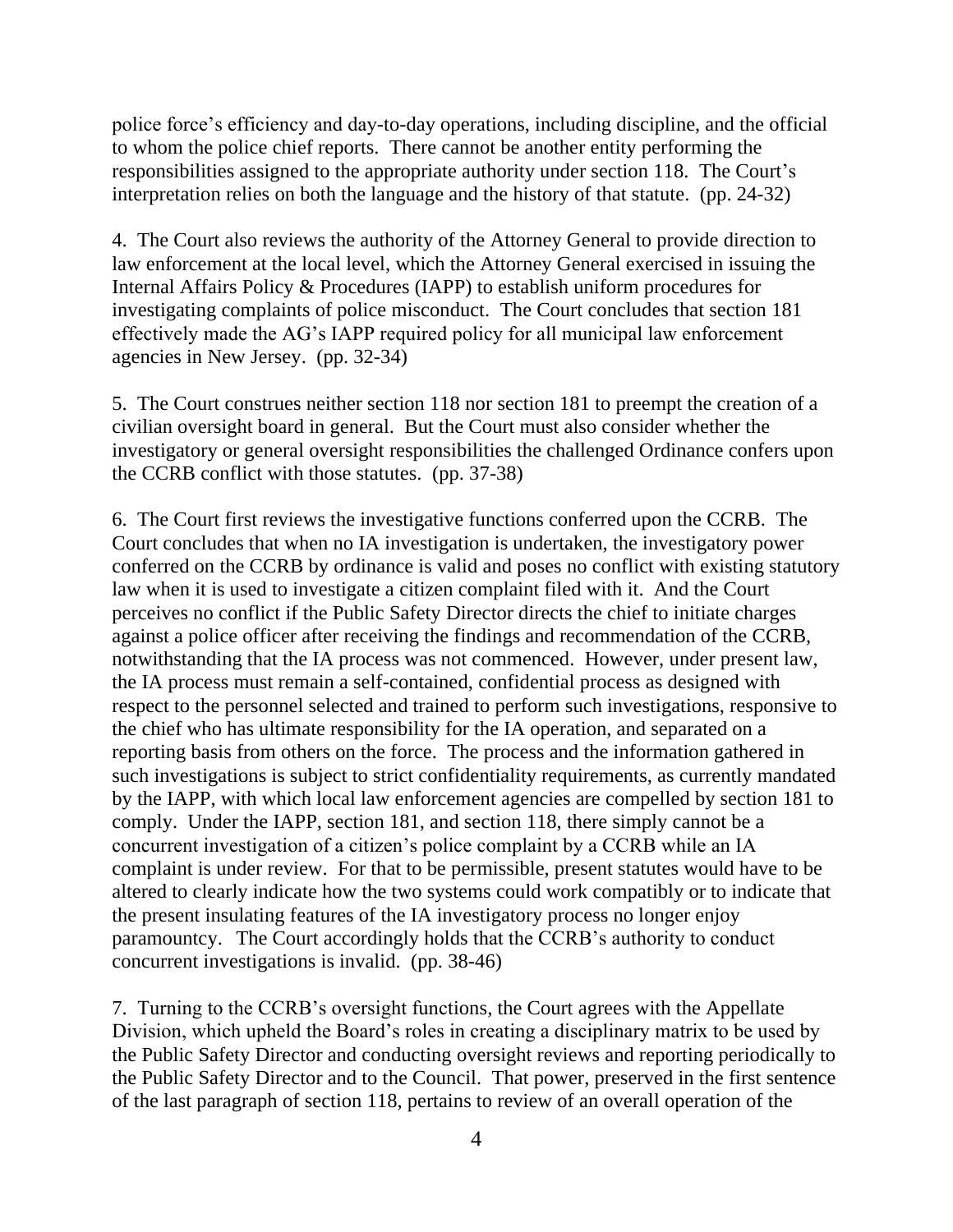police force's efficiency and day-to-day operations, including discipline, and the official to whom the police chief reports. There cannot be another entity performing the responsibilities assigned to the appropriate authority under section 118. The Court's interpretation relies on both the language and the history of that statute. (pp. 24-32)

4. The Court also reviews the authority of the Attorney General to provide direction to law enforcement at the local level, which the Attorney General exercised in issuing the Internal Affairs Policy & Procedures (IAPP) to establish uniform procedures for investigating complaints of police misconduct. The Court concludes that section 181 effectively made the AG's IAPP required policy for all municipal law enforcement agencies in New Jersey. (pp. 32-34)

5. The Court construes neither section 118 nor section 181 to preempt the creation of a civilian oversight board in general. But the Court must also consider whether the investigatory or general oversight responsibilities the challenged Ordinance confers upon the CCRB conflict with those statutes. (pp. 37-38)

6. The Court first reviews the investigative functions conferred upon the CCRB. The Court concludes that when no IA investigation is undertaken, the investigatory power conferred on the CCRB by ordinance is valid and poses no conflict with existing statutory law when it is used to investigate a citizen complaint filed with it. And the Court perceives no conflict if the Public Safety Director directs the chief to initiate charges against a police officer after receiving the findings and recommendation of the CCRB, notwithstanding that the IA process was not commenced. However, under present law, the IA process must remain a self-contained, confidential process as designed with respect to the personnel selected and trained to perform such investigations, responsive to the chief who has ultimate responsibility for the IA operation, and separated on a reporting basis from others on the force. The process and the information gathered in such investigations is subject to strict confidentiality requirements, as currently mandated by the IAPP, with which local law enforcement agencies are compelled by section 181 to comply. Under the IAPP, section 181, and section 118, there simply cannot be a concurrent investigation of a citizen's police complaint by a CCRB while an IA complaint is under review. For that to be permissible, present statutes would have to be altered to clearly indicate how the two systems could work compatibly or to indicate that the present insulating features of the IA investigatory process no longer enjoy paramountcy. The Court accordingly holds that the CCRB's authority to conduct concurrent investigations is invalid. (pp. 38-46)

7. Turning to the CCRB's oversight functions, the Court agrees with the Appellate Division, which upheld the Board's roles in creating a disciplinary matrix to be used by the Public Safety Director and conducting oversight reviews and reporting periodically to the Public Safety Director and to the Council. That power, preserved in the first sentence of the last paragraph of section 118, pertains to review of an overall operation of the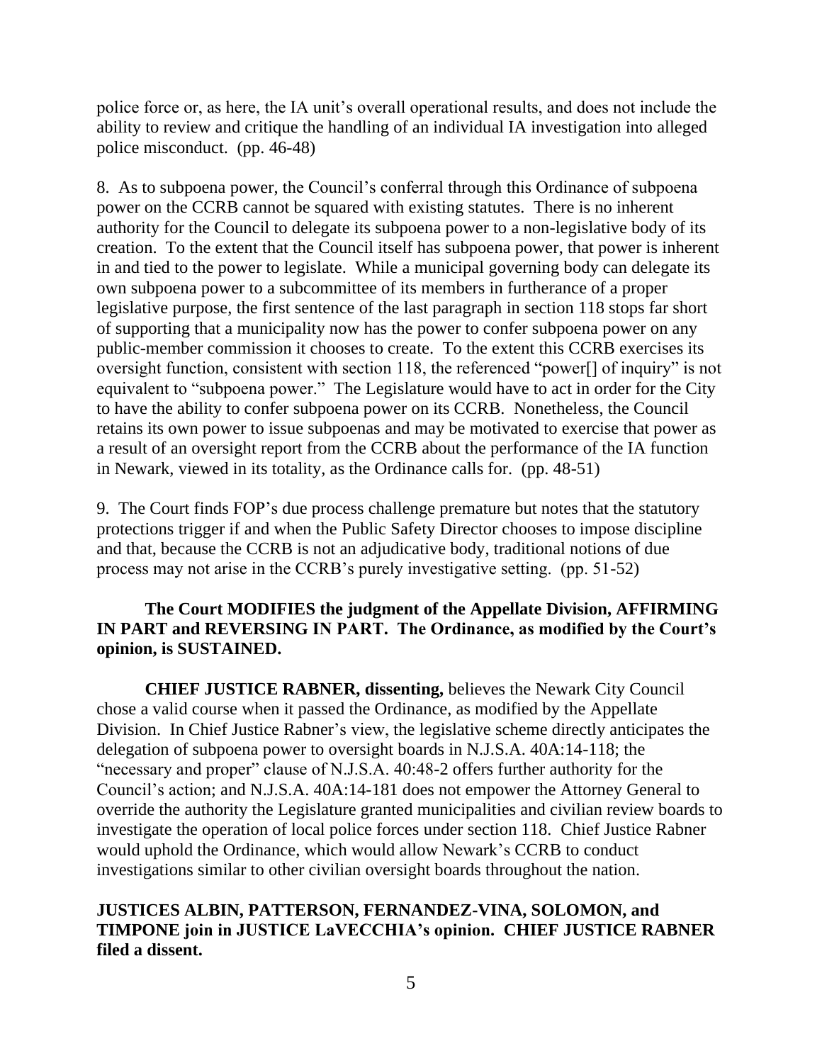police force or, as here, the IA unit's overall operational results, and does not include the ability to review and critique the handling of an individual IA investigation into alleged police misconduct. (pp. 46-48)

8. As to subpoena power, the Council's conferral through this Ordinance of subpoena power on the CCRB cannot be squared with existing statutes. There is no inherent authority for the Council to delegate its subpoena power to a non-legislative body of its creation. To the extent that the Council itself has subpoena power, that power is inherent in and tied to the power to legislate. While a municipal governing body can delegate its own subpoena power to a subcommittee of its members in furtherance of a proper legislative purpose, the first sentence of the last paragraph in section 118 stops far short of supporting that a municipality now has the power to confer subpoena power on any public-member commission it chooses to create. To the extent this CCRB exercises its oversight function, consistent with section 118, the referenced "power[] of inquiry" is not equivalent to "subpoena power." The Legislature would have to act in order for the City to have the ability to confer subpoena power on its CCRB. Nonetheless, the Council retains its own power to issue subpoenas and may be motivated to exercise that power as a result of an oversight report from the CCRB about the performance of the IA function in Newark, viewed in its totality, as the Ordinance calls for. (pp. 48-51)

9. The Court finds FOP's due process challenge premature but notes that the statutory protections trigger if and when the Public Safety Director chooses to impose discipline and that, because the CCRB is not an adjudicative body, traditional notions of due process may not arise in the CCRB's purely investigative setting. (pp. 51-52)

**The Court MODIFIES the judgment of the Appellate Division, AFFIRMING IN PART and REVERSING IN PART. The Ordinance, as modified by the Court's opinion, is SUSTAINED.**

**CHIEF JUSTICE RABNER, dissenting,** believes the Newark City Council chose a valid course when it passed the Ordinance, as modified by the Appellate Division. In Chief Justice Rabner's view, the legislative scheme directly anticipates the delegation of subpoena power to oversight boards in N.J.S.A. 40A:14-118; the "necessary and proper" clause of N.J.S.A. 40:48-2 offers further authority for the Council's action; and N.J.S.A. 40A:14-181 does not empower the Attorney General to override the authority the Legislature granted municipalities and civilian review boards to investigate the operation of local police forces under section 118. Chief Justice Rabner would uphold the Ordinance, which would allow Newark's CCRB to conduct investigations similar to other civilian oversight boards throughout the nation.

**JUSTICES ALBIN, PATTERSON, FERNANDEZ-VINA, SOLOMON, and TIMPONE join in JUSTICE LaVECCHIA's opinion. CHIEF JUSTICE RABNER filed a dissent.**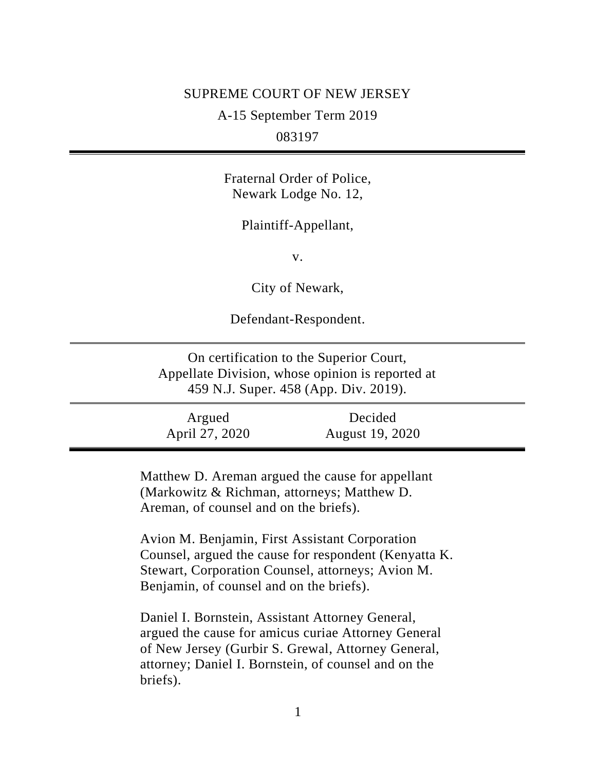SUPREME COURT OF NEW JERSEY

A-15 September Term 2019

083197

---

Fraternal Order of Police,
Newark Lodge No. 12,

Plaintiff-Appellant,

v.

City of Newark,

Defendant-Respondent.

---

On certification to the Superior Court,
Appellate Division, whose opinion is reported at
459 N.J. Super. 458 (App. Div. 2019).

---

| Argued | Decided |
|---|---|
| April 27, 2020 | August 19, 2020 |

---

Matthew D. Areman argued the cause for appellant (Markowitz & Richman, attorneys; Matthew D. Areman, of counsel and on the briefs).

Avion M. Benjamin, First Assistant Corporation Counsel, argued the cause for respondent (Kenyatta K. Stewart, Corporation Counsel, attorneys; Avion M. Benjamin, of counsel and on the briefs).

Daniel I. Bornstein, Assistant Attorney General, argued the cause for amicus curiae Attorney General of New Jersey (Gurbir S. Grewal, Attorney General, attorney; Daniel I. Bornstein, of counsel and on the briefs).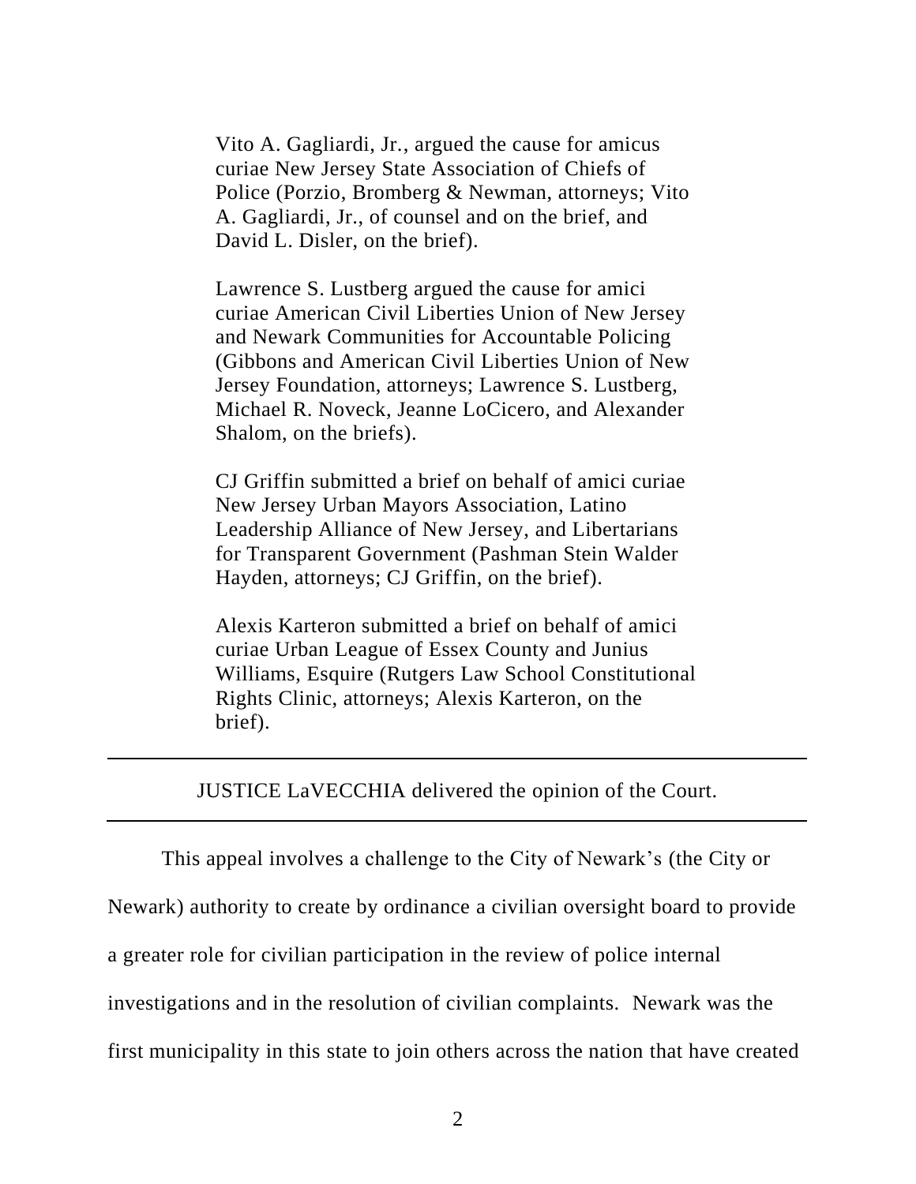Vito A. Gagliardi, Jr., argued the cause for amicus curiae New Jersey State Association of Chiefs of Police (Porzio, Bromberg & Newman, attorneys; Vito A. Gagliardi, Jr., of counsel and on the brief, and David L. Disler, on the brief).

Lawrence S. Lustberg argued the cause for amici curiae American Civil Liberties Union of New Jersey and Newark Communities for Accountable Policing (Gibbons and American Civil Liberties Union of New Jersey Foundation, attorneys; Lawrence S. Lustberg, Michael R. Noveck, Jeanne LoCicero, and Alexander Shalom, on the briefs).

CJ Griffin submitted a brief on behalf of amici curiae New Jersey Urban Mayors Association, Latino Leadership Alliance of New Jersey, and Libertarians for Transparent Government (Pashman Stein Walder Hayden, attorneys; CJ Griffin, on the brief).

Alexis Karteron submitted a brief on behalf of amici curiae Urban League of Essex County and Junius Williams, Esquire (Rutgers Law School Constitutional Rights Clinic, attorneys; Alexis Karteron, on the brief).

---

JUSTICE LaVECCHIA delivered the opinion of the Court.

---

This appeal involves a challenge to the City of Newark's (the City or Newark) authority to create by ordinance a civilian oversight board to provide a greater role for civilian participation in the review of police internal investigations and in the resolution of civilian complaints. Newark was the first municipality in this state to join others across the nation that have created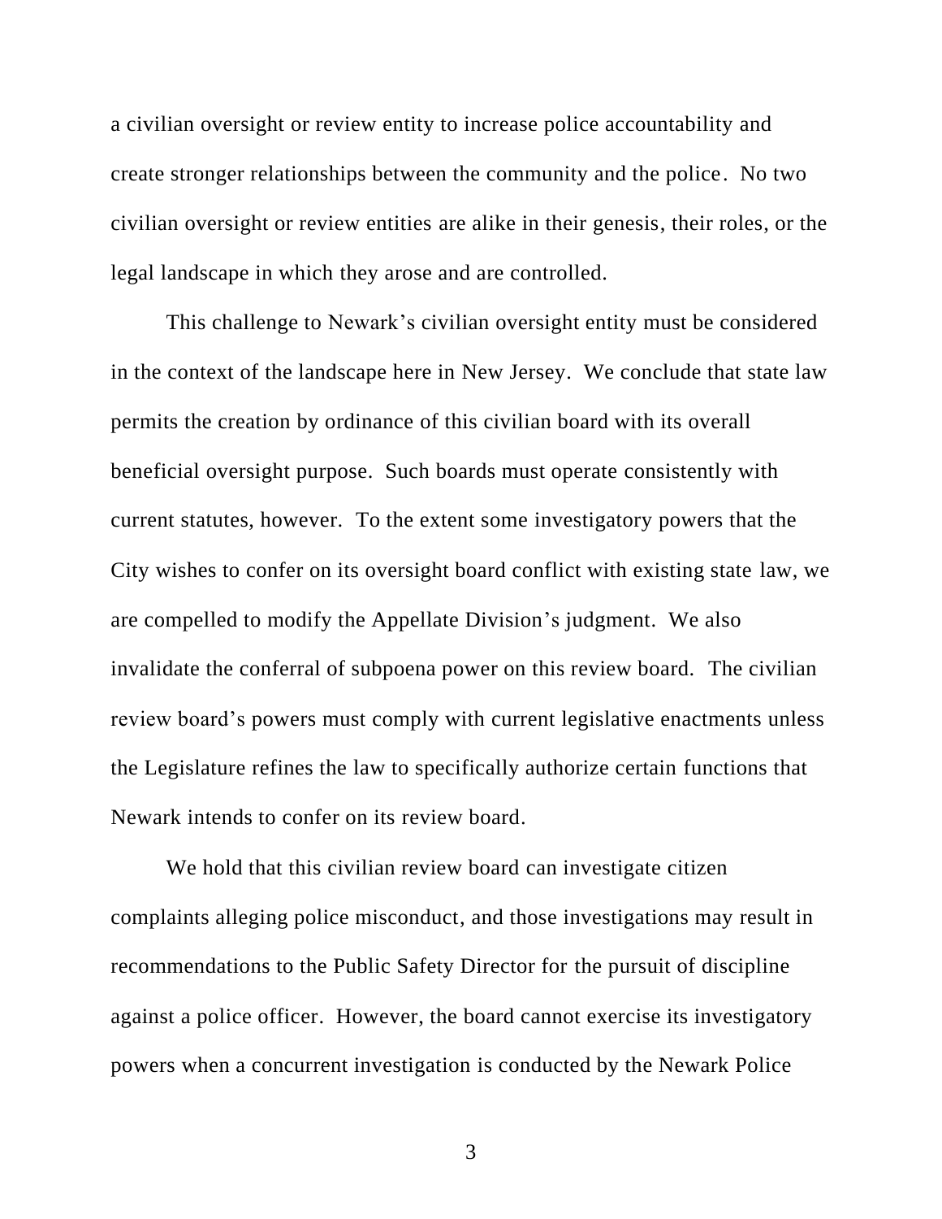a civilian oversight or review entity to increase police accountability and create stronger relationships between the community and the police. No two civilian oversight or review entities are alike in their genesis, their roles, or the legal landscape in which they arose and are controlled.

This challenge to Newark's civilian oversight entity must be considered in the context of the landscape here in New Jersey. We conclude that state law permits the creation by ordinance of this civilian board with its overall beneficial oversight purpose. Such boards must operate consistently with current statutes, however. To the extent some investigatory powers that the City wishes to confer on its oversight board conflict with existing state law, we are compelled to modify the Appellate Division's judgment. We also invalidate the conferral of subpoena power on this review board. The civilian review board's powers must comply with current legislative enactments unless the Legislature refines the law to specifically authorize certain functions that Newark intends to confer on its review board.

We hold that this civilian review board can investigate citizen complaints alleging police misconduct, and those investigations may result in recommendations to the Public Safety Director for the pursuit of discipline against a police officer. However, the board cannot exercise its investigatory powers when a concurrent investigation is conducted by the Newark Police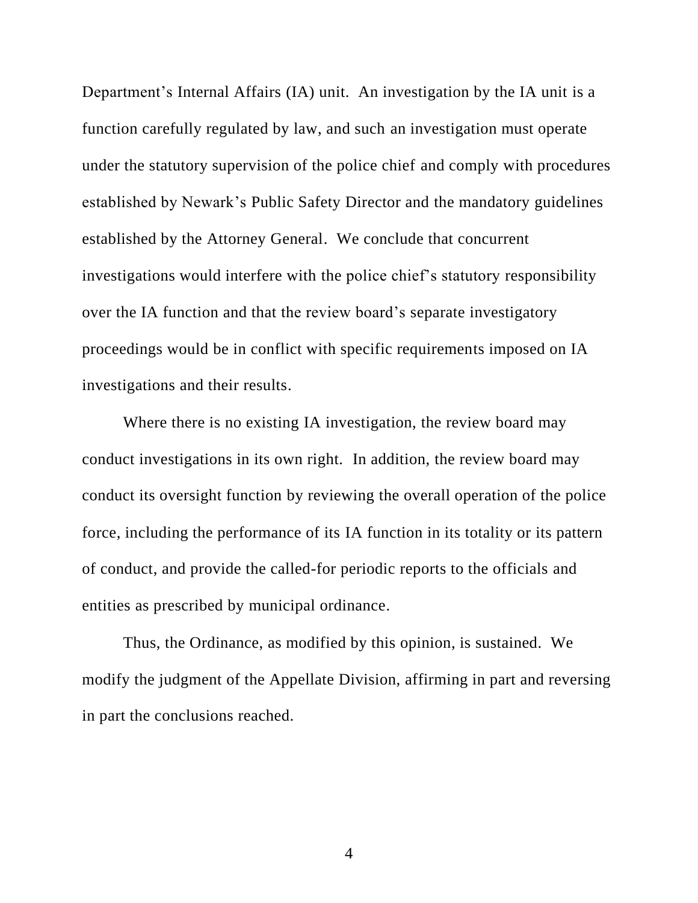Department's Internal Affairs (IA) unit. An investigation by the IA unit is a function carefully regulated by law, and such an investigation must operate under the statutory supervision of the police chief and comply with procedures established by Newark's Public Safety Director and the mandatory guidelines established by the Attorney General. We conclude that concurrent investigations would interfere with the police chief's statutory responsibility over the IA function and that the review board's separate investigatory proceedings would be in conflict with specific requirements imposed on IA investigations and their results.

Where there is no existing IA investigation, the review board may conduct investigations in its own right. In addition, the review board may conduct its oversight function by reviewing the overall operation of the police force, including the performance of its IA function in its totality or its pattern of conduct, and provide the called-for periodic reports to the officials and entities as prescribed by municipal ordinance.

Thus, the Ordinance, as modified by this opinion, is sustained. We modify the judgment of the Appellate Division, affirming in part and reversing in part the conclusions reached.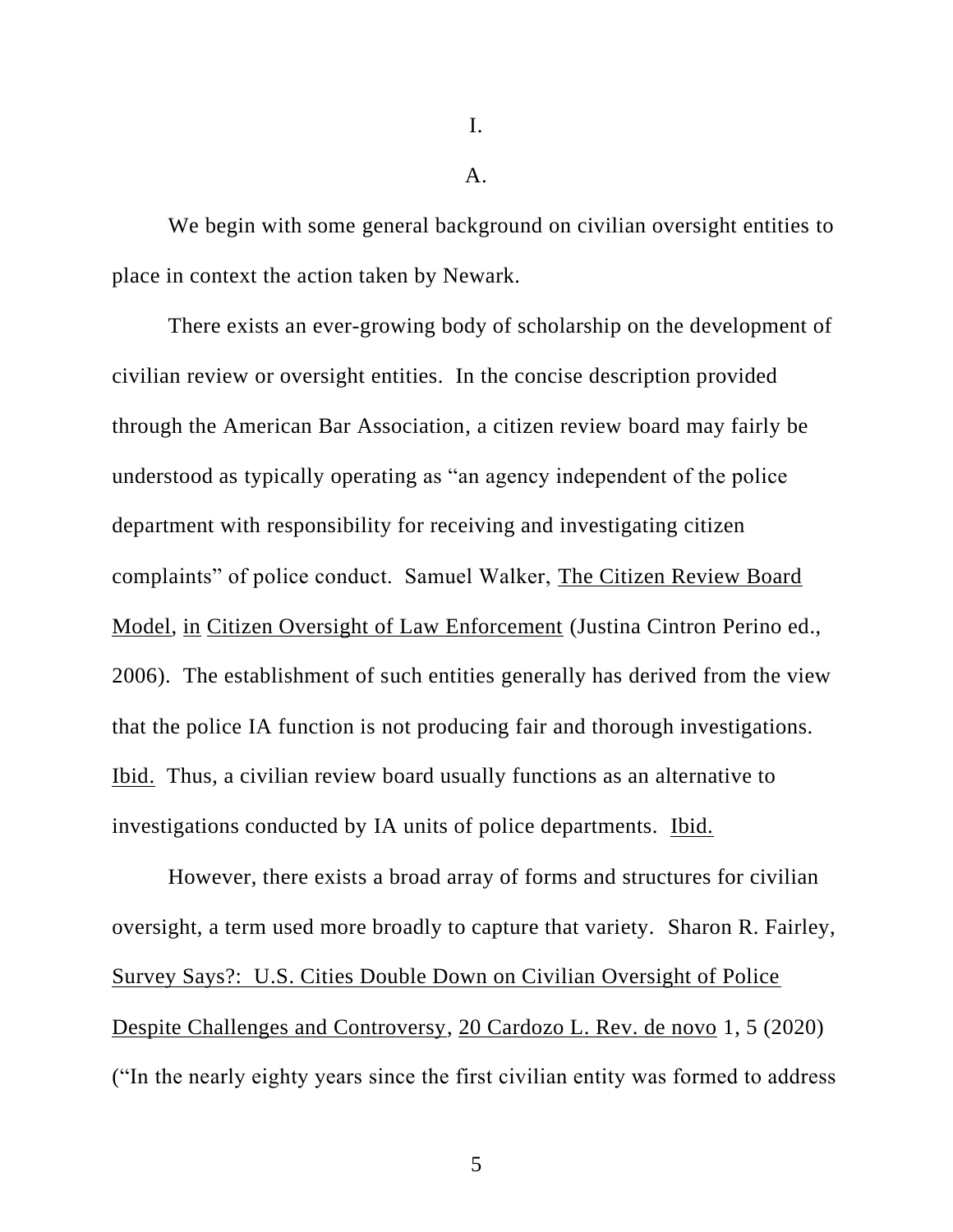I.

A.

We begin with some general background on civilian oversight entities to place in context the action taken by Newark.

There exists an ever-growing body of scholarship on the development of civilian review or oversight entities. In the concise description provided through the American Bar Association, a citizen review board may fairly be understood as typically operating as "an agency independent of the police department with responsibility for receiving and investigating citizen complaints" of police conduct. Samuel Walker, The Citizen Review Board Model, in Citizen Oversight of Law Enforcement (Justina Cintron Perino ed., 2006). The establishment of such entities generally has derived from the view that the police IA function is not producing fair and thorough investigations. Ibid. Thus, a civilian review board usually functions as an alternative to investigations conducted by IA units of police departments. Ibid.

However, there exists a broad array of forms and structures for civilian oversight, a term used more broadly to capture that variety. Sharon R. Fairley, Survey Says?: U.S. Cities Double Down on Civilian Oversight of Police Despite Challenges and Controversy, 20 Cardozo L. Rev. de novo 1, 5 (2020) ("In the nearly eighty years since the first civilian entity was formed to address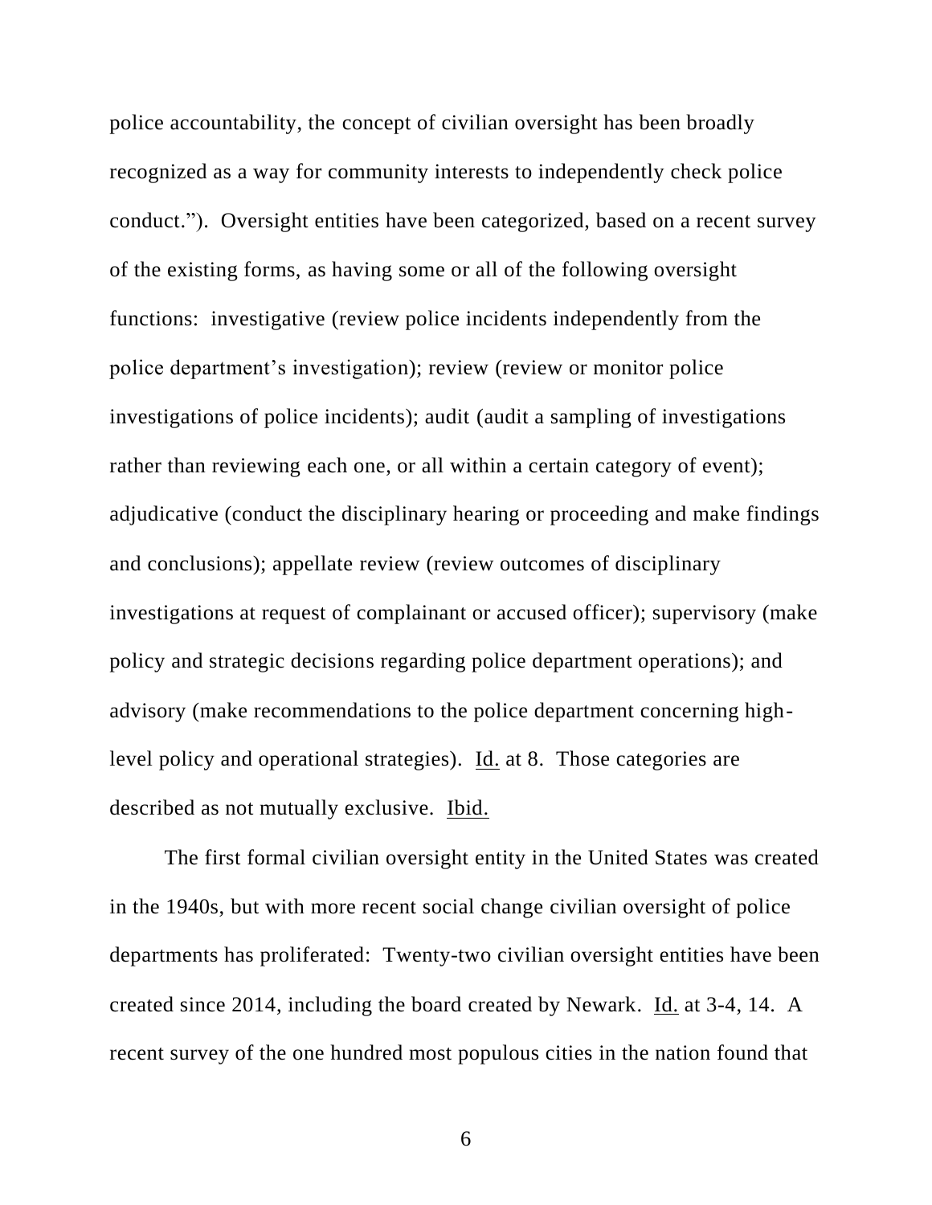police accountability, the concept of civilian oversight has been broadly recognized as a way for community interests to independently check police conduct."). Oversight entities have been categorized, based on a recent survey of the existing forms, as having some or all of the following oversight functions: investigative (review police incidents independently from the police department's investigation); review (review or monitor police investigations of police incidents); audit (audit a sampling of investigations rather than reviewing each one, or all within a certain category of event); adjudicative (conduct the disciplinary hearing or proceeding and make findings and conclusions); appellate review (review outcomes of disciplinary investigations at request of complainant or accused officer); supervisory (make policy and strategic decisions regarding police department operations); and advisory (make recommendations to the police department concerning high-level policy and operational strategies). Id. at 8. Those categories are described as not mutually exclusive. Ibid.

The first formal civilian oversight entity in the United States was created in the 1940s, but with more recent social change civilian oversight of police departments has proliferated: Twenty-two civilian oversight entities have been created since 2014, including the board created by Newark. Id. at 3-4, 14. A recent survey of the one hundred most populous cities in the nation found that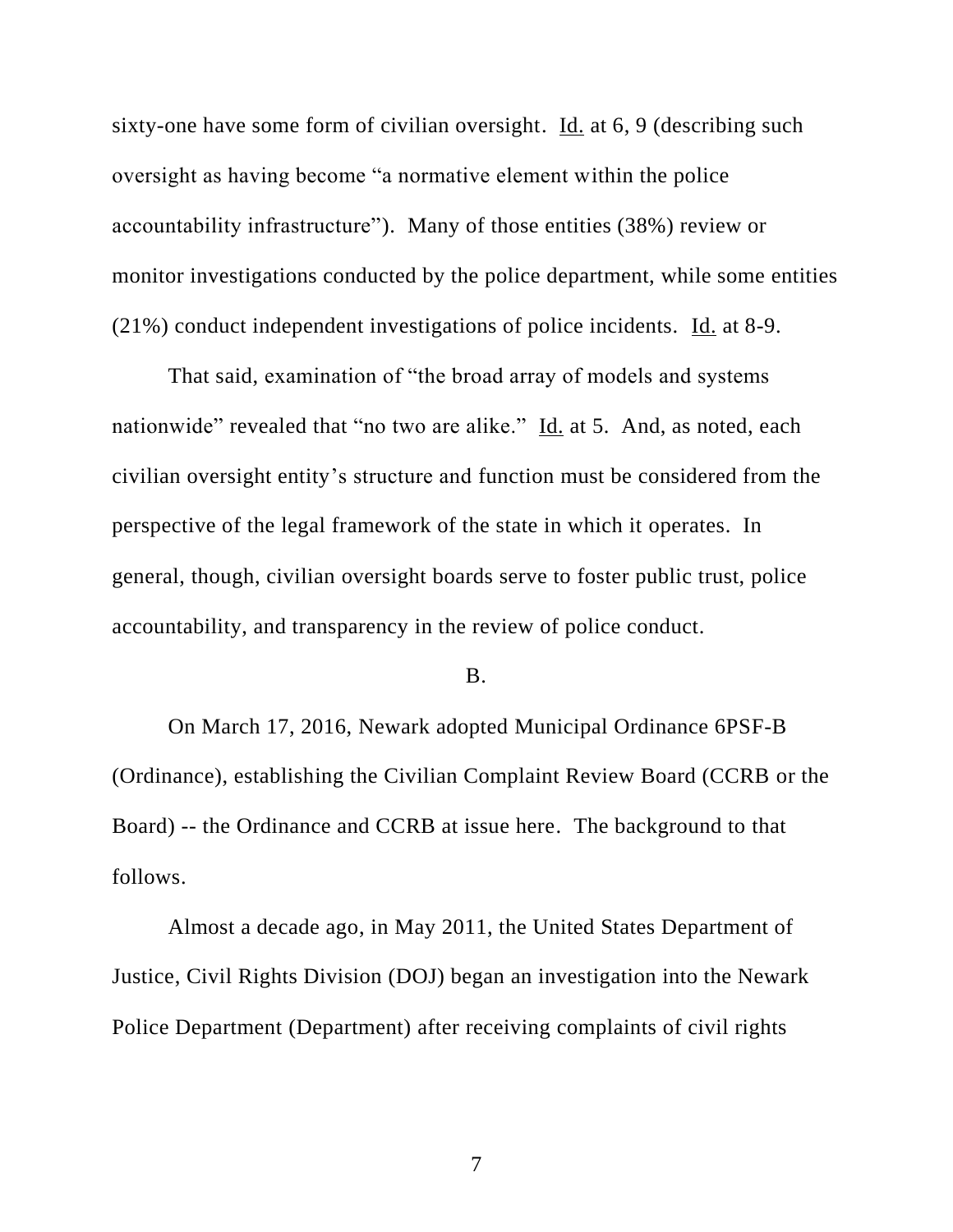sixty-one have some form of civilian oversight. Id. at 6, 9 (describing such oversight as having become "a normative element within the police accountability infrastructure"). Many of those entities (38%) review or monitor investigations conducted by the police department, while some entities (21%) conduct independent investigations of police incidents. Id. at 8-9.

That said, examination of "the broad array of models and systems nationwide" revealed that "no two are alike." Id. at 5. And, as noted, each civilian oversight entity's structure and function must be considered from the perspective of the legal framework of the state in which it operates. In general, though, civilian oversight boards serve to foster public trust, police accountability, and transparency in the review of police conduct.

B.

On March 17, 2016, Newark adopted Municipal Ordinance 6PSF-B (Ordinance), establishing the Civilian Complaint Review Board (CCRB or the Board) -- the Ordinance and CCRB at issue here. The background to that follows.

Almost a decade ago, in May 2011, the United States Department of Justice, Civil Rights Division (DOJ) began an investigation into the Newark Police Department (Department) after receiving complaints of civil rights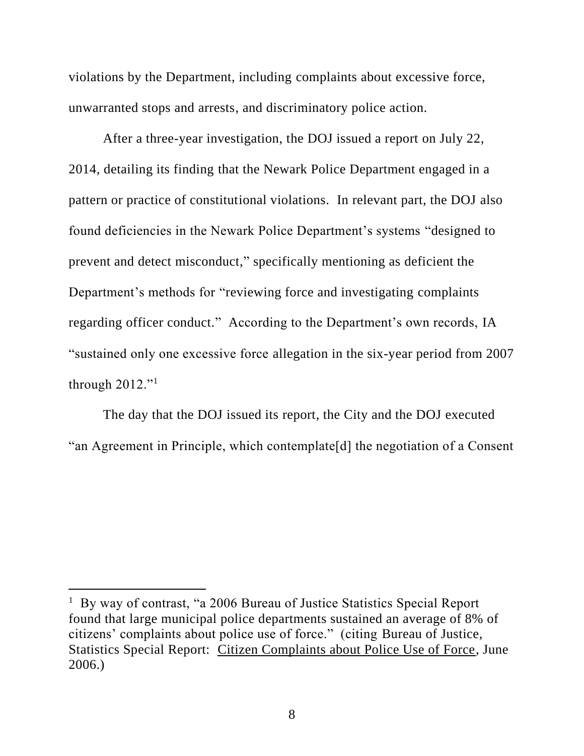violations by the Department, including complaints about excessive force, unwarranted stops and arrests, and discriminatory police action.

After a three-year investigation, the DOJ issued a report on July 22, 2014, detailing its finding that the Newark Police Department engaged in a pattern or practice of constitutional violations. In relevant part, the DOJ also found deficiencies in the Newark Police Department's systems "designed to prevent and detect misconduct," specifically mentioning as deficient the Department's methods for "reviewing force and investigating complaints regarding officer conduct." According to the Department's own records, IA "sustained only one excessive force allegation in the six-year period from 2007 through 2012."[1]

The day that the DOJ issued its report, the City and the DOJ executed "an Agreement in Principle, which contemplate[d] the negotiation of a Consent

---

[1] By way of contrast, "a 2006 Bureau of Justice Statistics Special Report found that large municipal police departments sustained an average of 8% of citizens' complaints about police use of force." (citing Bureau of Justice, Statistics Special Report: Citizen Complaints about Police Use of Force, June 2006.)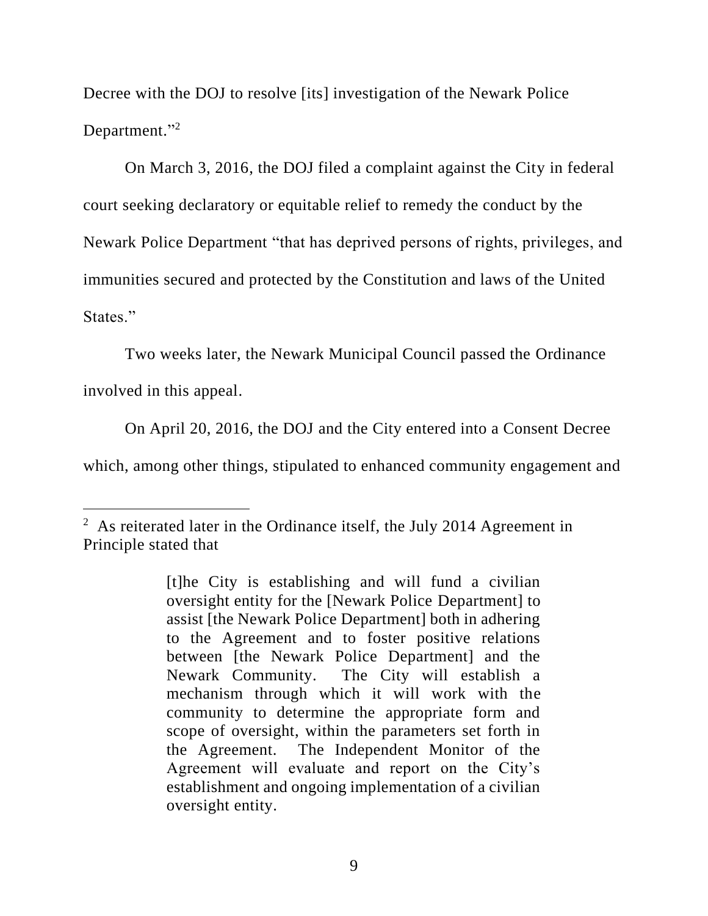Decree with the DOJ to resolve [its] investigation of the Newark Police Department."[2]

On March 3, 2016, the DOJ filed a complaint against the City in federal court seeking declaratory or equitable relief to remedy the conduct by the Newark Police Department "that has deprived persons of rights, privileges, and immunities secured and protected by the Constitution and laws of the United States."

Two weeks later, the Newark Municipal Council passed the Ordinance involved in this appeal.

On April 20, 2016, the DOJ and the City entered into a Consent Decree which, among other things, stipulated to enhanced community engagement and

---

[2] As reiterated later in the Ordinance itself, the July 2014 Agreement in Principle stated that

> [t]he City is establishing and will fund a civilian oversight entity for the [Newark Police Department] to assist [the Newark Police Department] both in adhering to the Agreement and to foster positive relations between [the Newark Police Department] and the Newark Community. The City will establish a mechanism through which it will work with the community to determine the appropriate form and scope of oversight, within the parameters set forth in the Agreement. The Independent Monitor of the Agreement will evaluate and report on the City's establishment and ongoing implementation of a civilian oversight entity.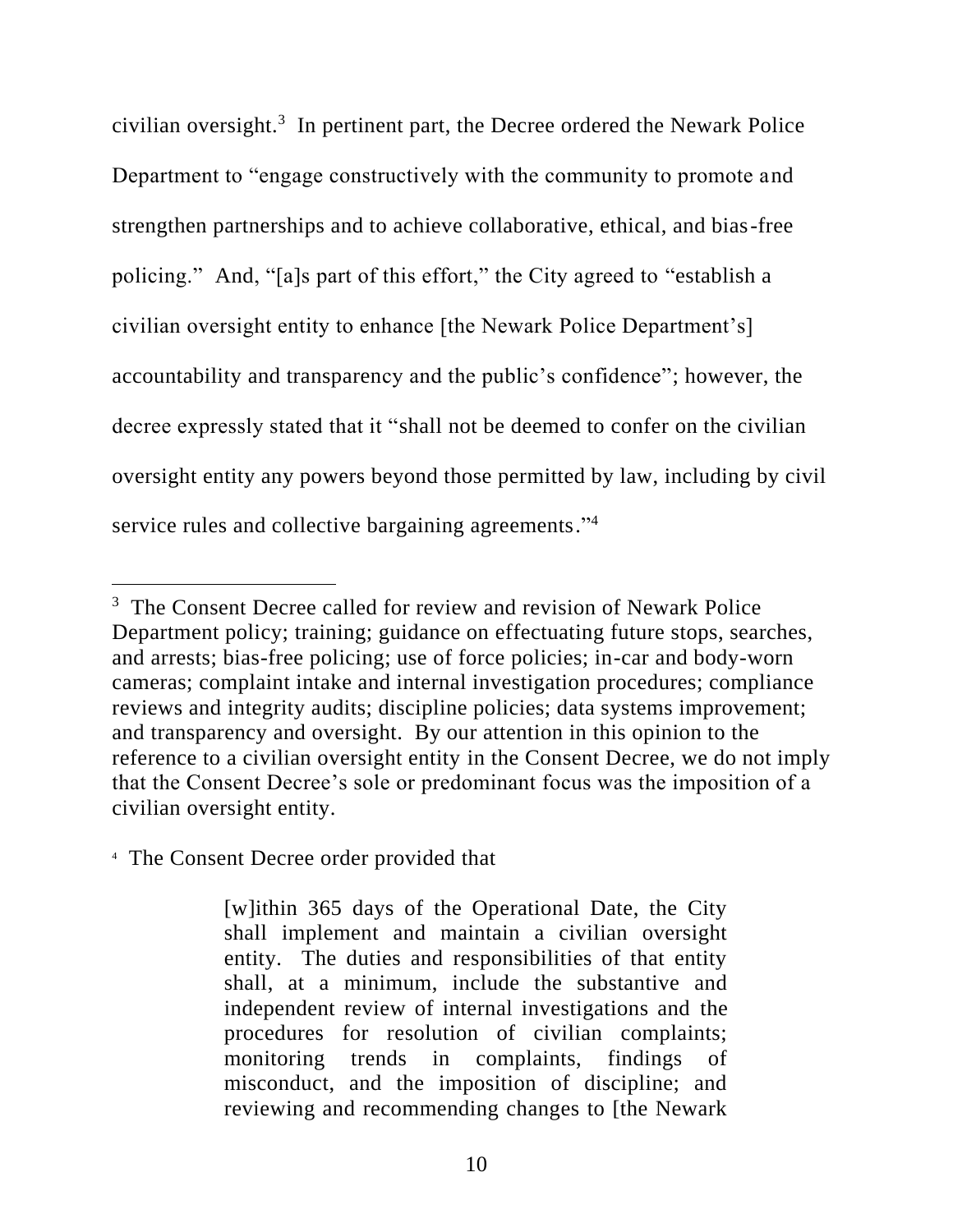civilian oversight.[3] In pertinent part, the Decree ordered the Newark Police Department to "engage constructively with the community to promote and strengthen partnerships and to achieve collaborative, ethical, and bias-free policing." And, "[a]s part of this effort," the City agreed to "establish a civilian oversight entity to enhance [the Newark Police Department's] accountability and transparency and the public's confidence"; however, the decree expressly stated that it "shall not be deemed to confer on the civilian oversight entity any powers beyond those permitted by law, including by civil service rules and collective bargaining agreements."[4]

---

[3] The Consent Decree called for review and revision of Newark Police Department policy; training; guidance on effectuating future stops, searches, and arrests; bias-free policing; use of force policies; in-car and body-worn cameras; complaint intake and internal investigation procedures; compliance reviews and integrity audits; discipline policies; data systems improvement; and transparency and oversight. By our attention in this opinion to the reference to a civilian oversight entity in the Consent Decree, we do not imply that the Consent Decree's sole or predominant focus was the imposition of a civilian oversight entity.

[4] The Consent Decree order provided that

> [w]ithin 365 days of the Operational Date, the City shall implement and maintain a civilian oversight entity. The duties and responsibilities of that entity shall, at a minimum, include the substantive and independent review of internal investigations and the procedures for resolution of civilian complaints; monitoring trends in complaints, findings of misconduct, and the imposition of discipline; and reviewing and recommending changes to [the Newark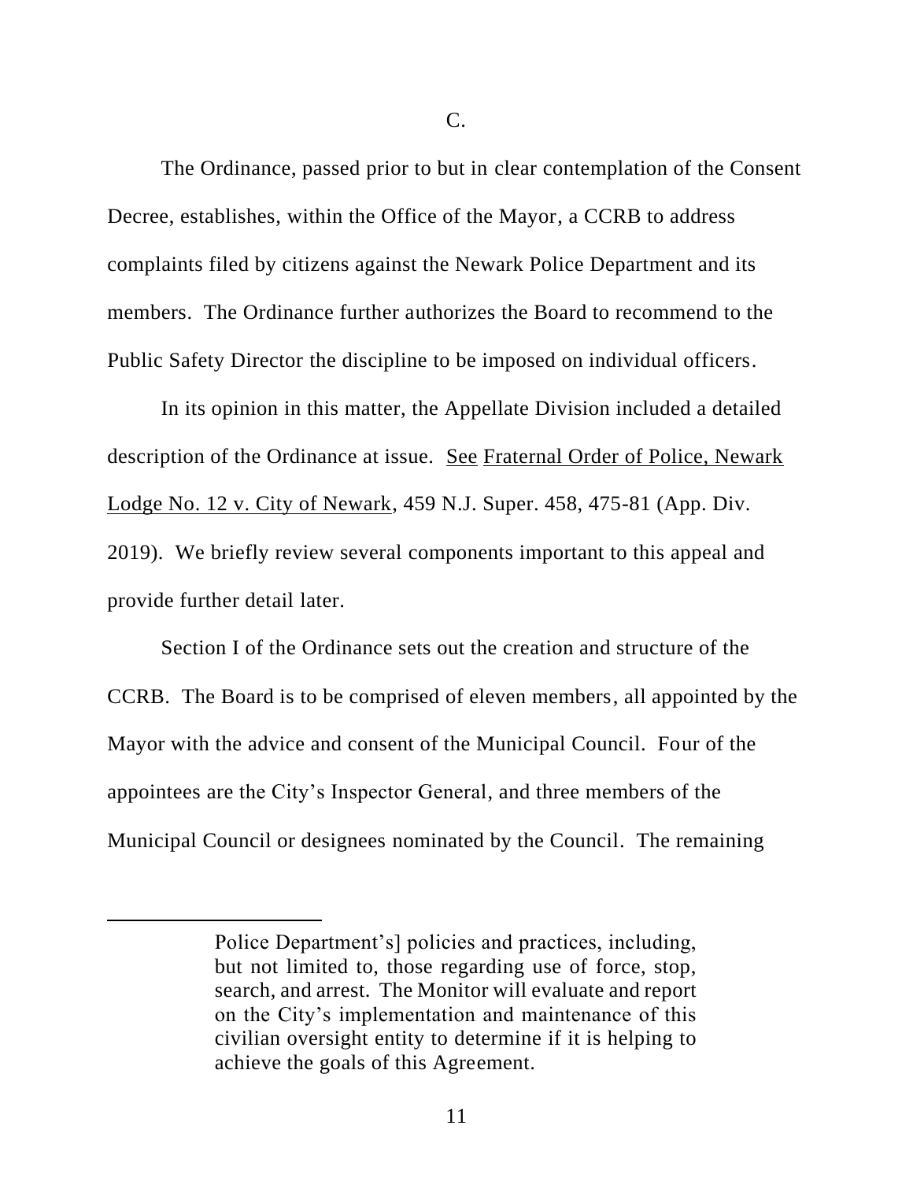C.

The Ordinance, passed prior to but in clear contemplation of the Consent Decree, establishes, within the Office of the Mayor, a CCRB to address complaints filed by citizens against the Newark Police Department and its members. The Ordinance further authorizes the Board to recommend to the Public Safety Director the discipline to be imposed on individual officers.

In its opinion in this matter, the Appellate Division included a detailed description of the Ordinance at issue. See Fraternal Order of Police, Newark Lodge No. 12 v. City of Newark, 459 N.J. Super. 458, 475-81 (App. Div. 2019). We briefly review several components important to this appeal and provide further detail later.

Section I of the Ordinance sets out the creation and structure of the CCRB. The Board is to be comprised of eleven members, all appointed by the Mayor with the advice and consent of the Municipal Council. Four of the appointees are the City's Inspector General, and three members of the Municipal Council or designees nominated by the Council. The remaining

---

> Police Department's] policies and practices, including, but not limited to, those regarding use of force, stop, search, and arrest. The Monitor will evaluate and report on the City's implementation and maintenance of this civilian oversight entity to determine if it is helping to achieve the goals of this Agreement.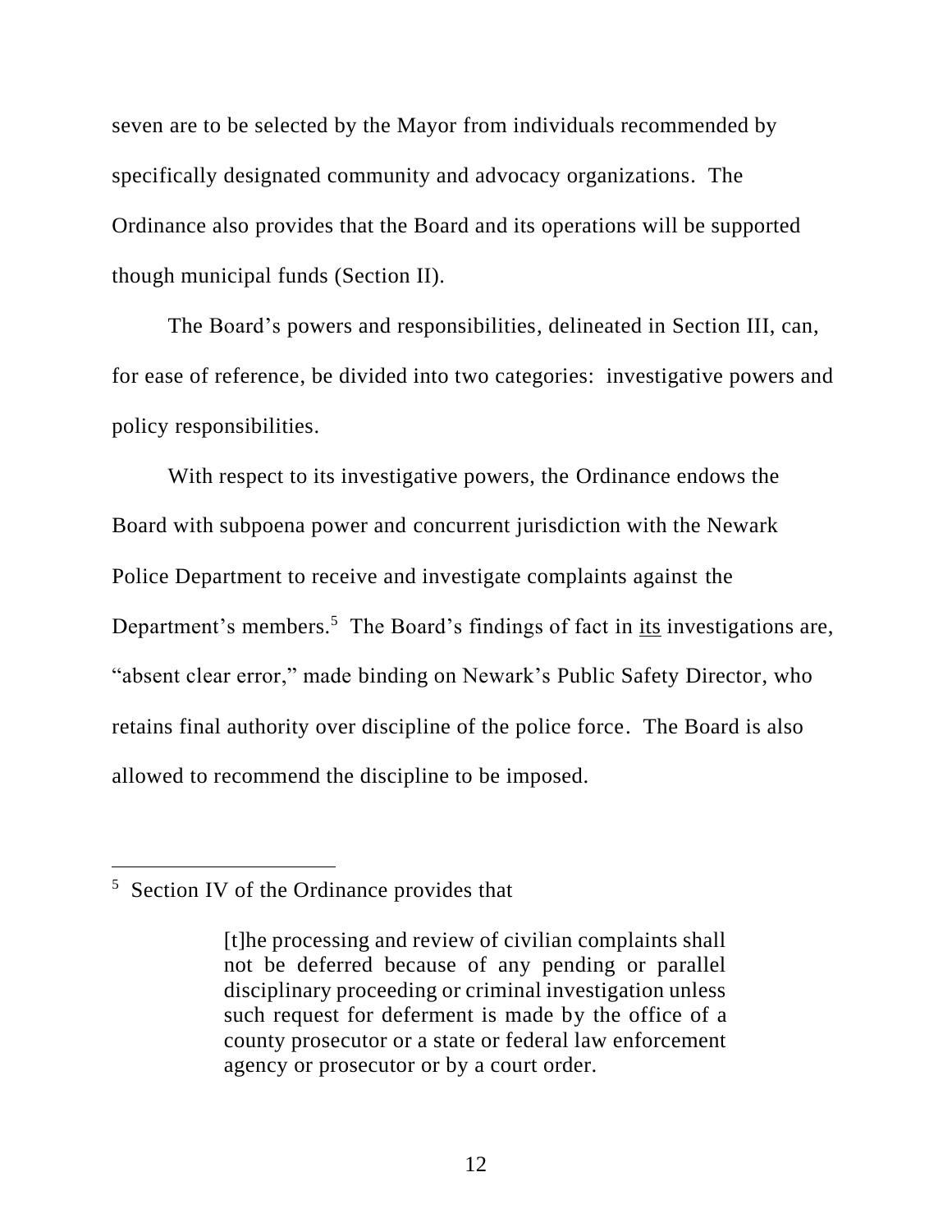seven are to be selected by the Mayor from individuals recommended by specifically designated community and advocacy organizations. The Ordinance also provides that the Board and its operations will be supported though municipal funds (Section II).

The Board's powers and responsibilities, delineated in Section III, can, for ease of reference, be divided into two categories: investigative powers and policy responsibilities.

With respect to its investigative powers, the Ordinance endows the Board with subpoena power and concurrent jurisdiction with the Newark Police Department to receive and investigate complaints against the Department's members.[5] The Board's findings of fact in <u>its</u> investigations are, "absent clear error," made binding on Newark's Public Safety Director, who retains final authority over discipline of the police force. The Board is also allowed to recommend the discipline to be imposed.

---

[5] Section IV of the Ordinance provides that

> [t]he processing and review of civilian complaints shall not be deferred because of any pending or parallel disciplinary proceeding or criminal investigation unless such request for deferment is made by the office of a county prosecutor or a state or federal law enforcement agency or prosecutor or by a court order.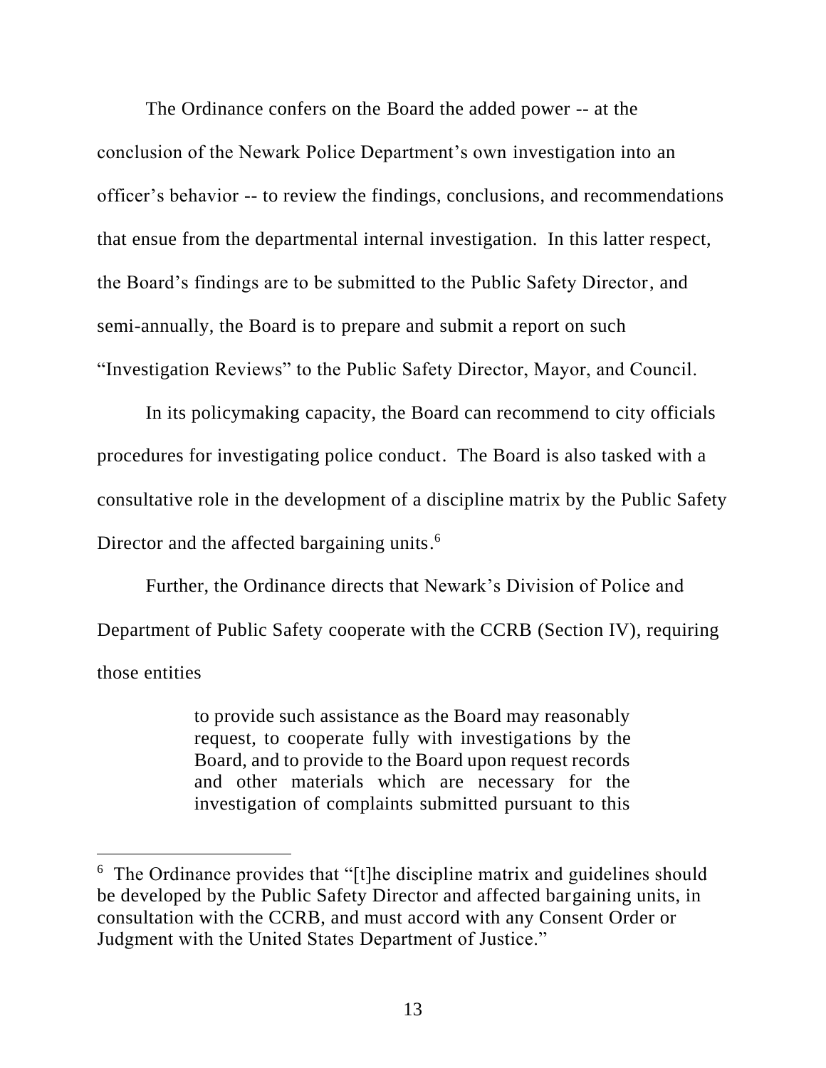The Ordinance confers on the Board the added power -- at the conclusion of the Newark Police Department's own investigation into an officer's behavior -- to review the findings, conclusions, and recommendations that ensue from the departmental internal investigation. In this latter respect, the Board's findings are to be submitted to the Public Safety Director, and semi-annually, the Board is to prepare and submit a report on such "Investigation Reviews" to the Public Safety Director, Mayor, and Council.

In its policymaking capacity, the Board can recommend to city officials procedures for investigating police conduct. The Board is also tasked with a consultative role in the development of a discipline matrix by the Public Safety Director and the affected bargaining units.[6]

Further, the Ordinance directs that Newark's Division of Police and Department of Public Safety cooperate with the CCRB (Section IV), requiring those entities

> to provide such assistance as the Board may reasonably request, to cooperate fully with investigations by the Board, and to provide to the Board upon request records and other materials which are necessary for the investigation of complaints submitted pursuant to this

---

[6] The Ordinance provides that "[t]he discipline matrix and guidelines should be developed by the Public Safety Director and affected bargaining units, in consultation with the CCRB, and must accord with any Consent Order or Judgment with the United States Department of Justice."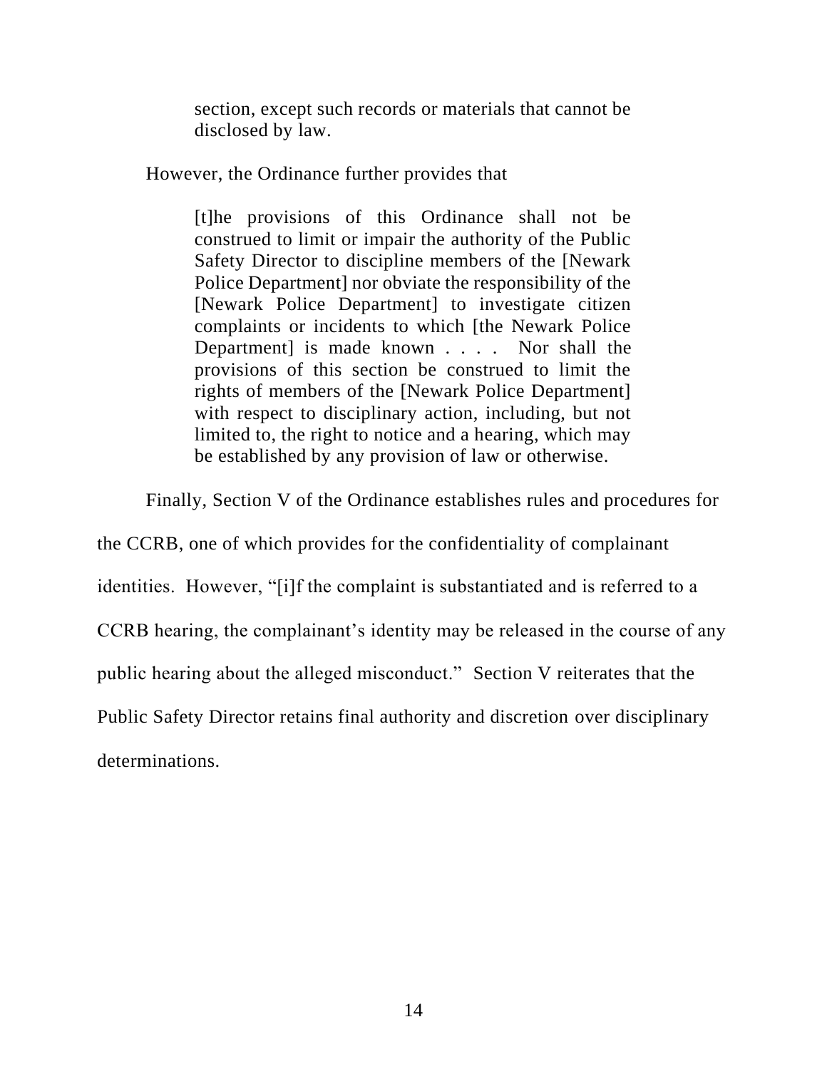> section, except such records or materials that cannot be disclosed by law.

However, the Ordinance further provides that

> [t]he provisions of this Ordinance shall not be construed to limit or impair the authority of the Public Safety Director to discipline members of the [Newark Police Department] nor obviate the responsibility of the [Newark Police Department] to investigate citizen complaints or incidents to which [the Newark Police Department] is made known . . . . Nor shall the provisions of this section be construed to limit the rights of members of the [Newark Police Department] with respect to disciplinary action, including, but not limited to, the right to notice and a hearing, which may be established by any provision of law or otherwise.

Finally, Section V of the Ordinance establishes rules and procedures for the CCRB, one of which provides for the confidentiality of complainant identities. However, "[i]f the complaint is substantiated and is referred to a CCRB hearing, the complainant's identity may be released in the course of any public hearing about the alleged misconduct." Section V reiterates that the Public Safety Director retains final authority and discretion over disciplinary determinations.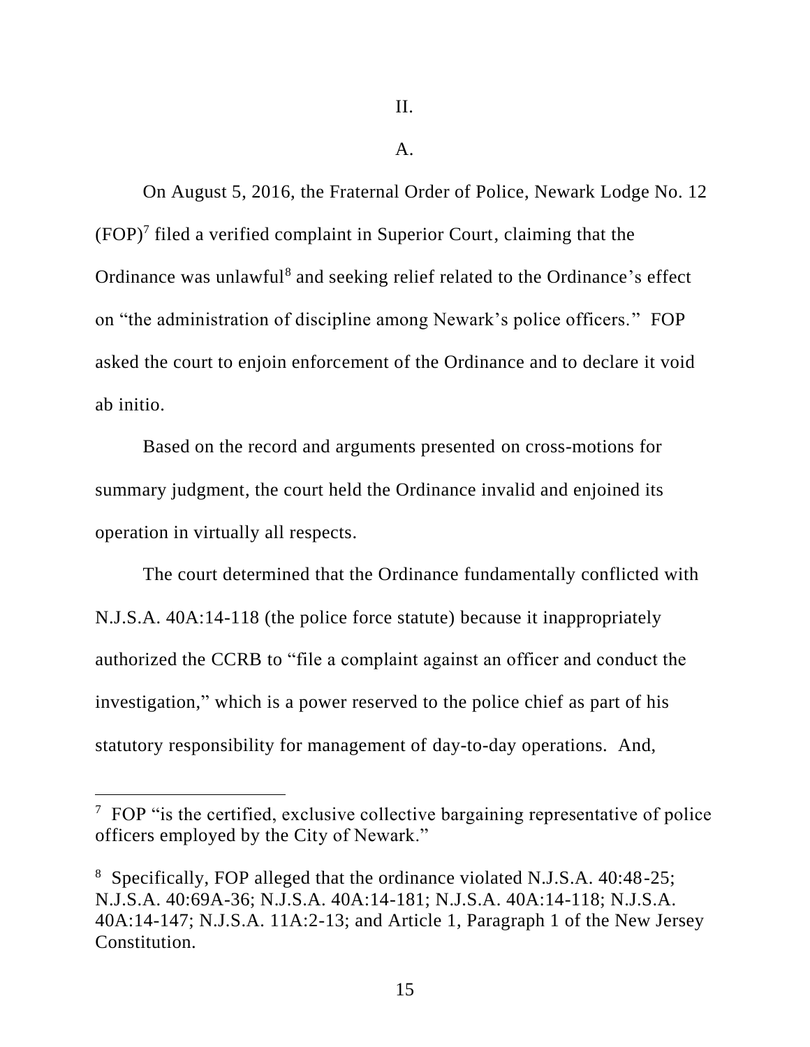II.

A.

On August 5, 2016, the Fraternal Order of Police, Newark Lodge No. 12 (FOP)[7] filed a verified complaint in Superior Court, claiming that the Ordinance was unlawful[8] and seeking relief related to the Ordinance's effect on "the administration of discipline among Newark's police officers." FOP asked the court to enjoin enforcement of the Ordinance and to declare it void ab initio.

Based on the record and arguments presented on cross-motions for summary judgment, the court held the Ordinance invalid and enjoined its operation in virtually all respects.

The court determined that the Ordinance fundamentally conflicted with N.J.S.A. 40A:14-118 (the police force statute) because it inappropriately authorized the CCRB to "file a complaint against an officer and conduct the investigation," which is a power reserved to the police chief as part of his statutory responsibility for management of day-to-day operations. And,

---

[7] FOP "is the certified, exclusive collective bargaining representative of police officers employed by the City of Newark."

[8] Specifically, FOP alleged that the ordinance violated N.J.S.A. 40:48-25; N.J.S.A. 40:69A-36; N.J.S.A. 40A:14-181; N.J.S.A. 40A:14-118; N.J.S.A. 40A:14-147; N.J.S.A. 11A:2-13; and Article 1, Paragraph 1 of the New Jersey Constitution.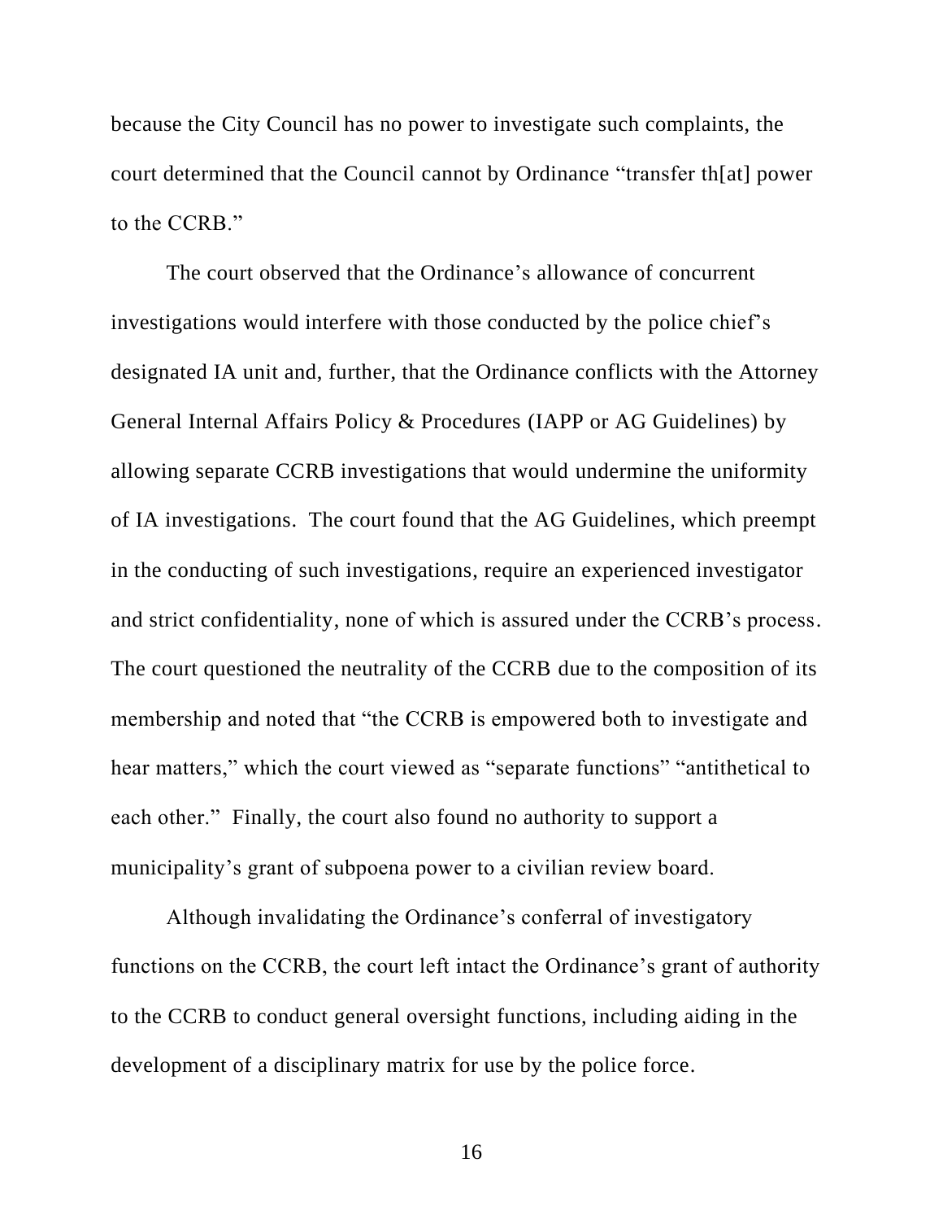because the City Council has no power to investigate such complaints, the court determined that the Council cannot by Ordinance "transfer th[at] power to the CCRB."

The court observed that the Ordinance's allowance of concurrent investigations would interfere with those conducted by the police chief's designated IA unit and, further, that the Ordinance conflicts with the Attorney General Internal Affairs Policy & Procedures (IAPP or AG Guidelines) by allowing separate CCRB investigations that would undermine the uniformity of IA investigations. The court found that the AG Guidelines, which preempt in the conducting of such investigations, require an experienced investigator and strict confidentiality, none of which is assured under the CCRB's process. The court questioned the neutrality of the CCRB due to the composition of its membership and noted that "the CCRB is empowered both to investigate and hear matters," which the court viewed as "separate functions" "antithetical to each other." Finally, the court also found no authority to support a municipality's grant of subpoena power to a civilian review board.

Although invalidating the Ordinance's conferral of investigatory functions on the CCRB, the court left intact the Ordinance's grant of authority to the CCRB to conduct general oversight functions, including aiding in the development of a disciplinary matrix for use by the police force.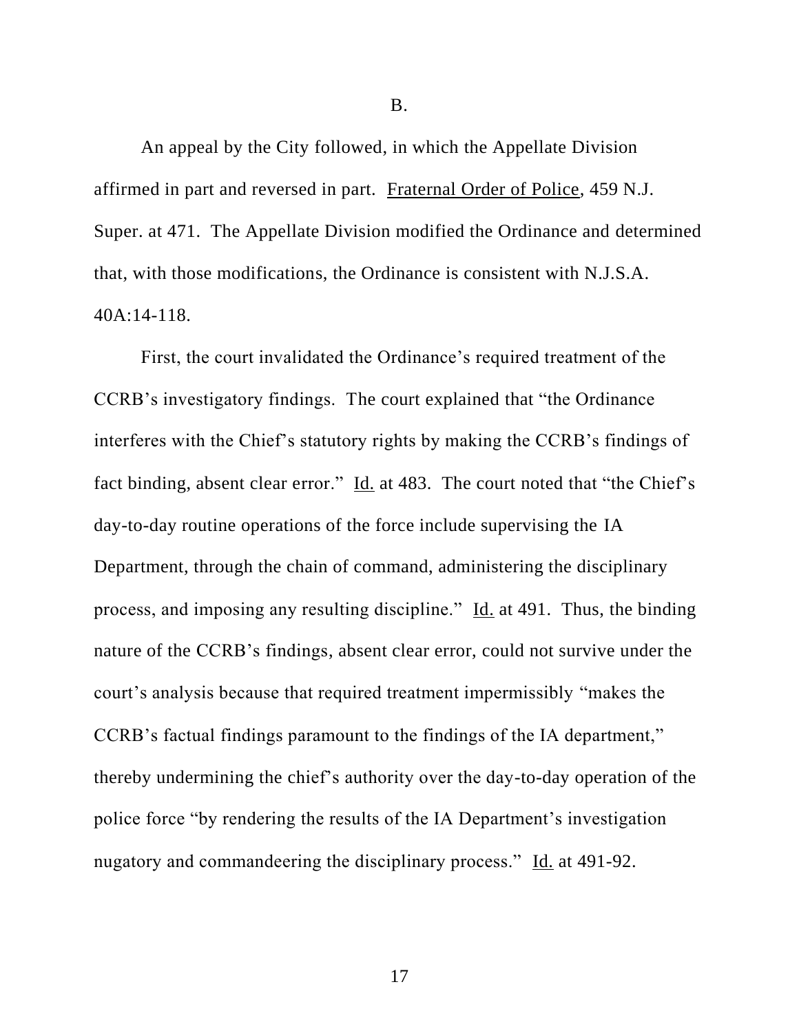B.

An appeal by the City followed, in which the Appellate Division affirmed in part and reversed in part. Fraternal Order of Police, 459 N.J. Super. at 471. The Appellate Division modified the Ordinance and determined that, with those modifications, the Ordinance is consistent with N.J.S.A. 40A:14-118.

First, the court invalidated the Ordinance's required treatment of the CCRB's investigatory findings. The court explained that "the Ordinance interferes with the Chief's statutory rights by making the CCRB's findings of fact binding, absent clear error." Id. at 483. The court noted that "the Chief's day-to-day routine operations of the force include supervising the IA Department, through the chain of command, administering the disciplinary process, and imposing any resulting discipline." Id. at 491. Thus, the binding nature of the CCRB's findings, absent clear error, could not survive under the court's analysis because that required treatment impermissibly "makes the CCRB's factual findings paramount to the findings of the IA department," thereby undermining the chief's authority over the day-to-day operation of the police force "by rendering the results of the IA Department's investigation nugatory and commandeering the disciplinary process." Id. at 491-92.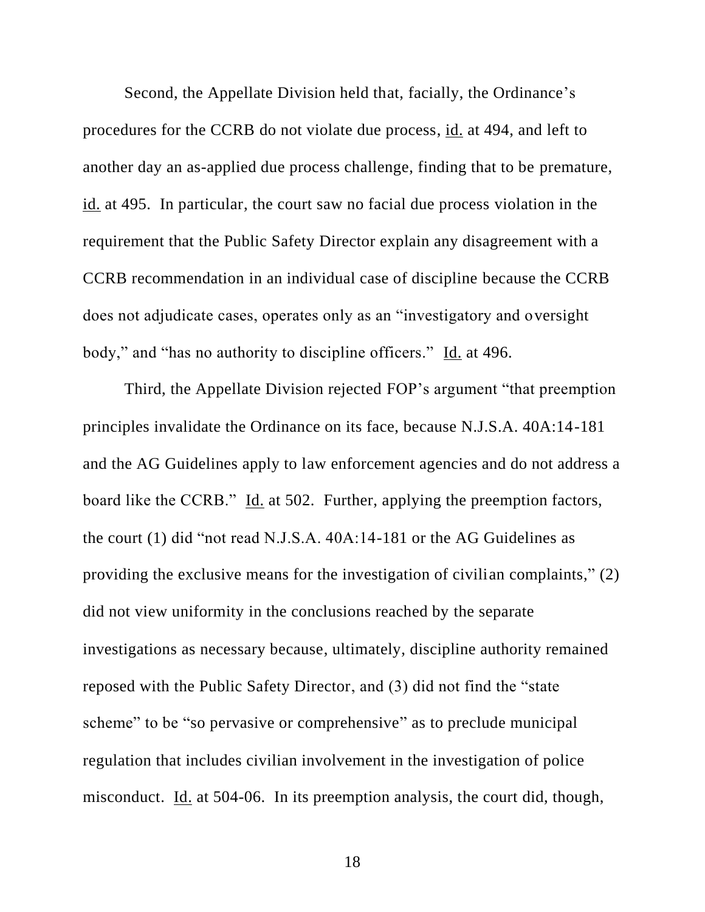Second, the Appellate Division held that, facially, the Ordinance's procedures for the CCRB do not violate due process, id. at 494, and left to another day an as-applied due process challenge, finding that to be premature, id. at 495. In particular, the court saw no facial due process violation in the requirement that the Public Safety Director explain any disagreement with a CCRB recommendation in an individual case of discipline because the CCRB does not adjudicate cases, operates only as an "investigatory and oversight body," and "has no authority to discipline officers." Id. at 496.

Third, the Appellate Division rejected FOP's argument "that preemption principles invalidate the Ordinance on its face, because N.J.S.A. 40A:14-181 and the AG Guidelines apply to law enforcement agencies and do not address a board like the CCRB." Id. at 502. Further, applying the preemption factors, the court (1) did "not read N.J.S.A. 40A:14-181 or the AG Guidelines as providing the exclusive means for the investigation of civilian complaints," (2) did not view uniformity in the conclusions reached by the separate investigations as necessary because, ultimately, discipline authority remained reposed with the Public Safety Director, and (3) did not find the "state scheme" to be "so pervasive or comprehensive" as to preclude municipal regulation that includes civilian involvement in the investigation of police misconduct. Id. at 504-06. In its preemption analysis, the court did, though,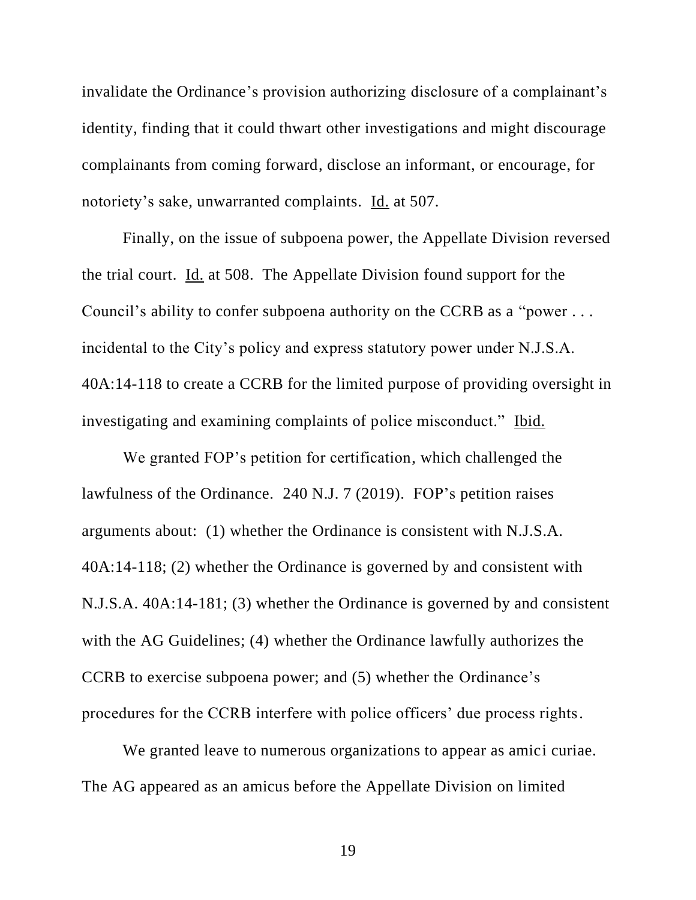invalidate the Ordinance's provision authorizing disclosure of a complainant's identity, finding that it could thwart other investigations and might discourage complainants from coming forward, disclose an informant, or encourage, for notoriety's sake, unwarranted complaints. Id. at 507.

Finally, on the issue of subpoena power, the Appellate Division reversed the trial court. Id. at 508. The Appellate Division found support for the Council's ability to confer subpoena authority on the CCRB as a "power . . . incidental to the City's policy and express statutory power under N.J.S.A. 40A:14-118 to create a CCRB for the limited purpose of providing oversight in investigating and examining complaints of police misconduct." Ibid.

We granted FOP's petition for certification, which challenged the lawfulness of the Ordinance. 240 N.J. 7 (2019). FOP's petition raises arguments about: (1) whether the Ordinance is consistent with N.J.S.A. 40A:14-118; (2) whether the Ordinance is governed by and consistent with N.J.S.A. 40A:14-181; (3) whether the Ordinance is governed by and consistent with the AG Guidelines; (4) whether the Ordinance lawfully authorizes the CCRB to exercise subpoena power; and (5) whether the Ordinance's procedures for the CCRB interfere with police officers' due process rights.

We granted leave to numerous organizations to appear as amici curiae. The AG appeared as an amicus before the Appellate Division on limited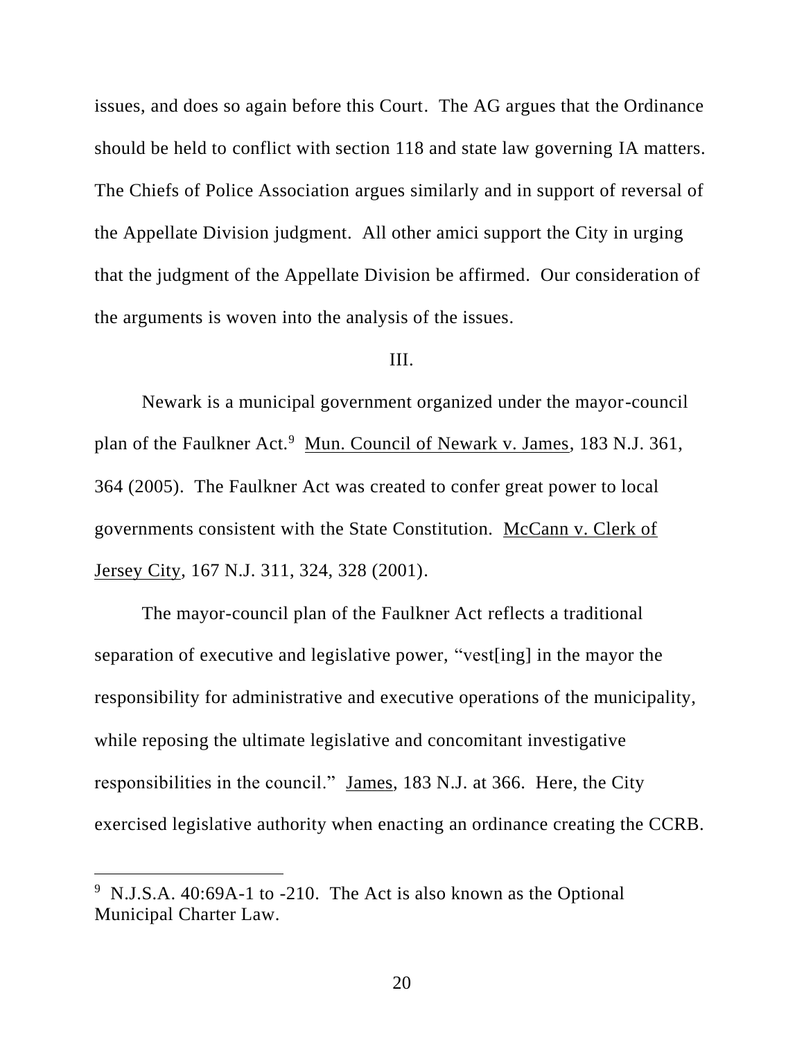issues, and does so again before this Court. The AG argues that the Ordinance should be held to conflict with section 118 and state law governing IA matters. The Chiefs of Police Association argues similarly and in support of reversal of the Appellate Division judgment. All other amici support the City in urging that the judgment of the Appellate Division be affirmed. Our consideration of the arguments is woven into the analysis of the issues.

## III.

Newark is a municipal government organized under the mayor-council plan of the Faulkner Act.[9] Mun. Council of Newark v. James, 183 N.J. 361, 364 (2005). The Faulkner Act was created to confer great power to local governments consistent with the State Constitution. McCann v. Clerk of Jersey City, 167 N.J. 311, 324, 328 (2001).

The mayor-council plan of the Faulkner Act reflects a traditional separation of executive and legislative power, "vest[ing] in the mayor the responsibility for administrative and executive operations of the municipality, while reposing the ultimate legislative and concomitant investigative responsibilities in the council." James, 183 N.J. at 366. Here, the City exercised legislative authority when enacting an ordinance creating the CCRB.

---

[9] N.J.S.A. 40:69A-1 to -210. The Act is also known as the Optional Municipal Charter Law.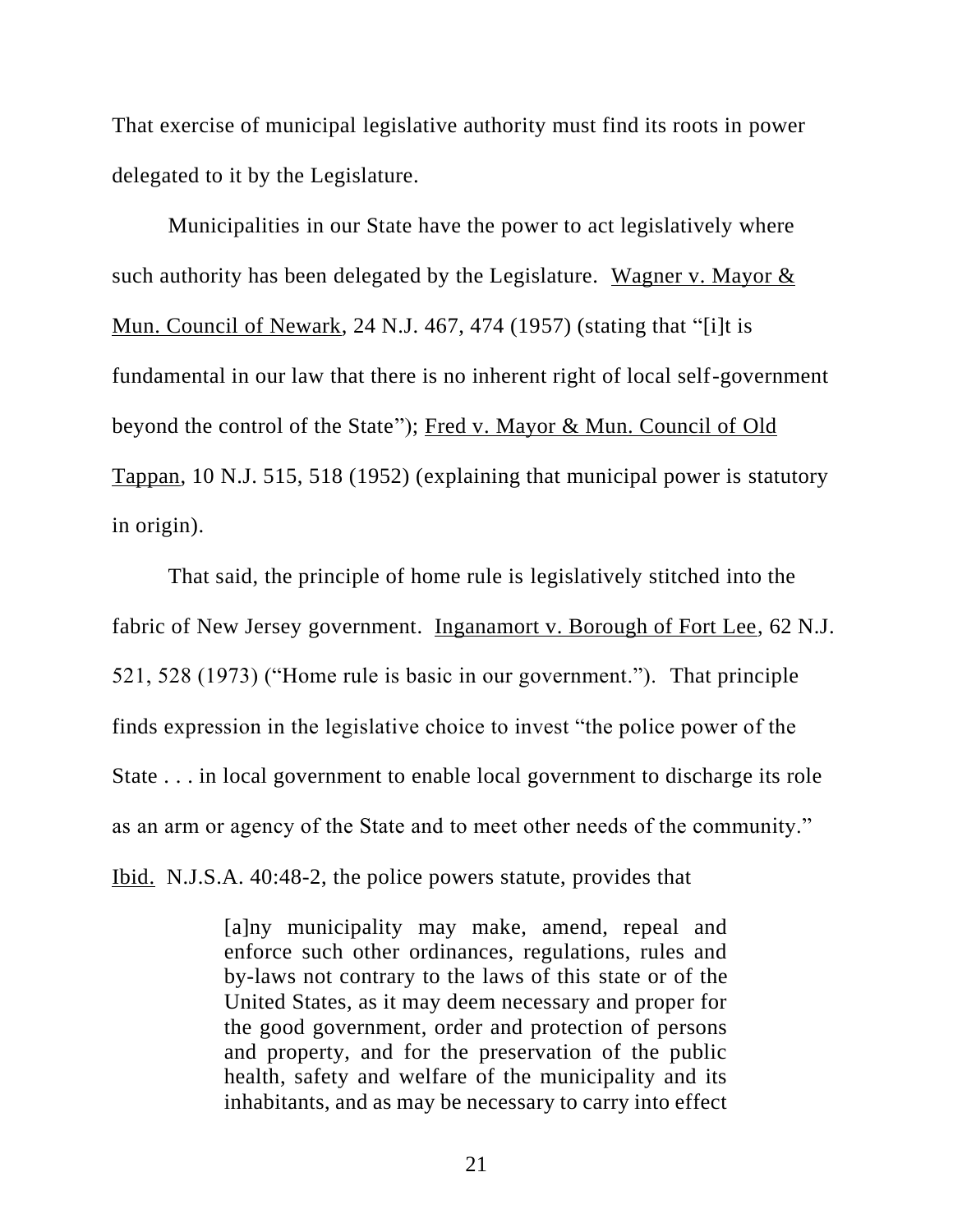That exercise of municipal legislative authority must find its roots in power delegated to it by the Legislature.

Municipalities in our State have the power to act legislatively where such authority has been delegated by the Legislature. Wagner v. Mayor & Mun. Council of Newark, 24 N.J. 467, 474 (1957) (stating that "[i]t is fundamental in our law that there is no inherent right of local self-government beyond the control of the State"); Fred v. Mayor & Mun. Council of Old Tappan, 10 N.J. 515, 518 (1952) (explaining that municipal power is statutory in origin).

That said, the principle of home rule is legislatively stitched into the fabric of New Jersey government. Inganamort v. Borough of Fort Lee, 62 N.J. 521, 528 (1973) ("Home rule is basic in our government."). That principle finds expression in the legislative choice to invest "the police power of the State . . . in local government to enable local government to discharge its role as an arm or agency of the State and to meet other needs of the community." Ibid. N.J.S.A. 40:48-2, the police powers statute, provides that

> [a]ny municipality may make, amend, repeal and enforce such other ordinances, regulations, rules and by-laws not contrary to the laws of this state or of the United States, as it may deem necessary and proper for the good government, order and protection of persons and property, and for the preservation of the public health, safety and welfare of the municipality and its inhabitants, and as may be necessary to carry into effect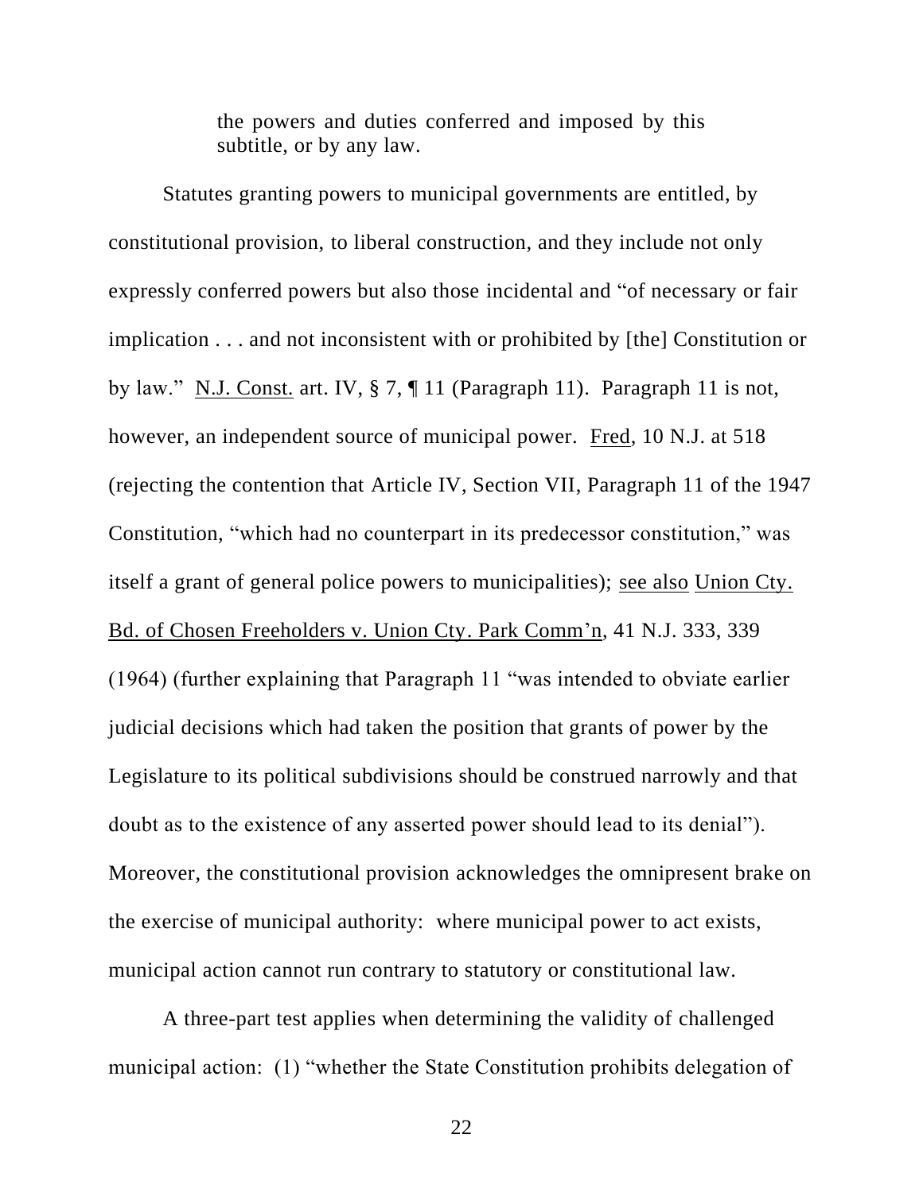> the powers and duties conferred and imposed by this subtitle, or by any law.

Statutes granting powers to municipal governments are entitled, by constitutional provision, to liberal construction, and they include not only expressly conferred powers but also those incidental and "of necessary or fair implication . . . and not inconsistent with or prohibited by [the] Constitution or by law." N.J. Const. art. IV, § 7, ¶ 11 (Paragraph 11). Paragraph 11 is not, however, an independent source of municipal power. Fred, 10 N.J. at 518 (rejecting the contention that Article IV, Section VII, Paragraph 11 of the 1947 Constitution, "which had no counterpart in its predecessor constitution," was itself a grant of general police powers to municipalities); see also Union Cty. Bd. of Chosen Freeholders v. Union Cty. Park Comm'n, 41 N.J. 333, 339 (1964) (further explaining that Paragraph 11 "was intended to obviate earlier judicial decisions which had taken the position that grants of power by the Legislature to its political subdivisions should be construed narrowly and that doubt as to the existence of any asserted power should lead to its denial"). Moreover, the constitutional provision acknowledges the omnipresent brake on the exercise of municipal authority: where municipal power to act exists, municipal action cannot run contrary to statutory or constitutional law.

A three-part test applies when determining the validity of challenged municipal action: (1) "whether the State Constitution prohibits delegation of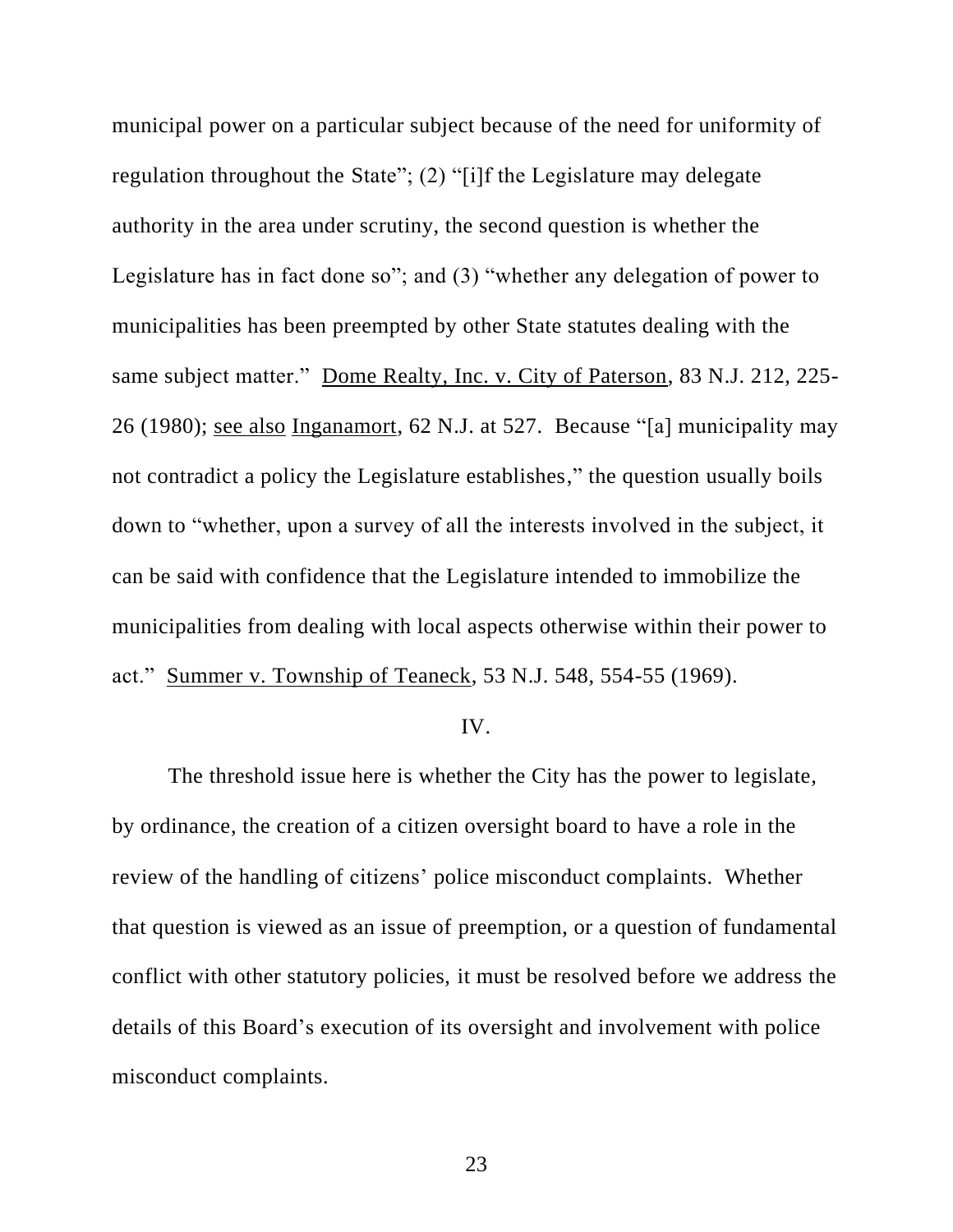municipal power on a particular subject because of the need for uniformity of regulation throughout the State"; (2) "[i]f the Legislature may delegate authority in the area under scrutiny, the second question is whether the Legislature has in fact done so"; and (3) "whether any delegation of power to municipalities has been preempted by other State statutes dealing with the same subject matter." Dome Realty, Inc. v. City of Paterson, 83 N.J. 212, 225-26 (1980); see also Inganamort, 62 N.J. at 527. Because "[a] municipality may not contradict a policy the Legislature establishes," the question usually boils down to "whether, upon a survey of all the interests involved in the subject, it can be said with confidence that the Legislature intended to immobilize the municipalities from dealing with local aspects otherwise within their power to act." Summer v. Township of Teaneck, 53 N.J. 548, 554-55 (1969).

## IV.

The threshold issue here is whether the City has the power to legislate, by ordinance, the creation of a citizen oversight board to have a role in the review of the handling of citizens' police misconduct complaints. Whether that question is viewed as an issue of preemption, or a question of fundamental conflict with other statutory policies, it must be resolved before we address the details of this Board's execution of its oversight and involvement with police misconduct complaints.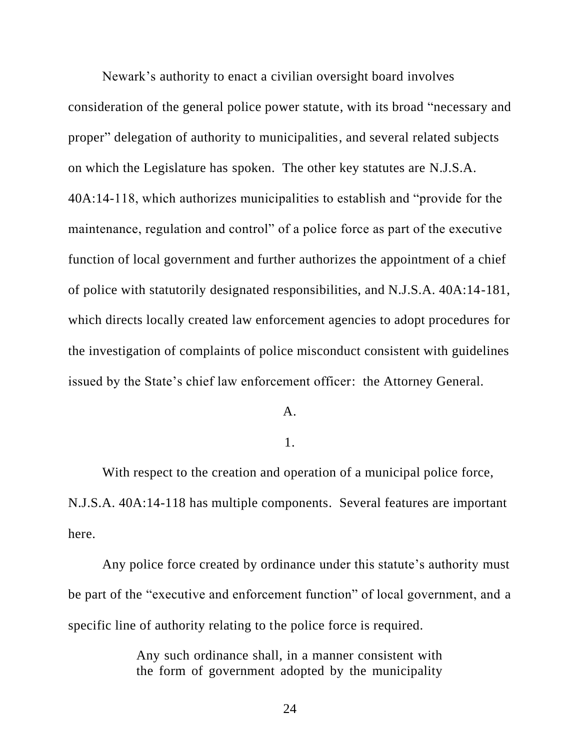Newark's authority to enact a civilian oversight board involves consideration of the general police power statute, with its broad "necessary and proper" delegation of authority to municipalities, and several related subjects on which the Legislature has spoken. The other key statutes are N.J.S.A. 40A:14-118, which authorizes municipalities to establish and "provide for the maintenance, regulation and control" of a police force as part of the executive function of local government and further authorizes the appointment of a chief of police with statutorily designated responsibilities, and N.J.S.A. 40A:14-181, which directs locally created law enforcement agencies to adopt procedures for the investigation of complaints of police misconduct consistent with guidelines issued by the State's chief law enforcement officer: the Attorney General.

A.

1.

With respect to the creation and operation of a municipal police force, N.J.S.A. 40A:14-118 has multiple components. Several features are important here.

Any police force created by ordinance under this statute's authority must be part of the "executive and enforcement function" of local government, and a specific line of authority relating to the police force is required.

> Any such ordinance shall, in a manner consistent with the form of government adopted by the municipality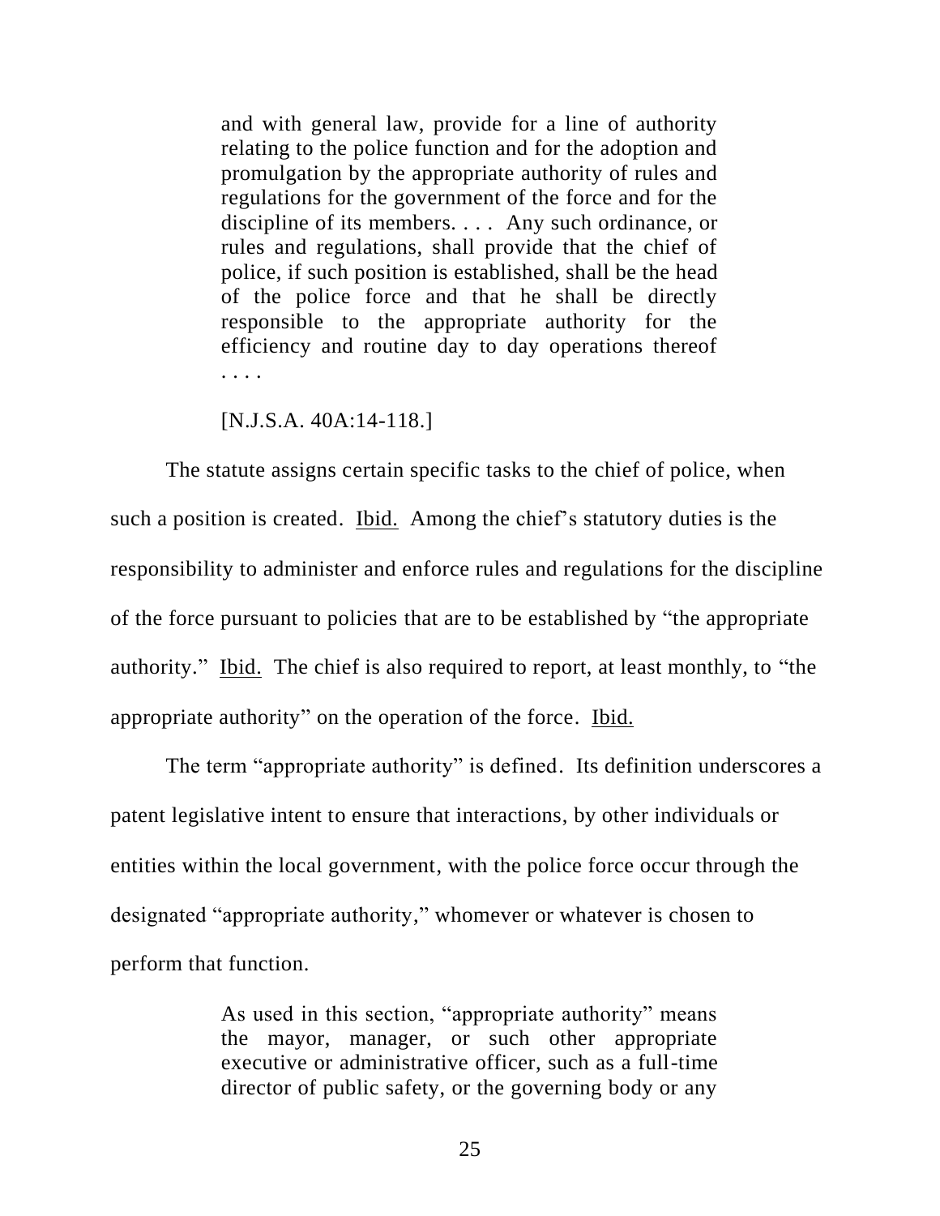> and with general law, provide for a line of authority relating to the police function and for the adoption and promulgation by the appropriate authority of rules and regulations for the government of the force and for the discipline of its members. . . . Any such ordinance, or rules and regulations, shall provide that the chief of police, if such position is established, shall be the head of the police force and that he shall be directly responsible to the appropriate authority for the efficiency and routine day to day operations thereof . . . .
>
> [N.J.S.A. 40A:14-118.]

The statute assigns certain specific tasks to the chief of police, when such a position is created. Ibid. Among the chief's statutory duties is the responsibility to administer and enforce rules and regulations for the discipline of the force pursuant to policies that are to be established by "the appropriate authority." Ibid. The chief is also required to report, at least monthly, to "the appropriate authority" on the operation of the force. Ibid.

The term "appropriate authority" is defined. Its definition underscores a patent legislative intent to ensure that interactions, by other individuals or entities within the local government, with the police force occur through the designated "appropriate authority," whomever or whatever is chosen to perform that function.

> As used in this section, "appropriate authority" means the mayor, manager, or such other appropriate executive or administrative officer, such as a full-time director of public safety, or the governing body or any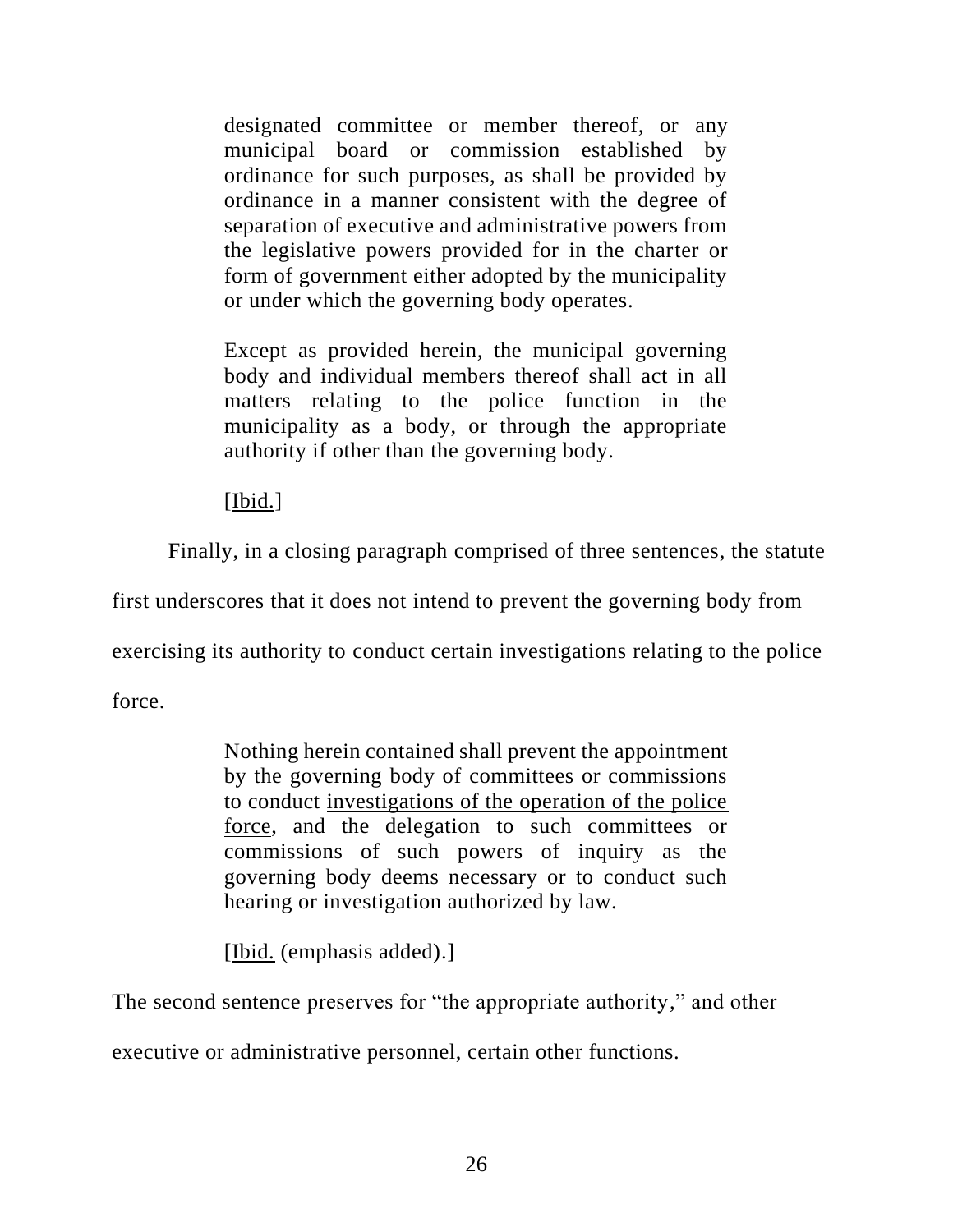> designated committee or member thereof, or any municipal board or commission established by ordinance for such purposes, as shall be provided by ordinance in a manner consistent with the degree of separation of executive and administrative powers from the legislative powers provided for in the charter or form of government either adopted by the municipality or under which the governing body operates.
>
> Except as provided herein, the municipal governing body and individual members thereof shall act in all matters relating to the police function in the municipality as a body, or through the appropriate authority if other than the governing body.
>
> [<u>Ibid.</u>]

Finally, in a closing paragraph comprised of three sentences, the statute first underscores that it does not intend to prevent the governing body from exercising its authority to conduct certain investigations relating to the police force.

> Nothing herein contained shall prevent the appointment by the governing body of committees or commissions to conduct <u>investigations of the operation of the police force</u>, and the delegation to such committees or commissions of such powers of inquiry as the governing body deems necessary or to conduct such hearing or investigation authorized by law.
>
> [<u>Ibid.</u> (emphasis added).]

The second sentence preserves for "the appropriate authority," and other executive or administrative personnel, certain other functions.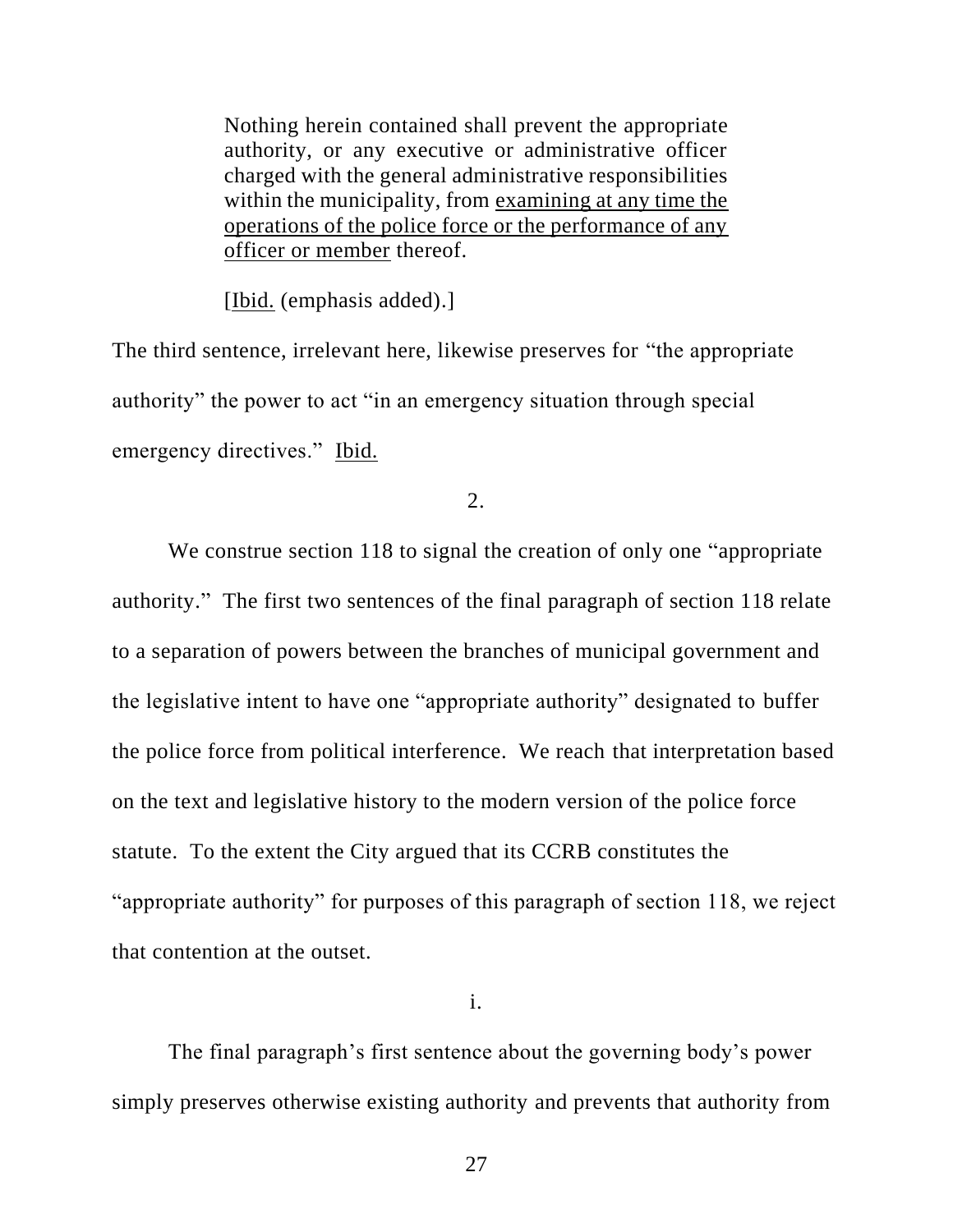> Nothing herein contained shall prevent the appropriate authority, or any executive or administrative officer charged with the general administrative responsibilities within the municipality, from examining at any time the operations of the police force or the performance of any officer or member thereof.
>
> [Ibid. (emphasis added).]

The third sentence, irrelevant here, likewise preserves for "the appropriate authority" the power to act "in an emergency situation through special emergency directives." Ibid.

2.

We construe section 118 to signal the creation of only one "appropriate authority." The first two sentences of the final paragraph of section 118 relate to a separation of powers between the branches of municipal government and the legislative intent to have one "appropriate authority" designated to buffer the police force from political interference. We reach that interpretation based on the text and legislative history to the modern version of the police force statute. To the extent the City argued that its CCRB constitutes the "appropriate authority" for purposes of this paragraph of section 118, we reject that contention at the outset.

i.

The final paragraph's first sentence about the governing body's power simply preserves otherwise existing authority and prevents that authority from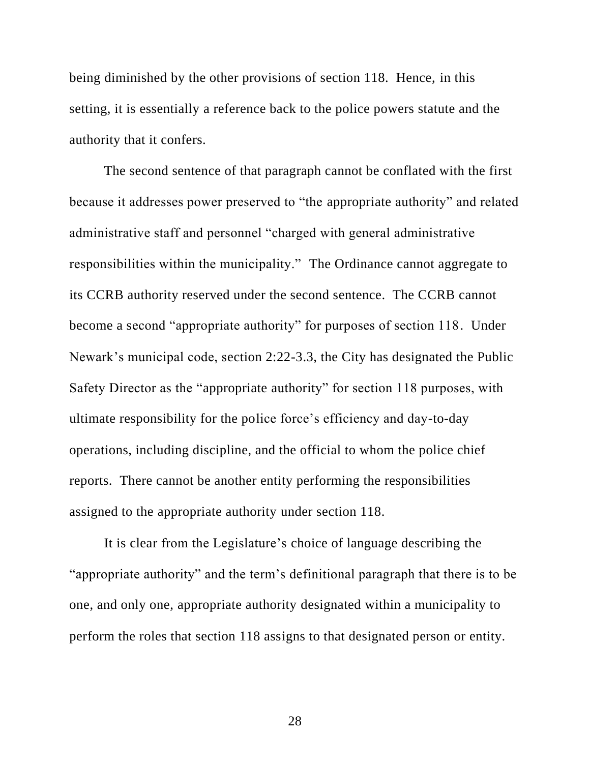being diminished by the other provisions of section 118. Hence, in this setting, it is essentially a reference back to the police powers statute and the authority that it confers.

The second sentence of that paragraph cannot be conflated with the first because it addresses power preserved to "the appropriate authority" and related administrative staff and personnel "charged with general administrative responsibilities within the municipality." The Ordinance cannot aggregate to its CCRB authority reserved under the second sentence. The CCRB cannot become a second "appropriate authority" for purposes of section 118. Under Newark's municipal code, section 2:22-3.3, the City has designated the Public Safety Director as the "appropriate authority" for section 118 purposes, with ultimate responsibility for the police force's efficiency and day-to-day operations, including discipline, and the official to whom the police chief reports. There cannot be another entity performing the responsibilities assigned to the appropriate authority under section 118.

It is clear from the Legislature's choice of language describing the "appropriate authority" and the term's definitional paragraph that there is to be one, and only one, appropriate authority designated within a municipality to perform the roles that section 118 assigns to that designated person or entity.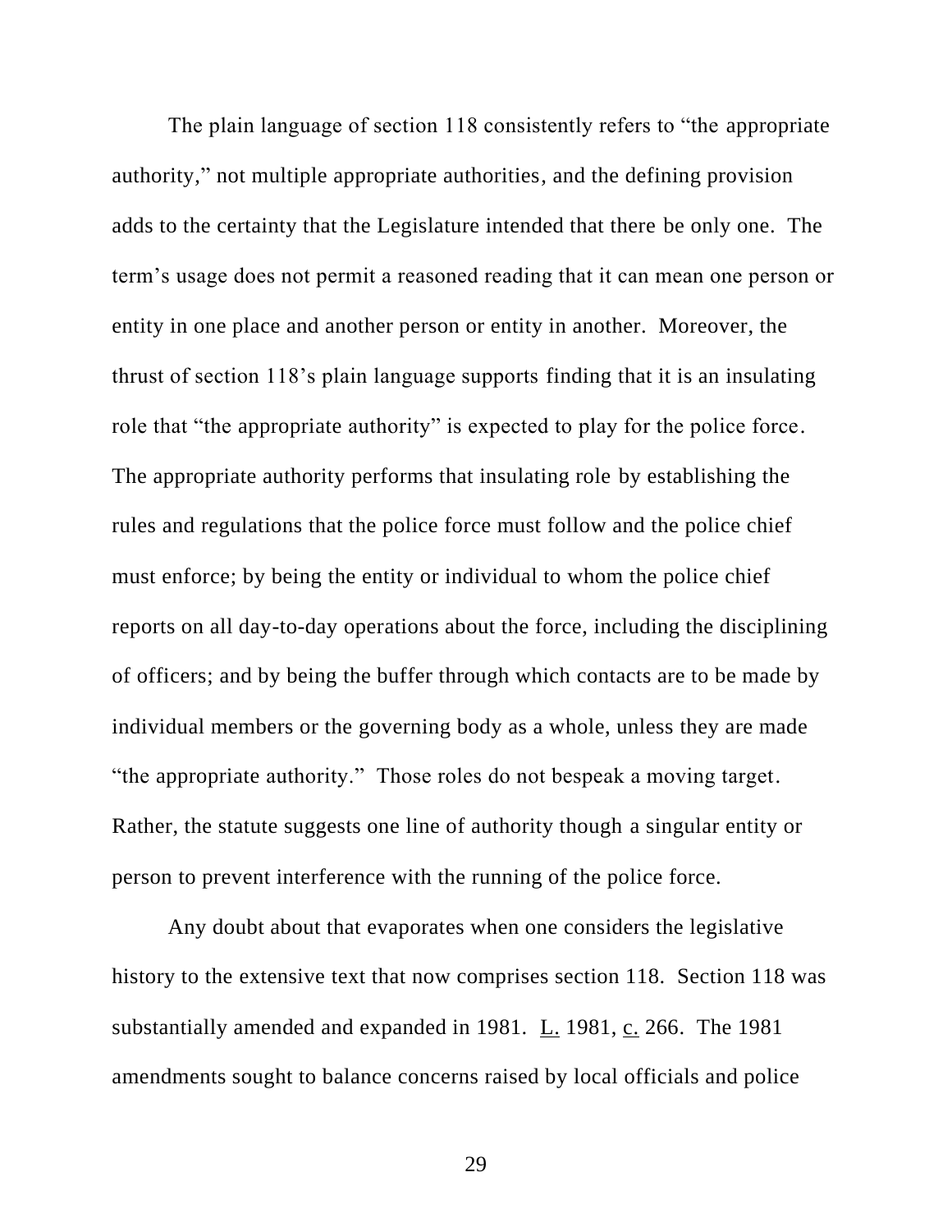The plain language of section 118 consistently refers to "the appropriate authority," not multiple appropriate authorities, and the defining provision adds to the certainty that the Legislature intended that there be only one. The term's usage does not permit a reasoned reading that it can mean one person or entity in one place and another person or entity in another. Moreover, the thrust of section 118's plain language supports finding that it is an insulating role that "the appropriate authority" is expected to play for the police force. The appropriate authority performs that insulating role by establishing the rules and regulations that the police force must follow and the police chief must enforce; by being the entity or individual to whom the police chief reports on all day-to-day operations about the force, including the disciplining of officers; and by being the buffer through which contacts are to be made by individual members or the governing body as a whole, unless they are made "the appropriate authority." Those roles do not bespeak a moving target. Rather, the statute suggests one line of authority though a singular entity or person to prevent interference with the running of the police force.

Any doubt about that evaporates when one considers the legislative history to the extensive text that now comprises section 118. Section 118 was substantially amended and expanded in 1981. L. 1981, c. 266. The 1981 amendments sought to balance concerns raised by local officials and police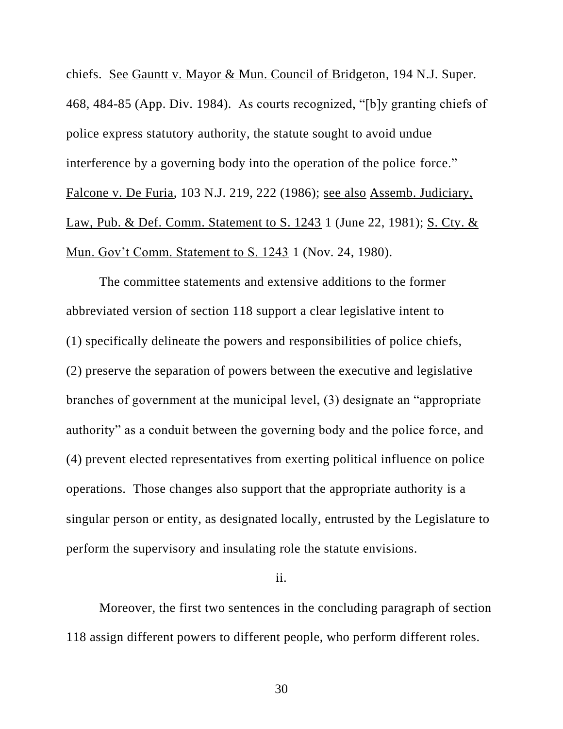chiefs. See Gauntt v. Mayor & Mun. Council of Bridgeton, 194 N.J. Super. 468, 484-85 (App. Div. 1984). As courts recognized, "[b]y granting chiefs of police express statutory authority, the statute sought to avoid undue interference by a governing body into the operation of the police force." Falcone v. De Furia, 103 N.J. 219, 222 (1986); see also Assemb. Judiciary, Law, Pub. & Def. Comm. Statement to S. 1243 1 (June 22, 1981); S. Cty. & Mun. Gov't Comm. Statement to S. 1243 1 (Nov. 24, 1980).

The committee statements and extensive additions to the former abbreviated version of section 118 support a clear legislative intent to (1) specifically delineate the powers and responsibilities of police chiefs, (2) preserve the separation of powers between the executive and legislative branches of government at the municipal level, (3) designate an "appropriate authority" as a conduit between the governing body and the police force, and (4) prevent elected representatives from exerting political influence on police operations. Those changes also support that the appropriate authority is a singular person or entity, as designated locally, entrusted by the Legislature to perform the supervisory and insulating role the statute envisions.

ii.

Moreover, the first two sentences in the concluding paragraph of section 118 assign different powers to different people, who perform different roles.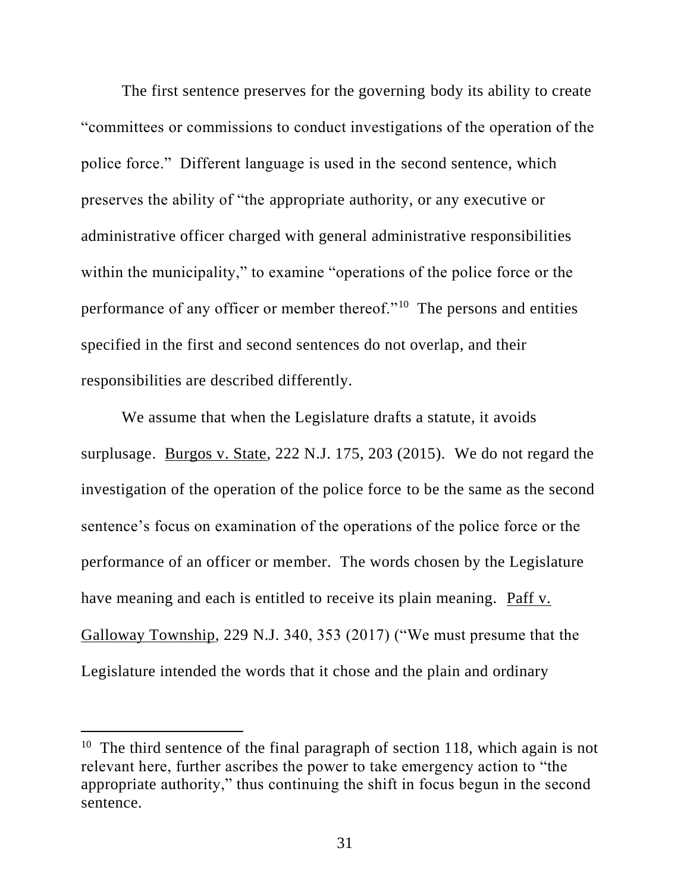The first sentence preserves for the governing body its ability to create "committees or commissions to conduct investigations of the operation of the police force." Different language is used in the second sentence, which preserves the ability of "the appropriate authority, or any executive or administrative officer charged with general administrative responsibilities within the municipality," to examine "operations of the police force or the performance of any officer or member thereof."[10] The persons and entities specified in the first and second sentences do not overlap, and their responsibilities are described differently.

We assume that when the Legislature drafts a statute, it avoids surplusage. Burgos v. State, 222 N.J. 175, 203 (2015). We do not regard the investigation of the operation of the police force to be the same as the second sentence's focus on examination of the operations of the police force or the performance of an officer or member. The words chosen by the Legislature have meaning and each is entitled to receive its plain meaning. Paff v. Galloway Township, 229 N.J. 340, 353 (2017) ("We must presume that the Legislature intended the words that it chose and the plain and ordinary

---

[10] The third sentence of the final paragraph of section 118, which again is not relevant here, further ascribes the power to take emergency action to "the appropriate authority," thus continuing the shift in focus begun in the second sentence.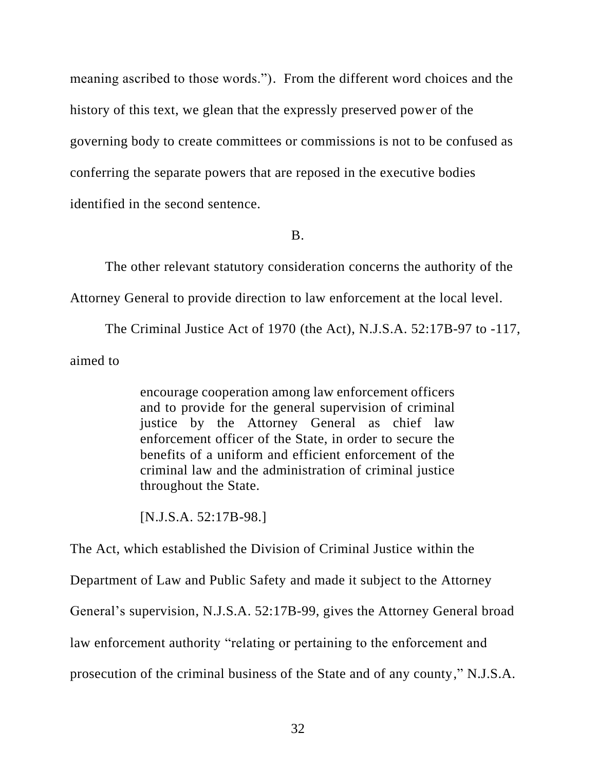meaning ascribed to those words."). From the different word choices and the history of this text, we glean that the expressly preserved power of the governing body to create committees or commissions is not to be confused as conferring the separate powers that are reposed in the executive bodies identified in the second sentence.

B.

The other relevant statutory consideration concerns the authority of the Attorney General to provide direction to law enforcement at the local level.

The Criminal Justice Act of 1970 (the Act), N.J.S.A. 52:17B-97 to -117, aimed to

> encourage cooperation among law enforcement officers and to provide for the general supervision of criminal justice by the Attorney General as chief law enforcement officer of the State, in order to secure the benefits of a uniform and efficient enforcement of the criminal law and the administration of criminal justice throughout the State.
>
> [N.J.S.A. 52:17B-98.]

The Act, which established the Division of Criminal Justice within the Department of Law and Public Safety and made it subject to the Attorney General's supervision, N.J.S.A. 52:17B-99, gives the Attorney General broad law enforcement authority "relating or pertaining to the enforcement and prosecution of the criminal business of the State and of any county," N.J.S.A.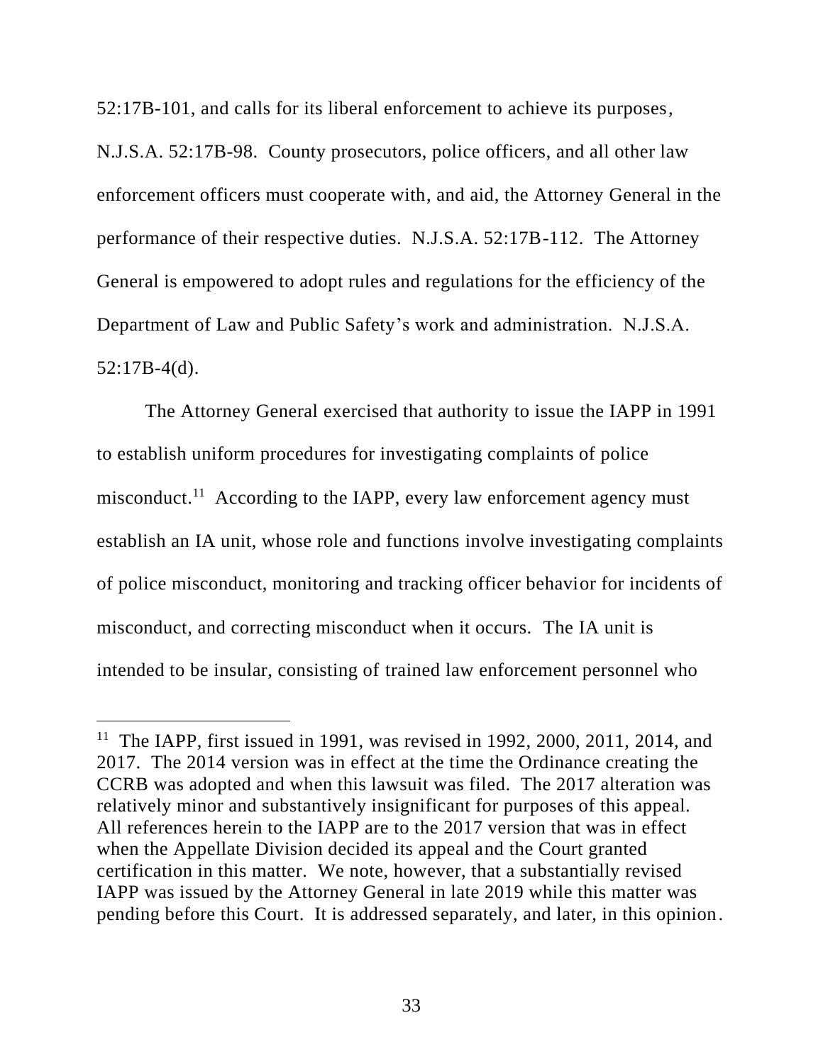52:17B-101, and calls for its liberal enforcement to achieve its purposes, N.J.S.A. 52:17B-98. County prosecutors, police officers, and all other law enforcement officers must cooperate with, and aid, the Attorney General in the performance of their respective duties. N.J.S.A. 52:17B-112. The Attorney General is empowered to adopt rules and regulations for the efficiency of the Department of Law and Public Safety's work and administration. N.J.S.A. 52:17B-4(d).

The Attorney General exercised that authority to issue the IAPP in 1991 to establish uniform procedures for investigating complaints of police misconduct.[11] According to the IAPP, every law enforcement agency must establish an IA unit, whose role and functions involve investigating complaints of police misconduct, monitoring and tracking officer behavior for incidents of misconduct, and correcting misconduct when it occurs. The IA unit is intended to be insular, consisting of trained law enforcement personnel who

---

[11] The IAPP, first issued in 1991, was revised in 1992, 2000, 2011, 2014, and 2017. The 2014 version was in effect at the time the Ordinance creating the CCRB was adopted and when this lawsuit was filed. The 2017 alteration was relatively minor and substantively insignificant for purposes of this appeal. All references herein to the IAPP are to the 2017 version that was in effect when the Appellate Division decided its appeal and the Court granted certification in this matter. We note, however, that a substantially revised IAPP was issued by the Attorney General in late 2019 while this matter was pending before this Court. It is addressed separately, and later, in this opinion.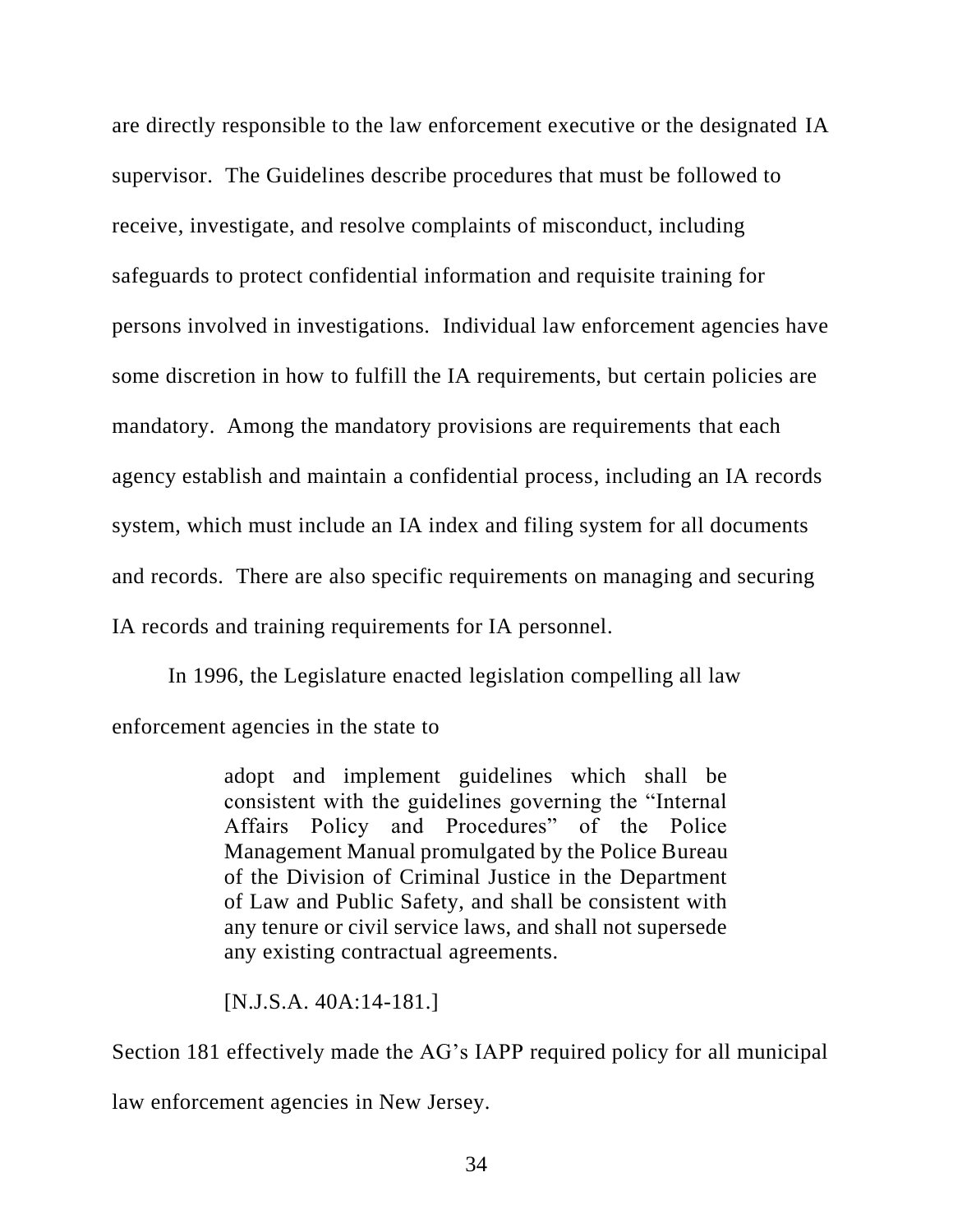are directly responsible to the law enforcement executive or the designated IA supervisor. The Guidelines describe procedures that must be followed to receive, investigate, and resolve complaints of misconduct, including safeguards to protect confidential information and requisite training for persons involved in investigations. Individual law enforcement agencies have some discretion in how to fulfill the IA requirements, but certain policies are mandatory. Among the mandatory provisions are requirements that each agency establish and maintain a confidential process, including an IA records system, which must include an IA index and filing system for all documents and records. There are also specific requirements on managing and securing IA records and training requirements for IA personnel.

In 1996, the Legislature enacted legislation compelling all law enforcement agencies in the state to

> adopt and implement guidelines which shall be consistent with the guidelines governing the "Internal Affairs Policy and Procedures" of the Police Management Manual promulgated by the Police Bureau of the Division of Criminal Justice in the Department of Law and Public Safety, and shall be consistent with any tenure or civil service laws, and shall not supersede any existing contractual agreements.
>
> [N.J.S.A. 40A:14-181.]

Section 181 effectively made the AG's IAPP required policy for all municipal law enforcement agencies in New Jersey.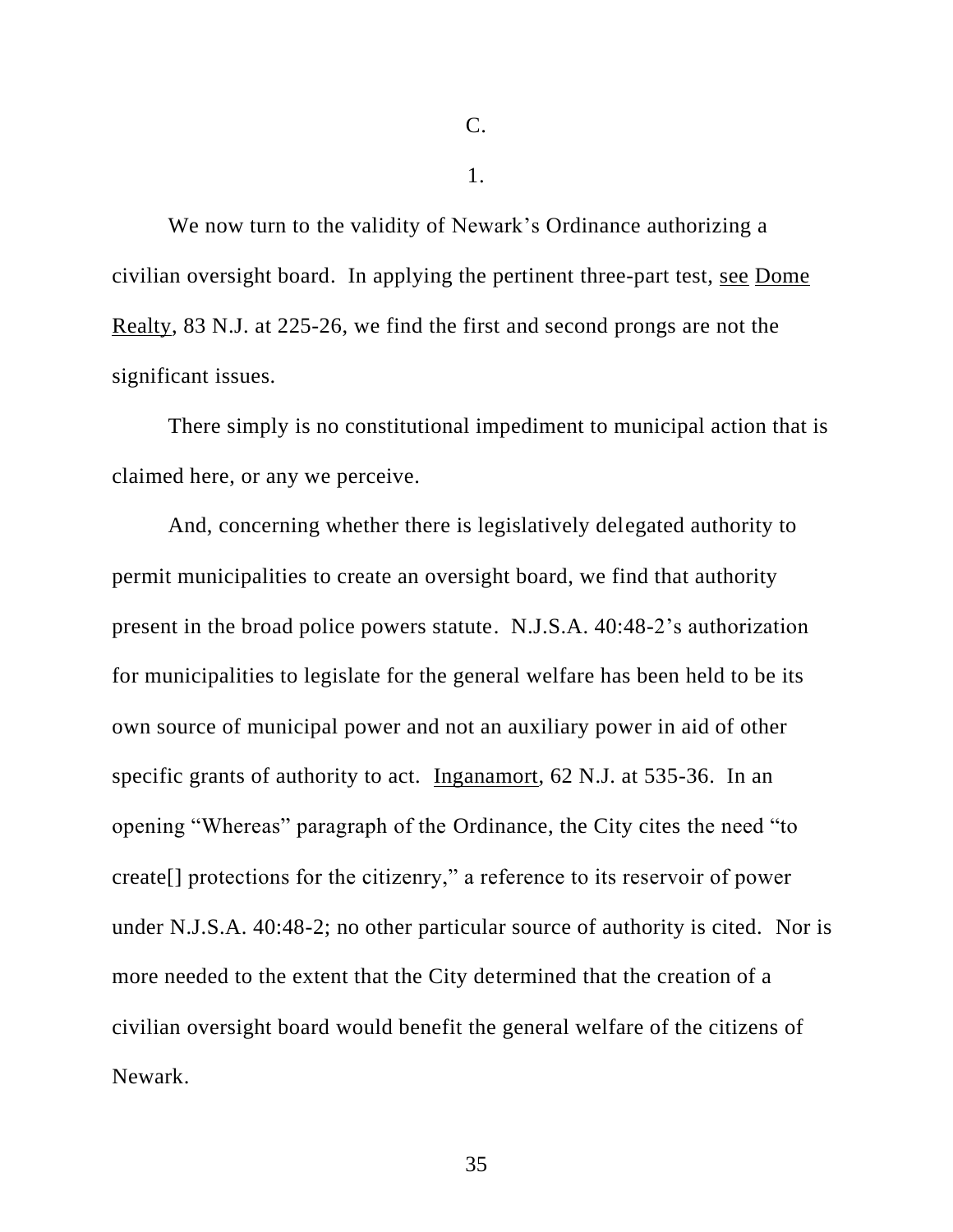C.

1.

We now turn to the validity of Newark's Ordinance authorizing a civilian oversight board. In applying the pertinent three-part test, see Dome Realty, 83 N.J. at 225-26, we find the first and second prongs are not the significant issues.

There simply is no constitutional impediment to municipal action that is claimed here, or any we perceive.

And, concerning whether there is legislatively delegated authority to permit municipalities to create an oversight board, we find that authority present in the broad police powers statute. N.J.S.A. 40:48-2's authorization for municipalities to legislate for the general welfare has been held to be its own source of municipal power and not an auxiliary power in aid of other specific grants of authority to act. Inganamort, 62 N.J. at 535-36. In an opening "Whereas" paragraph of the Ordinance, the City cites the need "to create[] protections for the citizenry," a reference to its reservoir of power under N.J.S.A. 40:48-2; no other particular source of authority is cited. Nor is more needed to the extent that the City determined that the creation of a civilian oversight board would benefit the general welfare of the citizens of Newark.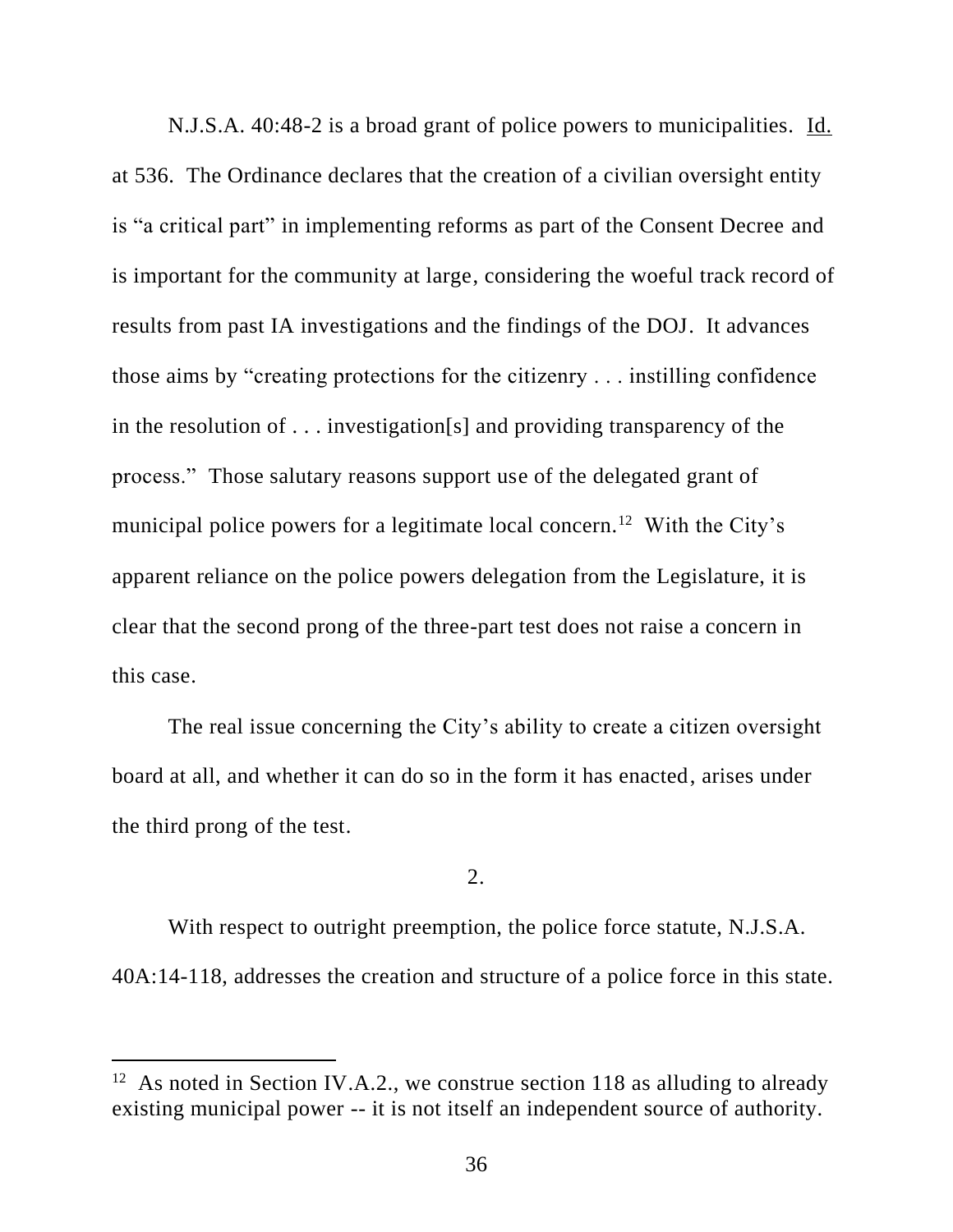N.J.S.A. 40:48-2 is a broad grant of police powers to municipalities. Id. at 536. The Ordinance declares that the creation of a civilian oversight entity is "a critical part" in implementing reforms as part of the Consent Decree and is important for the community at large, considering the woeful track record of results from past IA investigations and the findings of the DOJ. It advances those aims by "creating protections for the citizenry . . . instilling confidence in the resolution of . . . investigation[s] and providing transparency of the process." Those salutary reasons support use of the delegated grant of municipal police powers for a legitimate local concern.[12] With the City's apparent reliance on the police powers delegation from the Legislature, it is clear that the second prong of the three-part test does not raise a concern in this case.

The real issue concerning the City's ability to create a citizen oversight board at all, and whether it can do so in the form it has enacted, arises under the third prong of the test.

2.

With respect to outright preemption, the police force statute, N.J.S.A. 40A:14-118, addresses the creation and structure of a police force in this state.

---

[12] As noted in Section IV.A.2., we construe section 118 as alluding to already existing municipal power -- it is not itself an independent source of authority.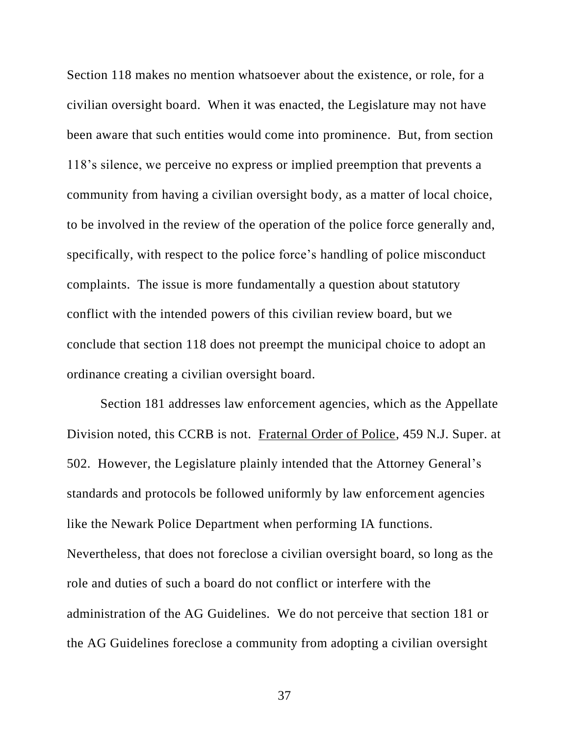Section 118 makes no mention whatsoever about the existence, or role, for a civilian oversight board. When it was enacted, the Legislature may not have been aware that such entities would come into prominence. But, from section 118's silence, we perceive no express or implied preemption that prevents a community from having a civilian oversight body, as a matter of local choice, to be involved in the review of the operation of the police force generally and, specifically, with respect to the police force's handling of police misconduct complaints. The issue is more fundamentally a question about statutory conflict with the intended powers of this civilian review board, but we conclude that section 118 does not preempt the municipal choice to adopt an ordinance creating a civilian oversight board.

Section 181 addresses law enforcement agencies, which as the Appellate Division noted, this CCRB is not. Fraternal Order of Police, 459 N.J. Super. at 502. However, the Legislature plainly intended that the Attorney General's standards and protocols be followed uniformly by law enforcement agencies like the Newark Police Department when performing IA functions. Nevertheless, that does not foreclose a civilian oversight board, so long as the role and duties of such a board do not conflict or interfere with the administration of the AG Guidelines. We do not perceive that section 181 or the AG Guidelines foreclose a community from adopting a civilian oversight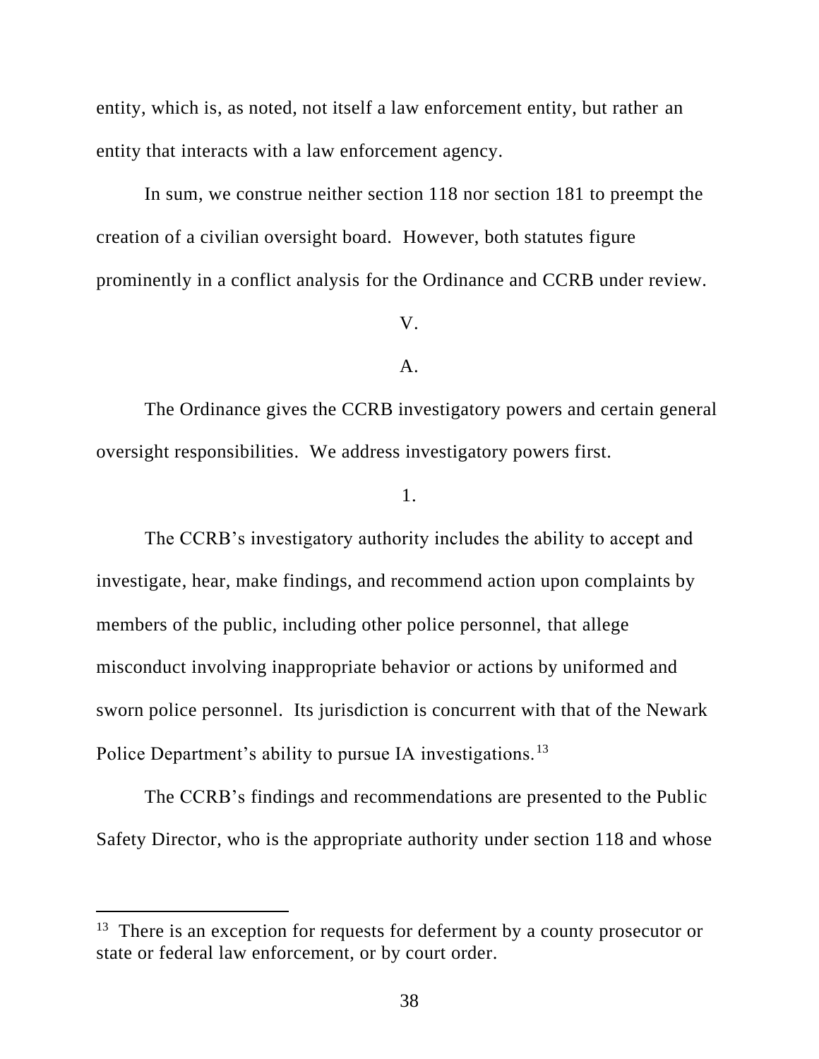entity, which is, as noted, not itself a law enforcement entity, but rather an entity that interacts with a law enforcement agency.

In sum, we construe neither section 118 nor section 181 to preempt the creation of a civilian oversight board. However, both statutes figure prominently in a conflict analysis for the Ordinance and CCRB under review.

V.

A.

The Ordinance gives the CCRB investigatory powers and certain general oversight responsibilities. We address investigatory powers first.

1.

The CCRB's investigatory authority includes the ability to accept and investigate, hear, make findings, and recommend action upon complaints by members of the public, including other police personnel, that allege misconduct involving inappropriate behavior or actions by uniformed and sworn police personnel. Its jurisdiction is concurrent with that of the Newark Police Department's ability to pursue IA investigations.[13]

The CCRB's findings and recommendations are presented to the Public Safety Director, who is the appropriate authority under section 118 and whose

---

[13] There is an exception for requests for deferment by a county prosecutor or state or federal law enforcement, or by court order.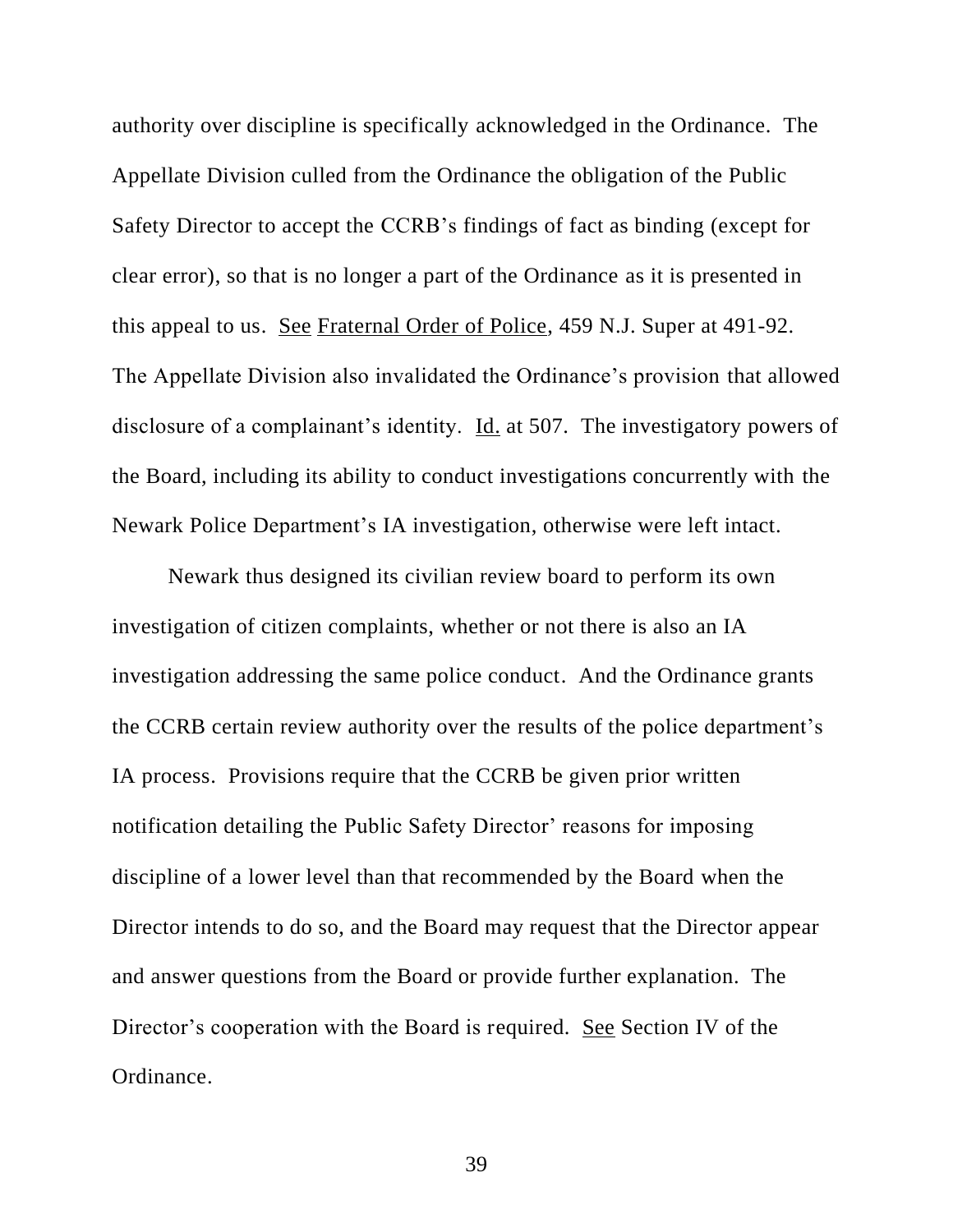authority over discipline is specifically acknowledged in the Ordinance. The Appellate Division culled from the Ordinance the obligation of the Public Safety Director to accept the CCRB's findings of fact as binding (except for clear error), so that is no longer a part of the Ordinance as it is presented in this appeal to us. See Fraternal Order of Police, 459 N.J. Super at 491-92. The Appellate Division also invalidated the Ordinance's provision that allowed disclosure of a complainant's identity. Id. at 507. The investigatory powers of the Board, including its ability to conduct investigations concurrently with the Newark Police Department's IA investigation, otherwise were left intact.

Newark thus designed its civilian review board to perform its own investigation of citizen complaints, whether or not there is also an IA investigation addressing the same police conduct. And the Ordinance grants the CCRB certain review authority over the results of the police department's IA process. Provisions require that the CCRB be given prior written notification detailing the Public Safety Director' reasons for imposing discipline of a lower level than that recommended by the Board when the Director intends to do so, and the Board may request that the Director appear and answer questions from the Board or provide further explanation. The Director's cooperation with the Board is required. See Section IV of the Ordinance.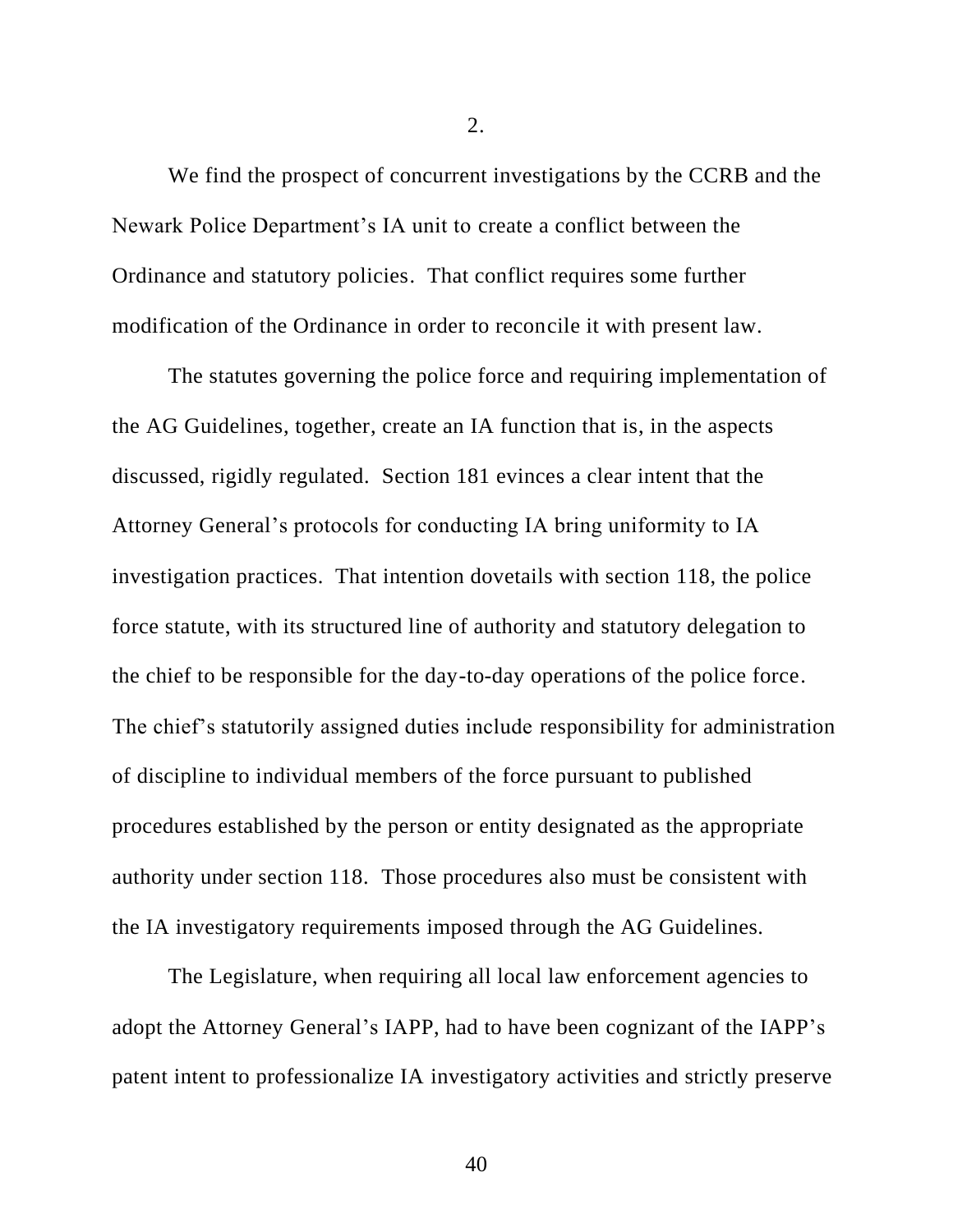2.

We find the prospect of concurrent investigations by the CCRB and the Newark Police Department's IA unit to create a conflict between the Ordinance and statutory policies. That conflict requires some further modification of the Ordinance in order to reconcile it with present law.

The statutes governing the police force and requiring implementation of the AG Guidelines, together, create an IA function that is, in the aspects discussed, rigidly regulated. Section 181 evinces a clear intent that the Attorney General's protocols for conducting IA bring uniformity to IA investigation practices. That intention dovetails with section 118, the police force statute, with its structured line of authority and statutory delegation to the chief to be responsible for the day-to-day operations of the police force. The chief's statutorily assigned duties include responsibility for administration of discipline to individual members of the force pursuant to published procedures established by the person or entity designated as the appropriate authority under section 118. Those procedures also must be consistent with the IA investigatory requirements imposed through the AG Guidelines.

The Legislature, when requiring all local law enforcement agencies to adopt the Attorney General's IAPP, had to have been cognizant of the IAPP's patent intent to professionalize IA investigatory activities and strictly preserve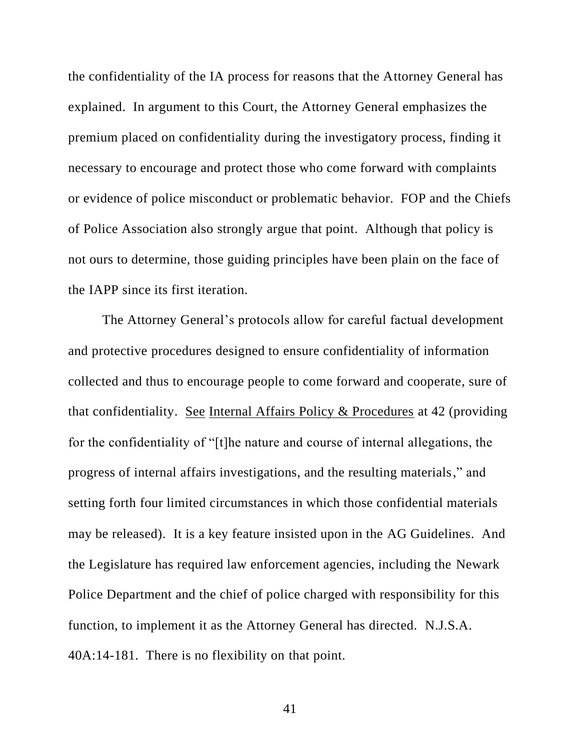the confidentiality of the IA process for reasons that the Attorney General has explained. In argument to this Court, the Attorney General emphasizes the premium placed on confidentiality during the investigatory process, finding it necessary to encourage and protect those who come forward with complaints or evidence of police misconduct or problematic behavior. FOP and the Chiefs of Police Association also strongly argue that point. Although that policy is not ours to determine, those guiding principles have been plain on the face of the IAPP since its first iteration.

The Attorney General's protocols allow for careful factual development and protective procedures designed to ensure confidentiality of information collected and thus to encourage people to come forward and cooperate, sure of that confidentiality. See Internal Affairs Policy & Procedures at 42 (providing for the confidentiality of "[t]he nature and course of internal allegations, the progress of internal affairs investigations, and the resulting materials," and setting forth four limited circumstances in which those confidential materials may be released). It is a key feature insisted upon in the AG Guidelines. And the Legislature has required law enforcement agencies, including the Newark Police Department and the chief of police charged with responsibility for this function, to implement it as the Attorney General has directed. N.J.S.A. 40A:14-181. There is no flexibility on that point.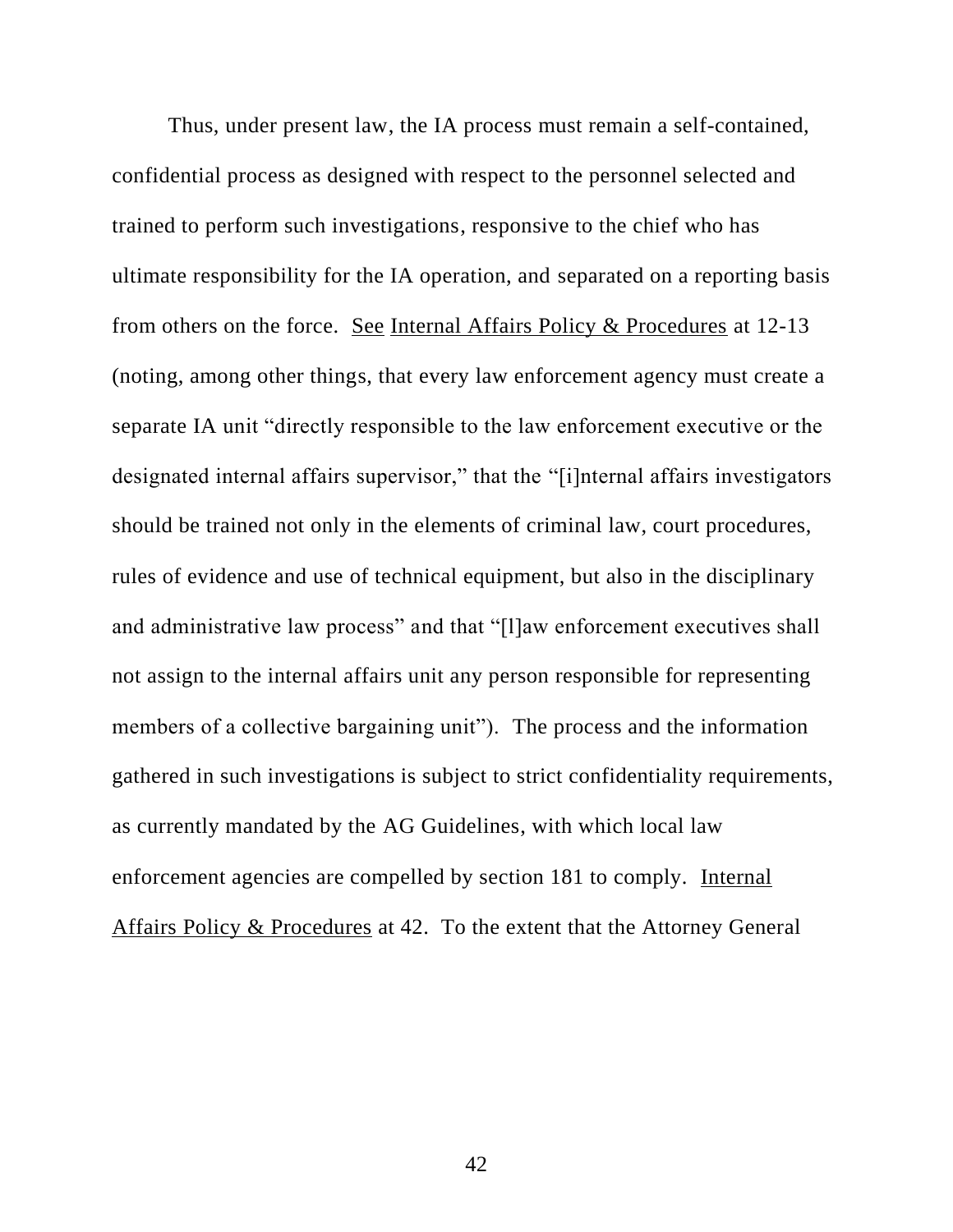Thus, under present law, the IA process must remain a self-contained, confidential process as designed with respect to the personnel selected and trained to perform such investigations, responsive to the chief who has ultimate responsibility for the IA operation, and separated on a reporting basis from others on the force. See Internal Affairs Policy & Procedures at 12-13 (noting, among other things, that every law enforcement agency must create a separate IA unit "directly responsible to the law enforcement executive or the designated internal affairs supervisor," that the "[i]nternal affairs investigators should be trained not only in the elements of criminal law, court procedures, rules of evidence and use of technical equipment, but also in the disciplinary and administrative law process" and that "[l]aw enforcement executives shall not assign to the internal affairs unit any person responsible for representing members of a collective bargaining unit"). The process and the information gathered in such investigations is subject to strict confidentiality requirements, as currently mandated by the AG Guidelines, with which local law enforcement agencies are compelled by section 181 to comply. Internal Affairs Policy & Procedures at 42. To the extent that the Attorney General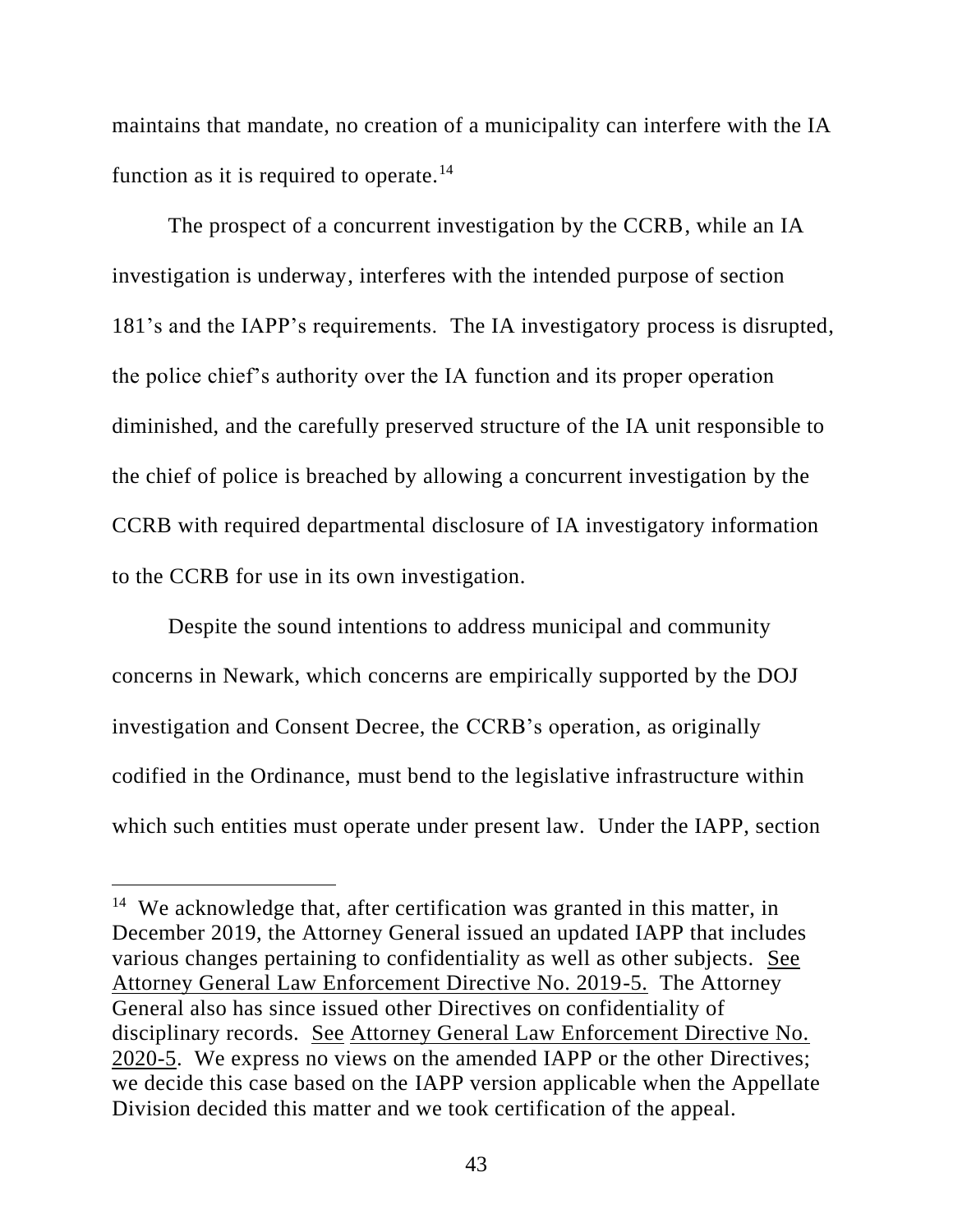maintains that mandate, no creation of a municipality can interfere with the IA function as it is required to operate.[14]

The prospect of a concurrent investigation by the CCRB, while an IA investigation is underway, interferes with the intended purpose of section 181's and the IAPP's requirements. The IA investigatory process is disrupted, the police chief's authority over the IA function and its proper operation diminished, and the carefully preserved structure of the IA unit responsible to the chief of police is breached by allowing a concurrent investigation by the CCRB with required departmental disclosure of IA investigatory information to the CCRB for use in its own investigation.

Despite the sound intentions to address municipal and community concerns in Newark, which concerns are empirically supported by the DOJ investigation and Consent Decree, the CCRB's operation, as originally codified in the Ordinance, must bend to the legislative infrastructure within which such entities must operate under present law. Under the IAPP, section

---

[14] We acknowledge that, after certification was granted in this matter, in December 2019, the Attorney General issued an updated IAPP that includes various changes pertaining to confidentiality as well as other subjects. See Attorney General Law Enforcement Directive No. 2019-5. The Attorney General also has since issued other Directives on confidentiality of disciplinary records. See Attorney General Law Enforcement Directive No. 2020-5. We express no views on the amended IAPP or the other Directives; we decide this case based on the IAPP version applicable when the Appellate Division decided this matter and we took certification of the appeal.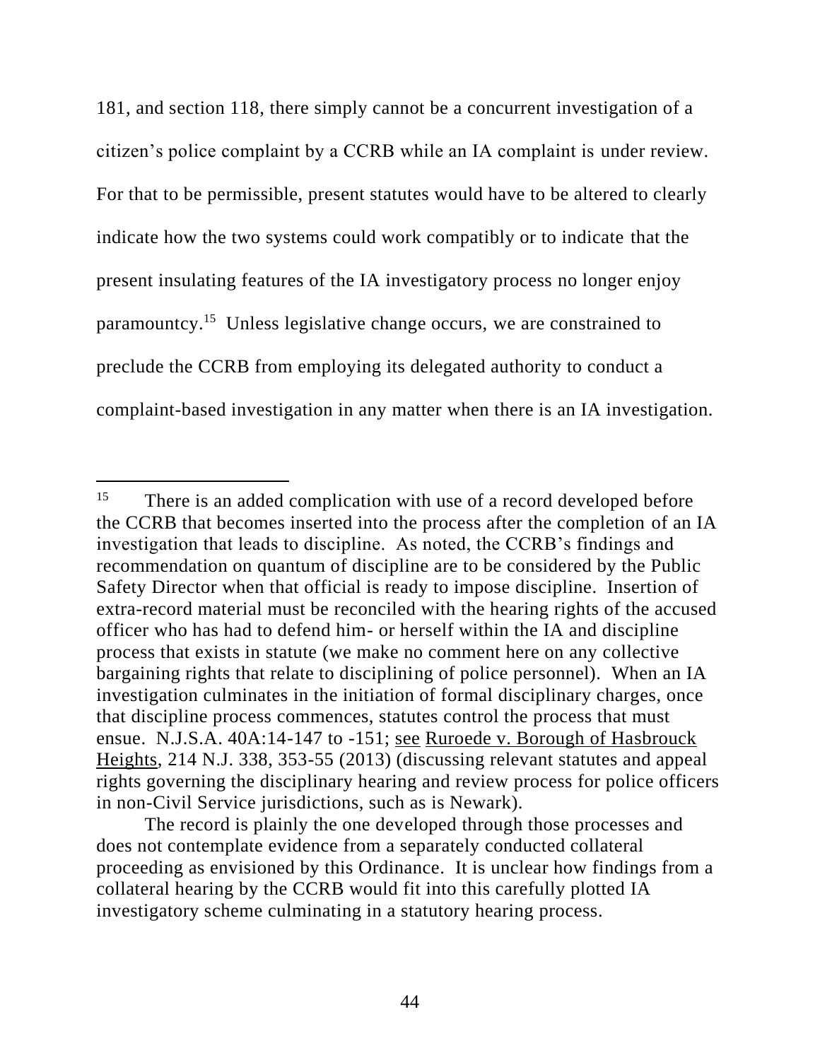181, and section 118, there simply cannot be a concurrent investigation of a citizen's police complaint by a CCRB while an IA complaint is under review. For that to be permissible, present statutes would have to be altered to clearly indicate how the two systems could work compatibly or to indicate that the present insulating features of the IA investigatory process no longer enjoy paramountcy.[15] Unless legislative change occurs, we are constrained to preclude the CCRB from employing its delegated authority to conduct a complaint-based investigation in any matter when there is an IA investigation.

---

[15] There is an added complication with use of a record developed before the CCRB that becomes inserted into the process after the completion of an IA investigation that leads to discipline. As noted, the CCRB's findings and recommendation on quantum of discipline are to be considered by the Public Safety Director when that official is ready to impose discipline. Insertion of extra-record material must be reconciled with the hearing rights of the accused officer who has had to defend him- or herself within the IA and discipline process that exists in statute (we make no comment here on any collective bargaining rights that relate to disciplining of police personnel). When an IA investigation culminates in the initiation of formal disciplinary charges, once that discipline process commences, statutes control the process that must ensue. N.J.S.A. 40A:14-147 to -151; see Ruroede v. Borough of Hasbrouck Heights, 214 N.J. 338, 353-55 (2013) (discussing relevant statutes and appeal rights governing the disciplinary hearing and review process for police officers in non-Civil Service jurisdictions, such as is Newark).

The record is plainly the one developed through those processes and does not contemplate evidence from a separately conducted collateral proceeding as envisioned by this Ordinance. It is unclear how findings from a collateral hearing by the CCRB would fit into this carefully plotted IA investigatory scheme culminating in a statutory hearing process.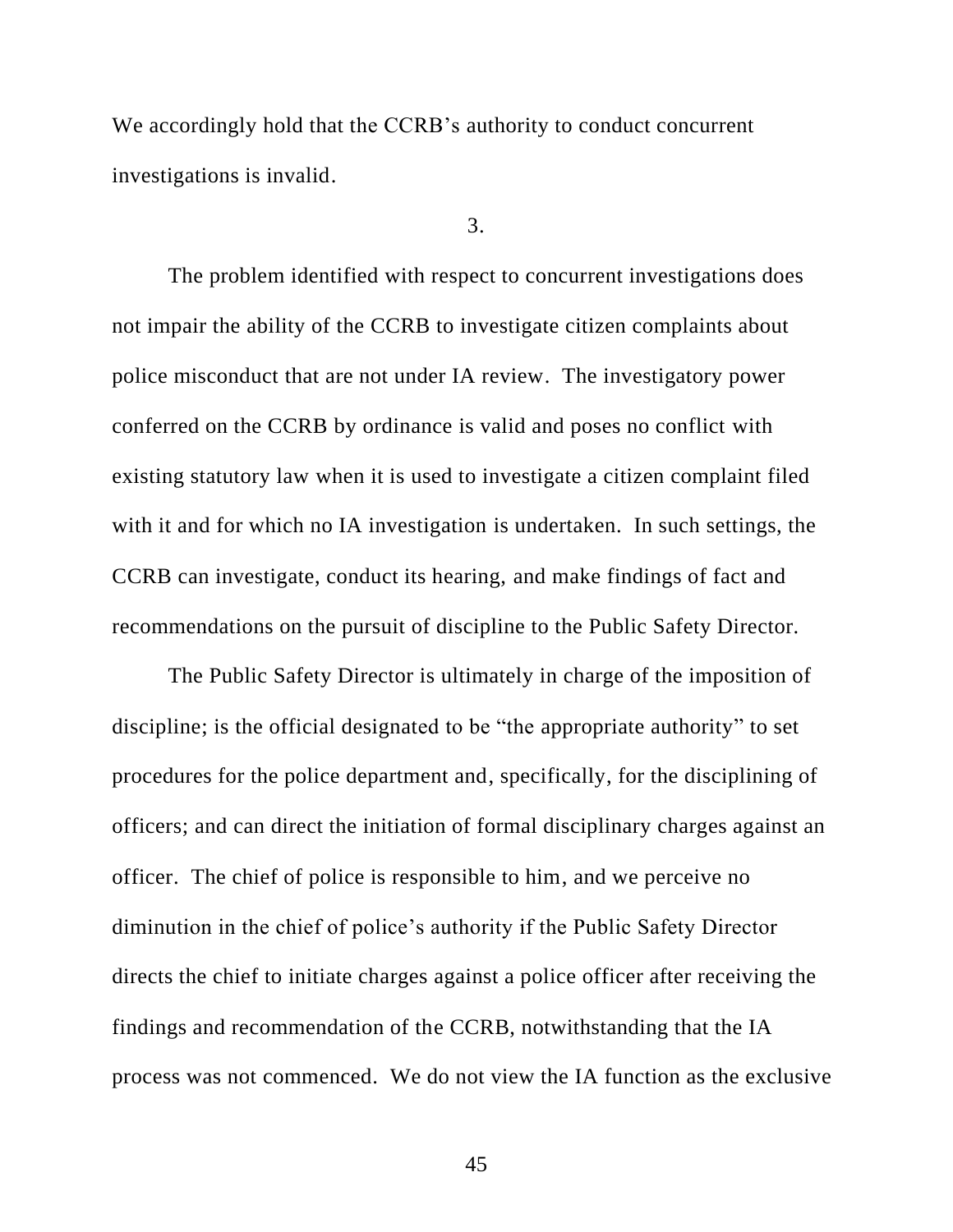We accordingly hold that the CCRB's authority to conduct concurrent investigations is invalid.

3.

The problem identified with respect to concurrent investigations does not impair the ability of the CCRB to investigate citizen complaints about police misconduct that are not under IA review. The investigatory power conferred on the CCRB by ordinance is valid and poses no conflict with existing statutory law when it is used to investigate a citizen complaint filed with it and for which no IA investigation is undertaken. In such settings, the CCRB can investigate, conduct its hearing, and make findings of fact and recommendations on the pursuit of discipline to the Public Safety Director.

The Public Safety Director is ultimately in charge of the imposition of discipline; is the official designated to be "the appropriate authority" to set procedures for the police department and, specifically, for the disciplining of officers; and can direct the initiation of formal disciplinary charges against an officer. The chief of police is responsible to him, and we perceive no diminution in the chief of police's authority if the Public Safety Director directs the chief to initiate charges against a police officer after receiving the findings and recommendation of the CCRB, notwithstanding that the IA process was not commenced. We do not view the IA function as the exclusive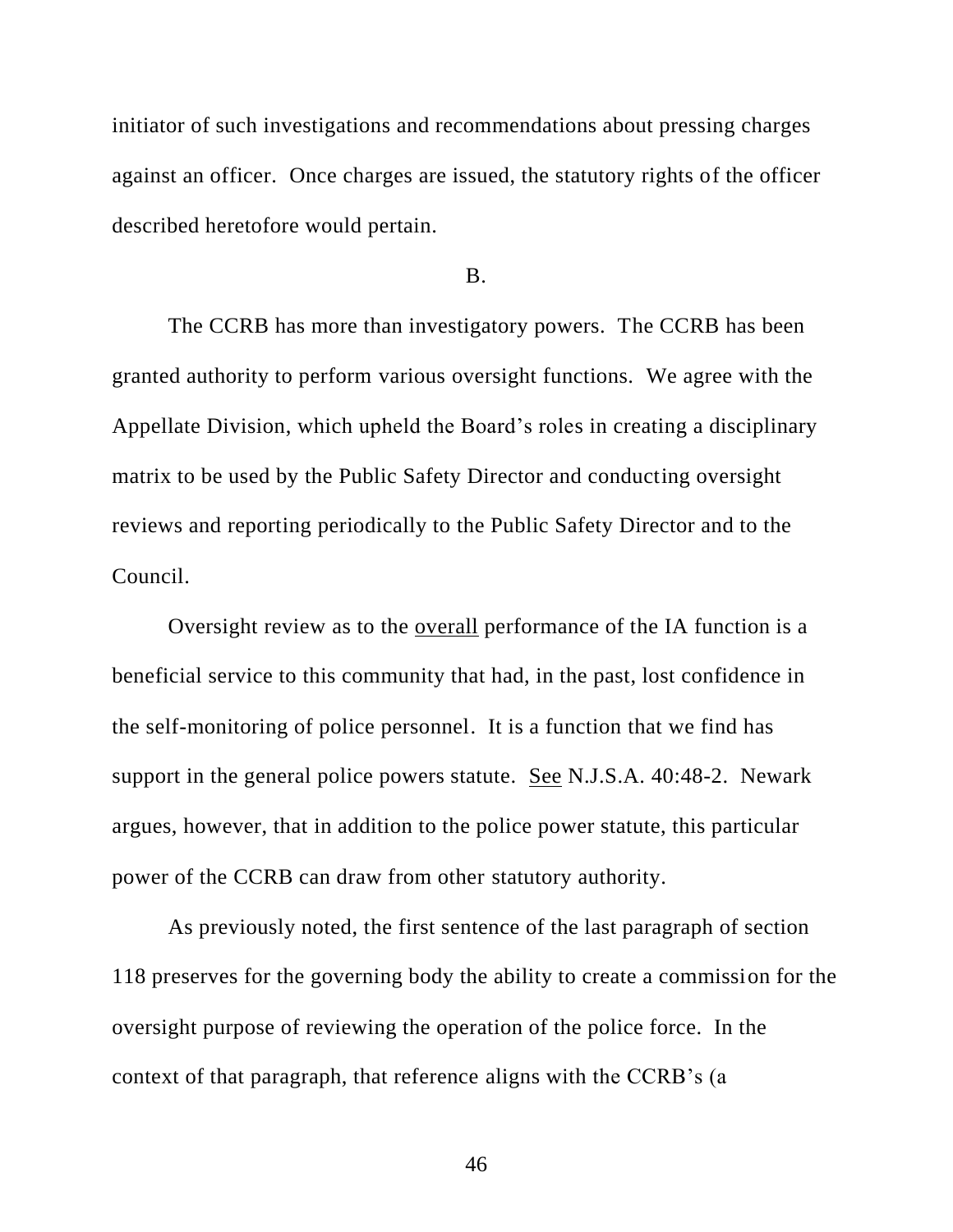initiator of such investigations and recommendations about pressing charges against an officer. Once charges are issued, the statutory rights of the officer described heretofore would pertain.

B.

The CCRB has more than investigatory powers. The CCRB has been granted authority to perform various oversight functions. We agree with the Appellate Division, which upheld the Board's roles in creating a disciplinary matrix to be used by the Public Safety Director and conducting oversight reviews and reporting periodically to the Public Safety Director and to the Council.

Oversight review as to the <u>overall</u> performance of the IA function is a beneficial service to this community that had, in the past, lost confidence in the self-monitoring of police personnel. It is a function that we find has support in the general police powers statute. <u>See</u> N.J.S.A. 40:48-2. Newark argues, however, that in addition to the police power statute, this particular power of the CCRB can draw from other statutory authority.

As previously noted, the first sentence of the last paragraph of section 118 preserves for the governing body the ability to create a commission for the oversight purpose of reviewing the operation of the police force. In the context of that paragraph, that reference aligns with the CCRB's (a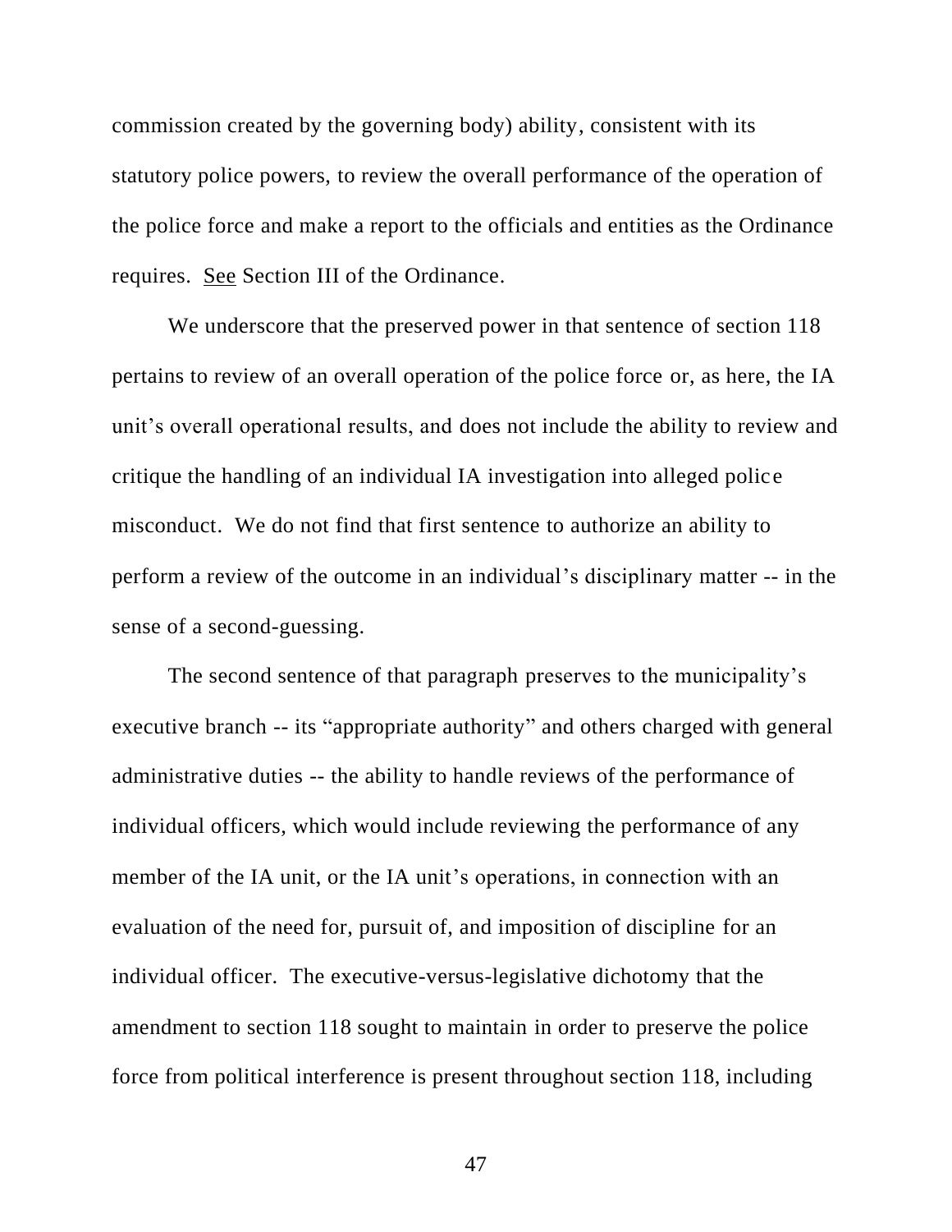commission created by the governing body) ability, consistent with its statutory police powers, to review the overall performance of the operation of the police force and make a report to the officials and entities as the Ordinance requires. <u>See</u> Section III of the Ordinance.

We underscore that the preserved power in that sentence of section 118 pertains to review of an overall operation of the police force or, as here, the IA unit's overall operational results, and does not include the ability to review and critique the handling of an individual IA investigation into alleged police misconduct. We do not find that first sentence to authorize an ability to perform a review of the outcome in an individual's disciplinary matter -- in the sense of a second-guessing.

The second sentence of that paragraph preserves to the municipality's executive branch -- its "appropriate authority" and others charged with general administrative duties -- the ability to handle reviews of the performance of individual officers, which would include reviewing the performance of any member of the IA unit, or the IA unit's operations, in connection with an evaluation of the need for, pursuit of, and imposition of discipline for an individual officer. The executive-versus-legislative dichotomy that the amendment to section 118 sought to maintain in order to preserve the police force from political interference is present throughout section 118, including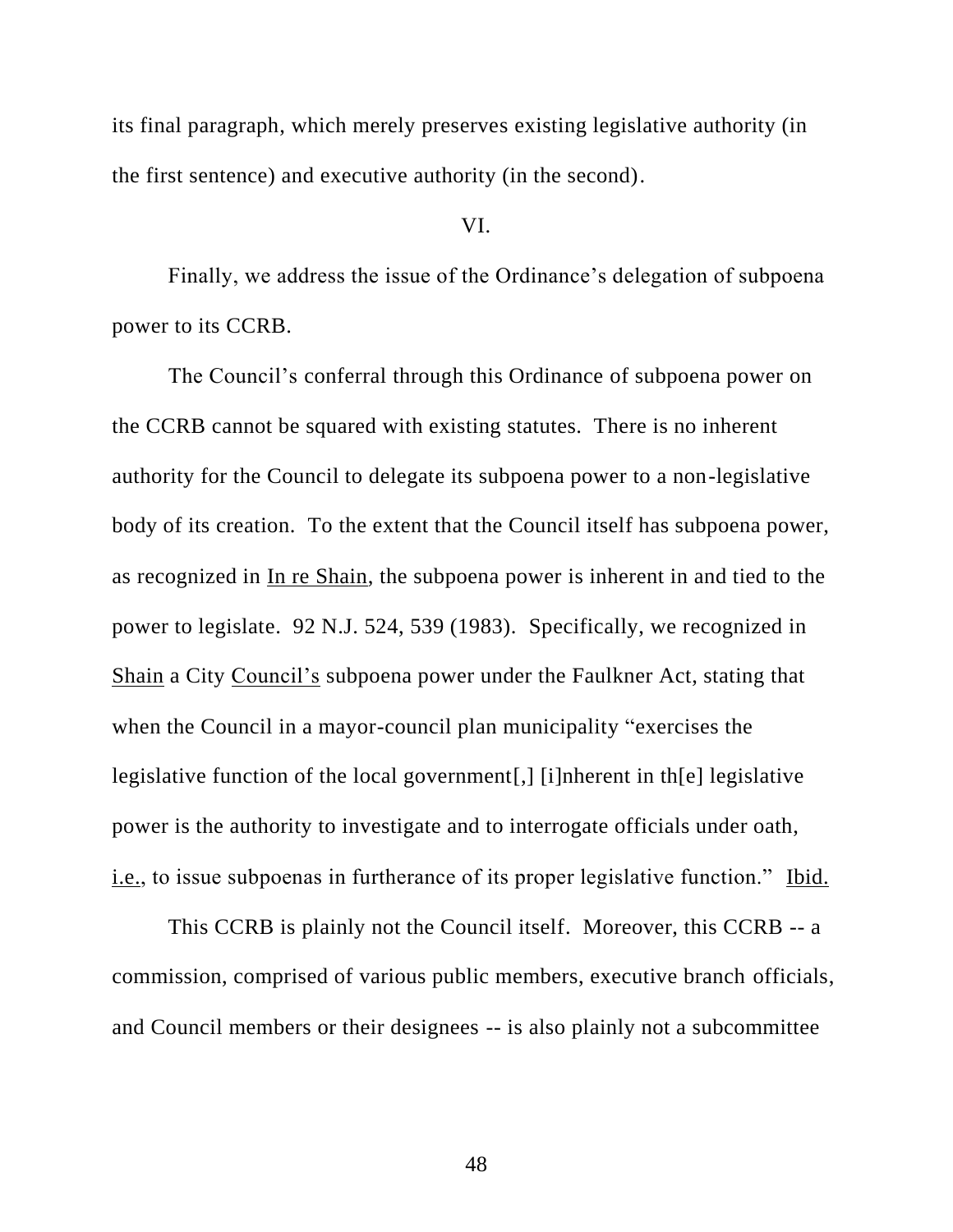its final paragraph, which merely preserves existing legislative authority (in the first sentence) and executive authority (in the second).

VI.

Finally, we address the issue of the Ordinance's delegation of subpoena power to its CCRB.

The Council's conferral through this Ordinance of subpoena power on the CCRB cannot be squared with existing statutes. There is no inherent authority for the Council to delegate its subpoena power to a non-legislative body of its creation. To the extent that the Council itself has subpoena power, as recognized in In re Shain, the subpoena power is inherent in and tied to the power to legislate. 92 N.J. 524, 539 (1983). Specifically, we recognized in Shain a City Council's subpoena power under the Faulkner Act, stating that when the Council in a mayor-council plan municipality "exercises the legislative function of the local government[,] [i]nherent in th[e] legislative power is the authority to investigate and to interrogate officials under oath, i.e., to issue subpoenas in furtherance of its proper legislative function." Ibid.

This CCRB is plainly not the Council itself. Moreover, this CCRB -- a commission, comprised of various public members, executive branch officials, and Council members or their designees -- is also plainly not a subcommittee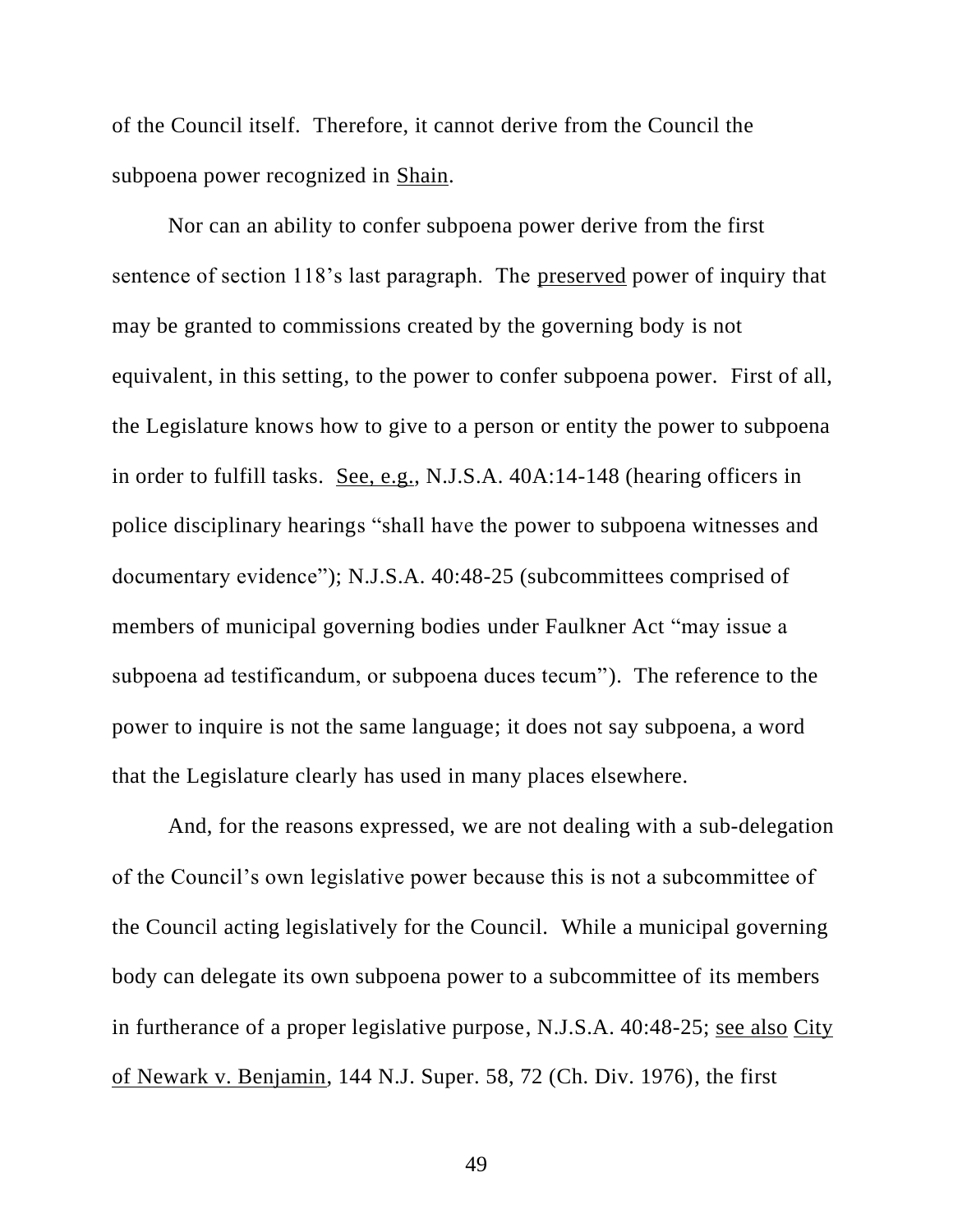of the Council itself. Therefore, it cannot derive from the Council the subpoena power recognized in Shain.

Nor can an ability to confer subpoena power derive from the first sentence of section 118's last paragraph. The preserved power of inquiry that may be granted to commissions created by the governing body is not equivalent, in this setting, to the power to confer subpoena power. First of all, the Legislature knows how to give to a person or entity the power to subpoena in order to fulfill tasks. See, e.g., N.J.S.A. 40A:14-148 (hearing officers in police disciplinary hearings "shall have the power to subpoena witnesses and documentary evidence"); N.J.S.A. 40:48-25 (subcommittees comprised of members of municipal governing bodies under Faulkner Act "may issue a subpoena ad testificandum, or subpoena duces tecum"). The reference to the power to inquire is not the same language; it does not say subpoena, a word that the Legislature clearly has used in many places elsewhere.

And, for the reasons expressed, we are not dealing with a sub-delegation of the Council's own legislative power because this is not a subcommittee of the Council acting legislatively for the Council. While a municipal governing body can delegate its own subpoena power to a subcommittee of its members in furtherance of a proper legislative purpose, N.J.S.A. 40:48-25; see also City of Newark v. Benjamin, 144 N.J. Super. 58, 72 (Ch. Div. 1976), the first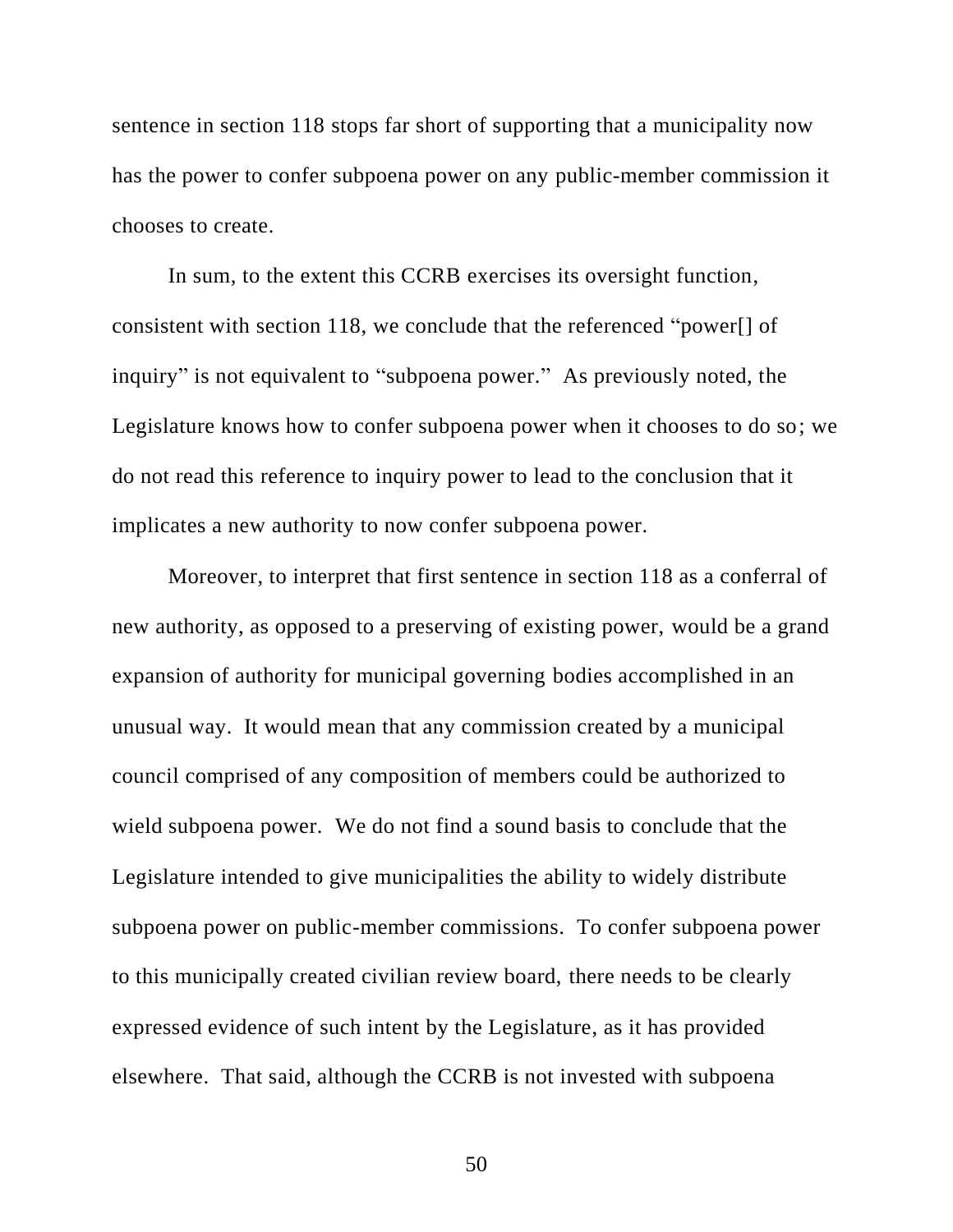sentence in section 118 stops far short of supporting that a municipality now has the power to confer subpoena power on any public-member commission it chooses to create.

In sum, to the extent this CCRB exercises its oversight function, consistent with section 118, we conclude that the referenced "power[] of inquiry" is not equivalent to "subpoena power." As previously noted, the Legislature knows how to confer subpoena power when it chooses to do so; we do not read this reference to inquiry power to lead to the conclusion that it implicates a new authority to now confer subpoena power.

Moreover, to interpret that first sentence in section 118 as a conferral of new authority, as opposed to a preserving of existing power, would be a grand expansion of authority for municipal governing bodies accomplished in an unusual way. It would mean that any commission created by a municipal council comprised of any composition of members could be authorized to wield subpoena power. We do not find a sound basis to conclude that the Legislature intended to give municipalities the ability to widely distribute subpoena power on public-member commissions. To confer subpoena power to this municipally created civilian review board, there needs to be clearly expressed evidence of such intent by the Legislature, as it has provided elsewhere. That said, although the CCRB is not invested with subpoena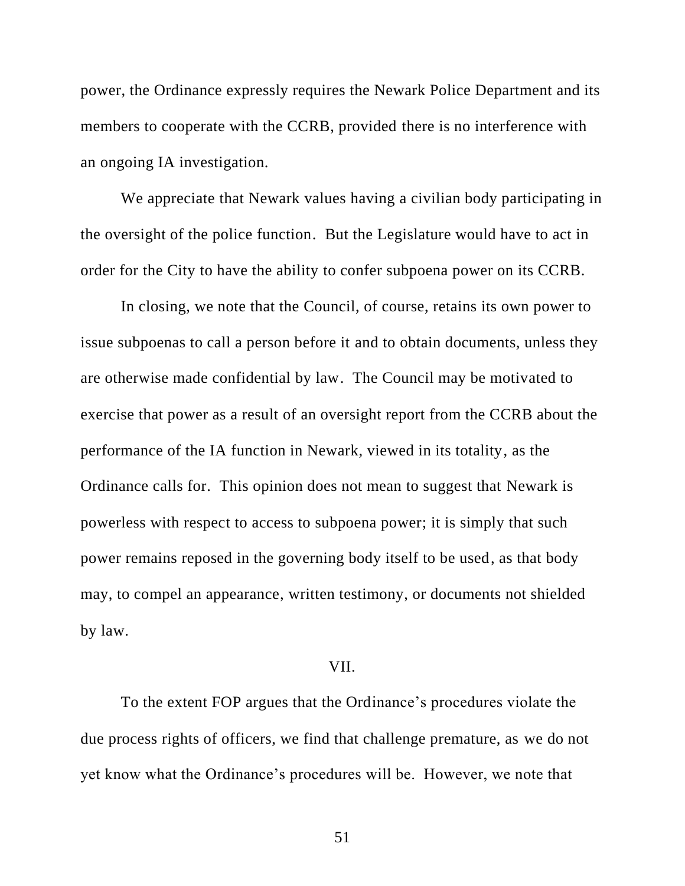power, the Ordinance expressly requires the Newark Police Department and its members to cooperate with the CCRB, provided there is no interference with an ongoing IA investigation.

We appreciate that Newark values having a civilian body participating in the oversight of the police function. But the Legislature would have to act in order for the City to have the ability to confer subpoena power on its CCRB.

In closing, we note that the Council, of course, retains its own power to issue subpoenas to call a person before it and to obtain documents, unless they are otherwise made confidential by law. The Council may be motivated to exercise that power as a result of an oversight report from the CCRB about the performance of the IA function in Newark, viewed in its totality, as the Ordinance calls for. This opinion does not mean to suggest that Newark is powerless with respect to access to subpoena power; it is simply that such power remains reposed in the governing body itself to be used, as that body may, to compel an appearance, written testimony, or documents not shielded by law.

## VII.

To the extent FOP argues that the Ordinance's procedures violate the due process rights of officers, we find that challenge premature, as we do not yet know what the Ordinance's procedures will be. However, we note that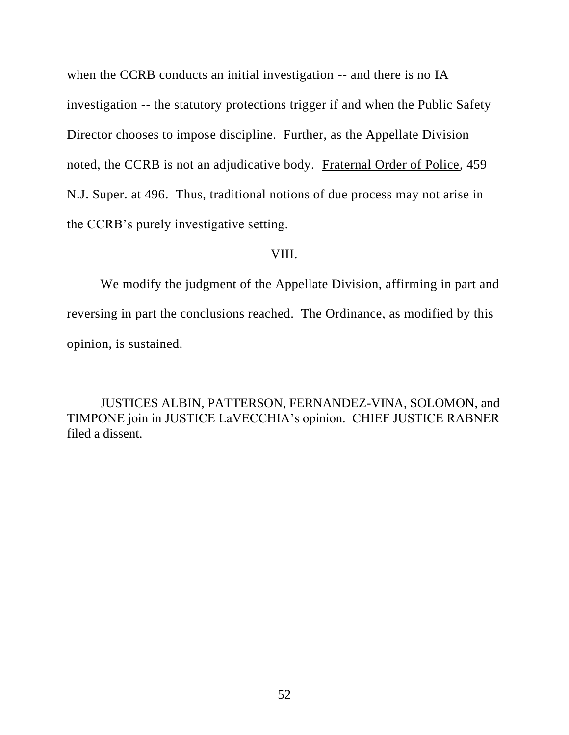when the CCRB conducts an initial investigation -- and there is no IA investigation -- the statutory protections trigger if and when the Public Safety Director chooses to impose discipline. Further, as the Appellate Division noted, the CCRB is not an adjudicative body. Fraternal Order of Police, 459 N.J. Super. at 496. Thus, traditional notions of due process may not arise in the CCRB's purely investigative setting.

## VIII.

We modify the judgment of the Appellate Division, affirming in part and reversing in part the conclusions reached. The Ordinance, as modified by this opinion, is sustained.

JUSTICES ALBIN, PATTERSON, FERNANDEZ-VINA, SOLOMON, and TIMPONE join in JUSTICE LaVECCHIA's opinion. CHIEF JUSTICE RABNER filed a dissent.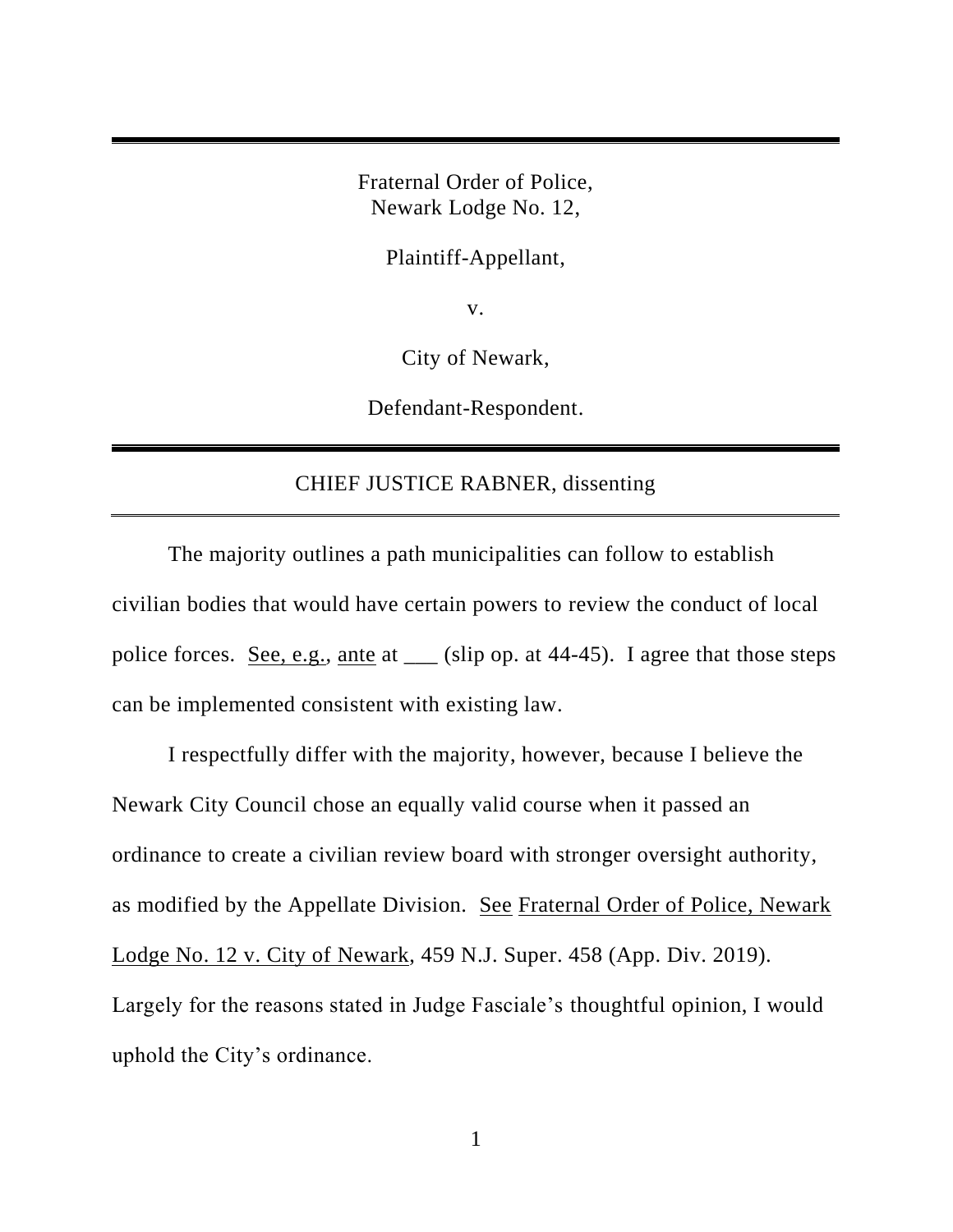Fraternal Order of Police,
Newark Lodge No. 12,

Plaintiff-Appellant,

v.

City of Newark,

Defendant-Respondent.

---

CHIEF JUSTICE RABNER, dissenting

---

The majority outlines a path municipalities can follow to establish civilian bodies that would have certain powers to review the conduct of local police forces. See, e.g., ante at ___ (slip op. at 44-45). I agree that those steps can be implemented consistent with existing law.

I respectfully differ with the majority, however, because I believe the Newark City Council chose an equally valid course when it passed an ordinance to create a civilian review board with stronger oversight authority, as modified by the Appellate Division. See Fraternal Order of Police, Newark Lodge No. 12 v. City of Newark, 459 N.J. Super. 458 (App. Div. 2019). Largely for the reasons stated in Judge Fasciale's thoughtful opinion, I would uphold the City's ordinance.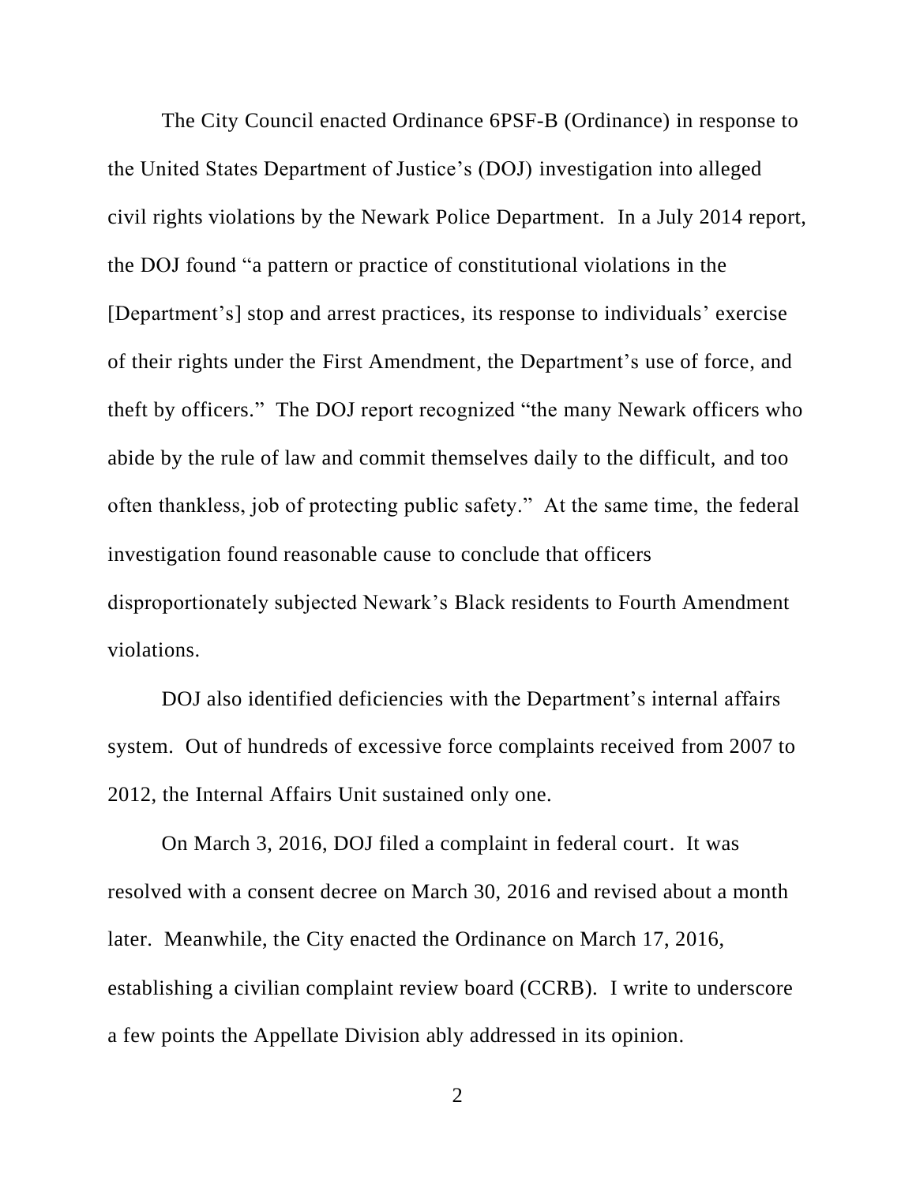The City Council enacted Ordinance 6PSF-B (Ordinance) in response to the United States Department of Justice's (DOJ) investigation into alleged civil rights violations by the Newark Police Department. In a July 2014 report, the DOJ found "a pattern or practice of constitutional violations in the [Department's] stop and arrest practices, its response to individuals' exercise of their rights under the First Amendment, the Department's use of force, and theft by officers." The DOJ report recognized "the many Newark officers who abide by the rule of law and commit themselves daily to the difficult, and too often thankless, job of protecting public safety." At the same time, the federal investigation found reasonable cause to conclude that officers disproportionately subjected Newark's Black residents to Fourth Amendment violations.

DOJ also identified deficiencies with the Department's internal affairs system. Out of hundreds of excessive force complaints received from 2007 to 2012, the Internal Affairs Unit sustained only one.

On March 3, 2016, DOJ filed a complaint in federal court. It was resolved with a consent decree on March 30, 2016 and revised about a month later. Meanwhile, the City enacted the Ordinance on March 17, 2016, establishing a civilian complaint review board (CCRB). I write to underscore a few points the Appellate Division ably addressed in its opinion.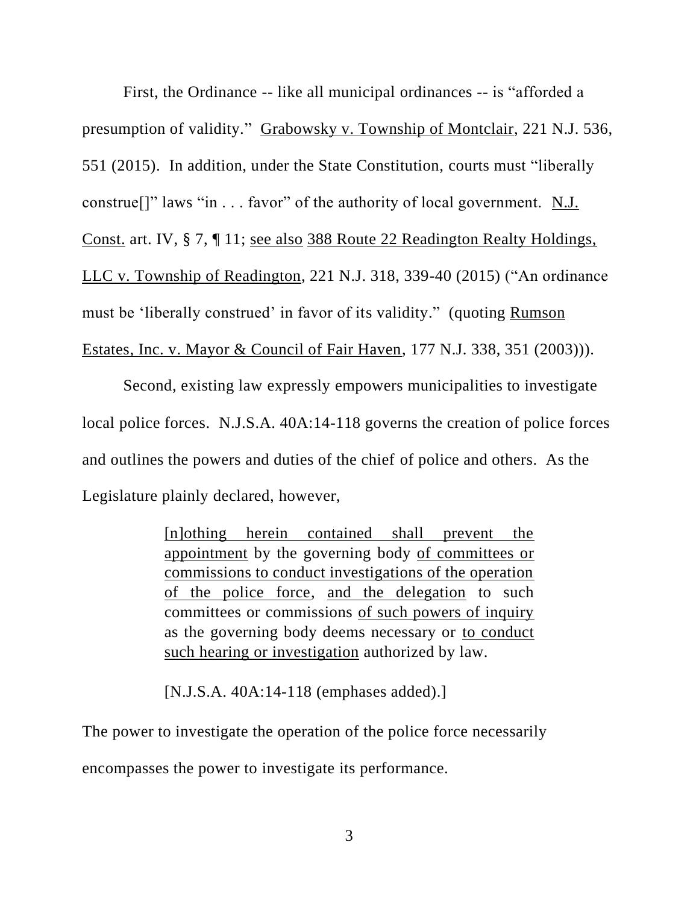First, the Ordinance -- like all municipal ordinances -- is "afforded a presumption of validity." Grabowsky v. Township of Montclair, 221 N.J. 536, 551 (2015). In addition, under the State Constitution, courts must "liberally construe[]" laws "in . . . favor" of the authority of local government. N.J. Const. art. IV, § 7, ¶ 11; see also 388 Route 22 Readington Realty Holdings, LLC v. Township of Readington, 221 N.J. 318, 339-40 (2015) ("An ordinance must be 'liberally construed' in favor of its validity." (quoting Rumson Estates, Inc. v. Mayor & Council of Fair Haven, 177 N.J. 338, 351 (2003))).

Second, existing law expressly empowers municipalities to investigate local police forces. N.J.S.A. 40A:14-118 governs the creation of police forces and outlines the powers and duties of the chief of police and others. As the Legislature plainly declared, however,

> [n]othing herein contained shall prevent the appointment by the governing body of committees or commissions to conduct investigations of the operation of the police force, and the delegation to such committees or commissions of such powers of inquiry as the governing body deems necessary or to conduct such hearing or investigation authorized by law.
>
> [N.J.S.A. 40A:14-118 (emphases added).]

The power to investigate the operation of the police force necessarily encompasses the power to investigate its performance.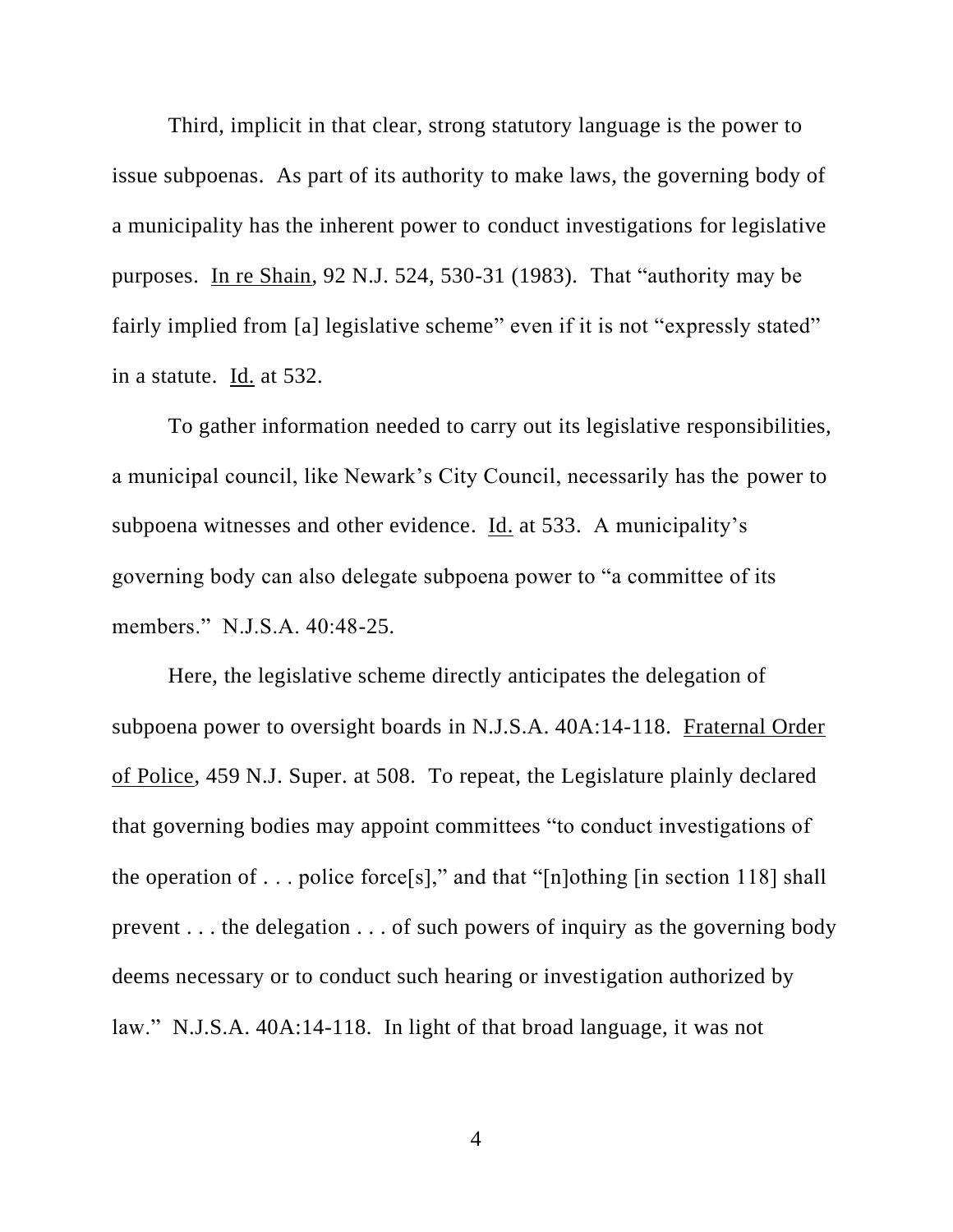Third, implicit in that clear, strong statutory language is the power to issue subpoenas. As part of its authority to make laws, the governing body of a municipality has the inherent power to conduct investigations for legislative purposes. In re Shain, 92 N.J. 524, 530-31 (1983). That "authority may be fairly implied from [a] legislative scheme" even if it is not "expressly stated" in a statute. Id. at 532.

To gather information needed to carry out its legislative responsibilities, a municipal council, like Newark's City Council, necessarily has the power to subpoena witnesses and other evidence. Id. at 533. A municipality's governing body can also delegate subpoena power to "a committee of its members." N.J.S.A. 40:48-25.

Here, the legislative scheme directly anticipates the delegation of subpoena power to oversight boards in N.J.S.A. 40A:14-118. Fraternal Order of Police, 459 N.J. Super. at 508. To repeat, the Legislature plainly declared that governing bodies may appoint committees "to conduct investigations of the operation of . . . police force[s]," and that "[n]othing [in section 118] shall prevent . . . the delegation . . . of such powers of inquiry as the governing body deems necessary or to conduct such hearing or investigation authorized by law." N.J.S.A. 40A:14-118. In light of that broad language, it was not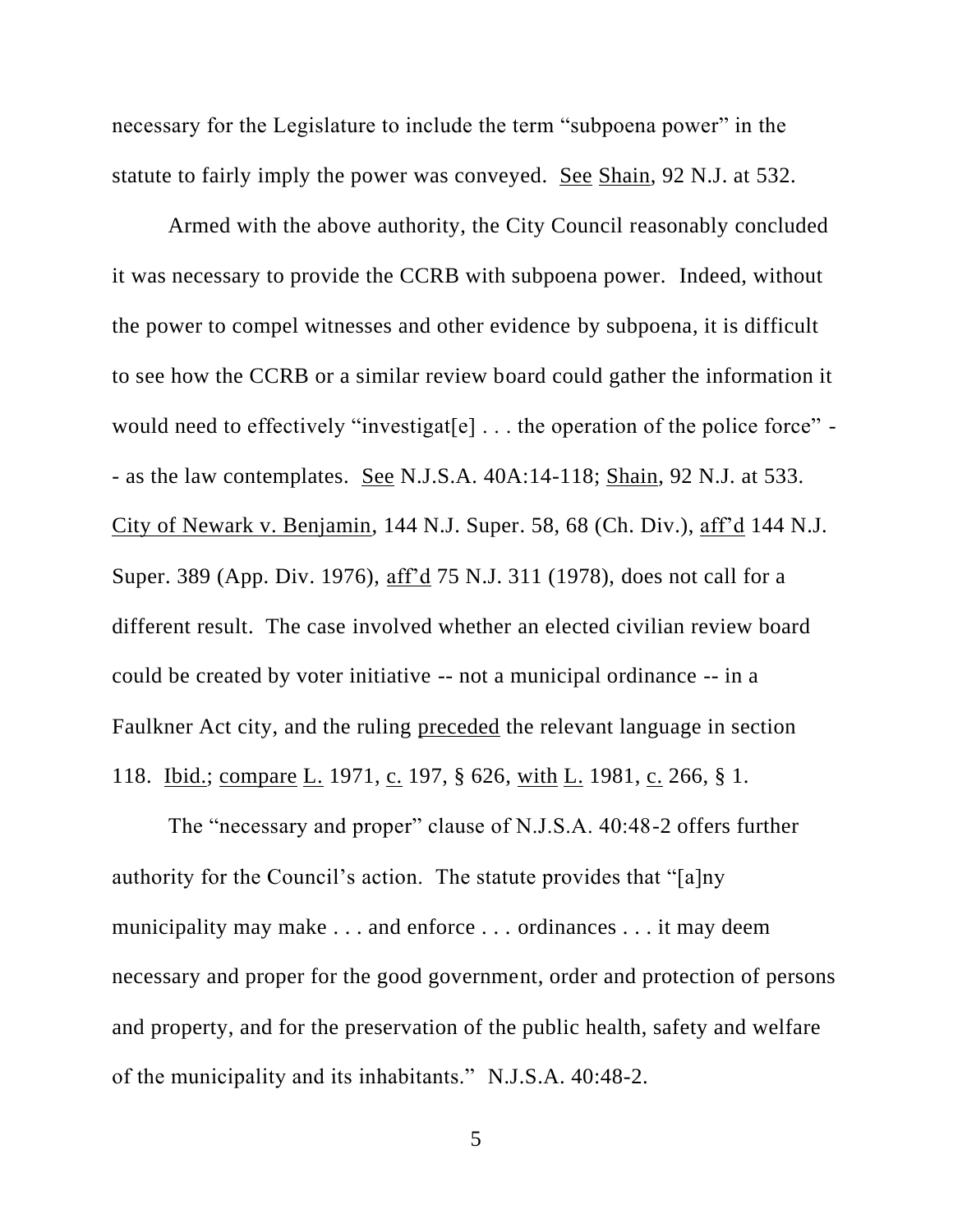necessary for the Legislature to include the term "subpoena power" in the statute to fairly imply the power was conveyed. See Shain, 92 N.J. at 532.

Armed with the above authority, the City Council reasonably concluded it was necessary to provide the CCRB with subpoena power. Indeed, without the power to compel witnesses and other evidence by subpoena, it is difficult to see how the CCRB or a similar review board could gather the information it would need to effectively "investigat[e] . . . the operation of the police force" -- as the law contemplates. See N.J.S.A. 40A:14-118; Shain, 92 N.J. at 533. City of Newark v. Benjamin, 144 N.J. Super. 58, 68 (Ch. Div.), aff'd 144 N.J. Super. 389 (App. Div. 1976), aff'd 75 N.J. 311 (1978), does not call for a different result. The case involved whether an elected civilian review board could be created by voter initiative -- not a municipal ordinance -- in a Faulkner Act city, and the ruling preceded the relevant language in section 118. Ibid.; compare L. 1971, c. 197, § 626, with L. 1981, c. 266, § 1.

The "necessary and proper" clause of N.J.S.A. 40:48-2 offers further authority for the Council's action. The statute provides that "[a]ny municipality may make . . . and enforce . . . ordinances . . . it may deem necessary and proper for the good government, order and protection of persons and property, and for the preservation of the public health, safety and welfare of the municipality and its inhabitants." N.J.S.A. 40:48-2.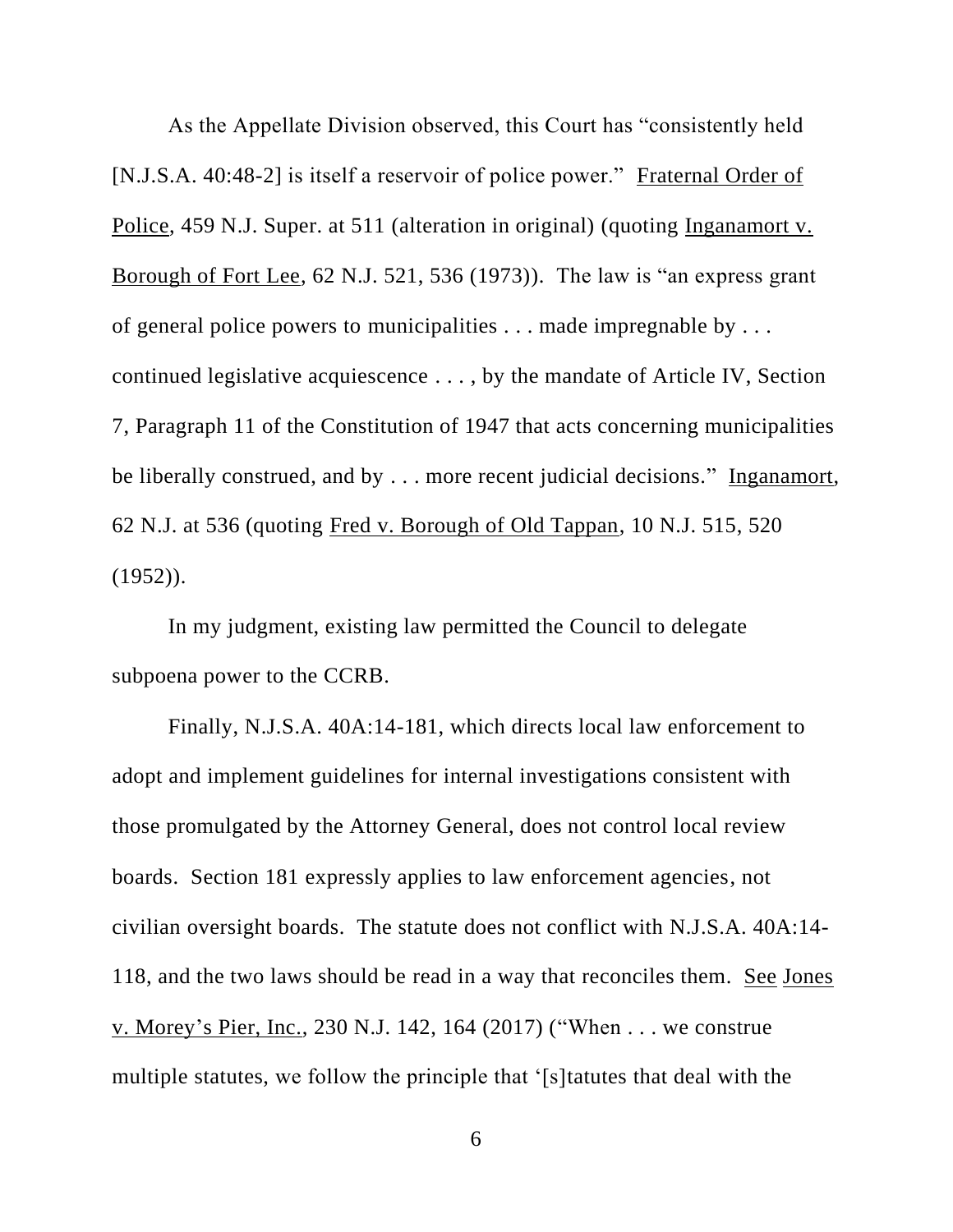As the Appellate Division observed, this Court has "consistently held [N.J.S.A. 40:48-2] is itself a reservoir of police power." Fraternal Order of Police, 459 N.J. Super. at 511 (alteration in original) (quoting Inganamort v. Borough of Fort Lee, 62 N.J. 521, 536 (1973)). The law is "an express grant of general police powers to municipalities . . . made impregnable by . . . continued legislative acquiescence . . . , by the mandate of Article IV, Section 7, Paragraph 11 of the Constitution of 1947 that acts concerning municipalities be liberally construed, and by . . . more recent judicial decisions." Inganamort, 62 N.J. at 536 (quoting Fred v. Borough of Old Tappan, 10 N.J. 515, 520 (1952)).

In my judgment, existing law permitted the Council to delegate subpoena power to the CCRB.

Finally, N.J.S.A. 40A:14-181, which directs local law enforcement to adopt and implement guidelines for internal investigations consistent with those promulgated by the Attorney General, does not control local review boards. Section 181 expressly applies to law enforcement agencies, not civilian oversight boards. The statute does not conflict with N.J.S.A. 40A:14-118, and the two laws should be read in a way that reconciles them. See Jones v. Morey's Pier, Inc., 230 N.J. 142, 164 (2017) ("When . . . we construe multiple statutes, we follow the principle that '[s]tatutes that deal with the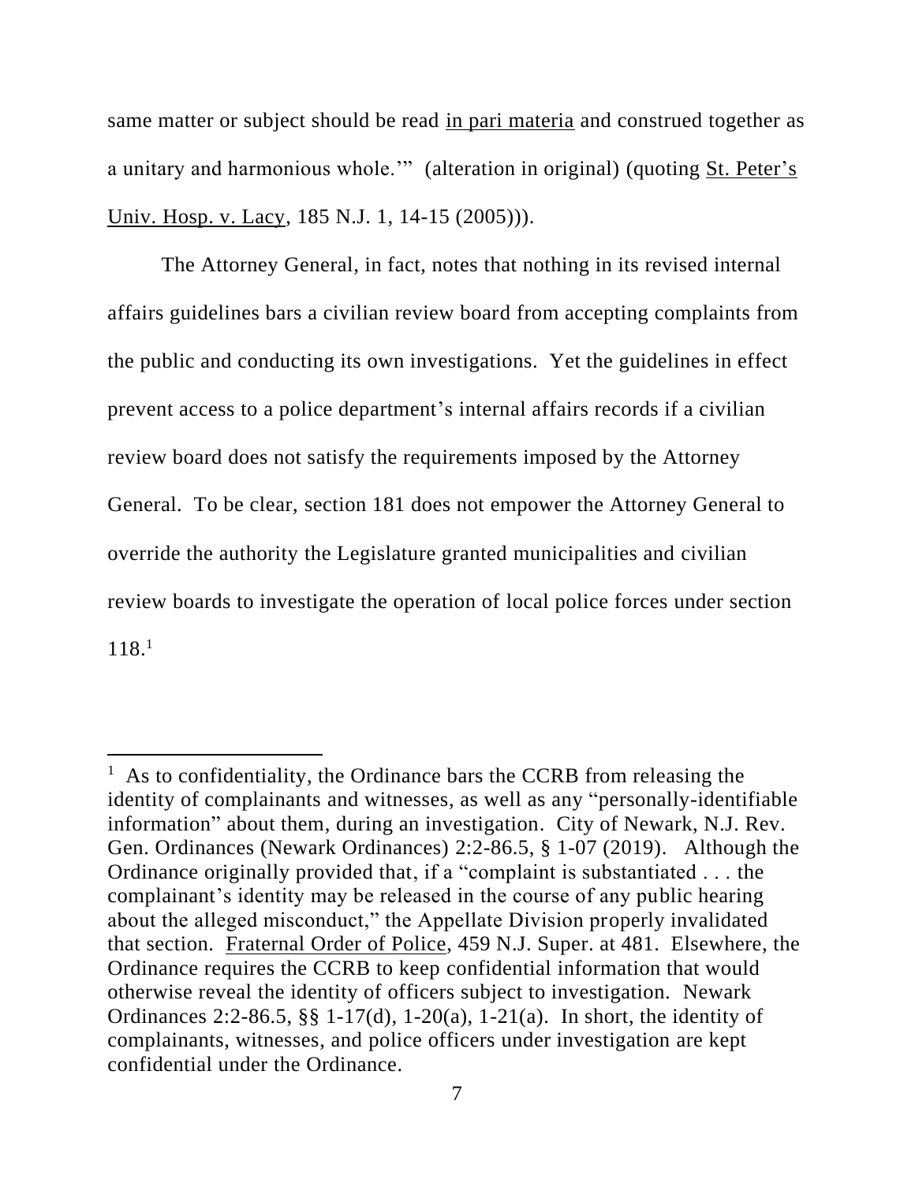same matter or subject should be read in pari materia and construed together as a unitary and harmonious whole.'" (alteration in original) (quoting St. Peter's Univ. Hosp. v. Lacy, 185 N.J. 1, 14-15 (2005))).

The Attorney General, in fact, notes that nothing in its revised internal affairs guidelines bars a civilian review board from accepting complaints from the public and conducting its own investigations. Yet the guidelines in effect prevent access to a police department's internal affairs records if a civilian review board does not satisfy the requirements imposed by the Attorney General. To be clear, section 181 does not empower the Attorney General to override the authority the Legislature granted municipalities and civilian review boards to investigate the operation of local police forces under section 118.[1]

---

[1] As to confidentiality, the Ordinance bars the CCRB from releasing the identity of complainants and witnesses, as well as any "personally-identifiable information" about them, during an investigation. City of Newark, N.J. Rev. Gen. Ordinances (Newark Ordinances) 2:2-86.5, § 1-07 (2019). Although the Ordinance originally provided that, if a "complaint is substantiated . . . the complainant's identity may be released in the course of any public hearing about the alleged misconduct," the Appellate Division properly invalidated that section. Fraternal Order of Police, 459 N.J. Super. at 481. Elsewhere, the Ordinance requires the CCRB to keep confidential information that would otherwise reveal the identity of officers subject to investigation. Newark Ordinances 2:2-86.5, §§ 1-17(d), 1-20(a), 1-21(a). In short, the identity of complainants, witnesses, and police officers under investigation are kept confidential under the Ordinance.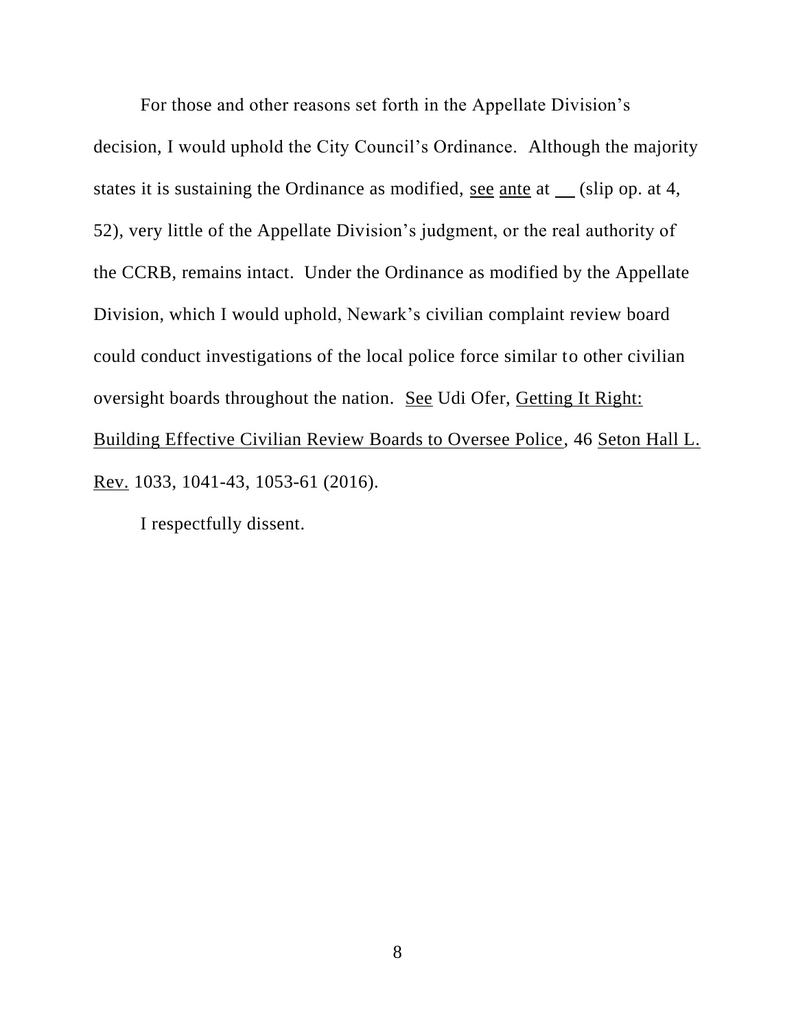For those and other reasons set forth in the Appellate Division's decision, I would uphold the City Council's Ordinance. Although the majority states it is sustaining the Ordinance as modified, see ante at __ (slip op. at 4, 52), very little of the Appellate Division's judgment, or the real authority of the CCRB, remains intact. Under the Ordinance as modified by the Appellate Division, which I would uphold, Newark's civilian complaint review board could conduct investigations of the local police force similar to other civilian oversight boards throughout the nation. See Udi Ofer, Getting It Right: Building Effective Civilian Review Boards to Oversee Police, 46 Seton Hall L. Rev. 1033, 1041-43, 1053-61 (2016).

I respectfully dissent.